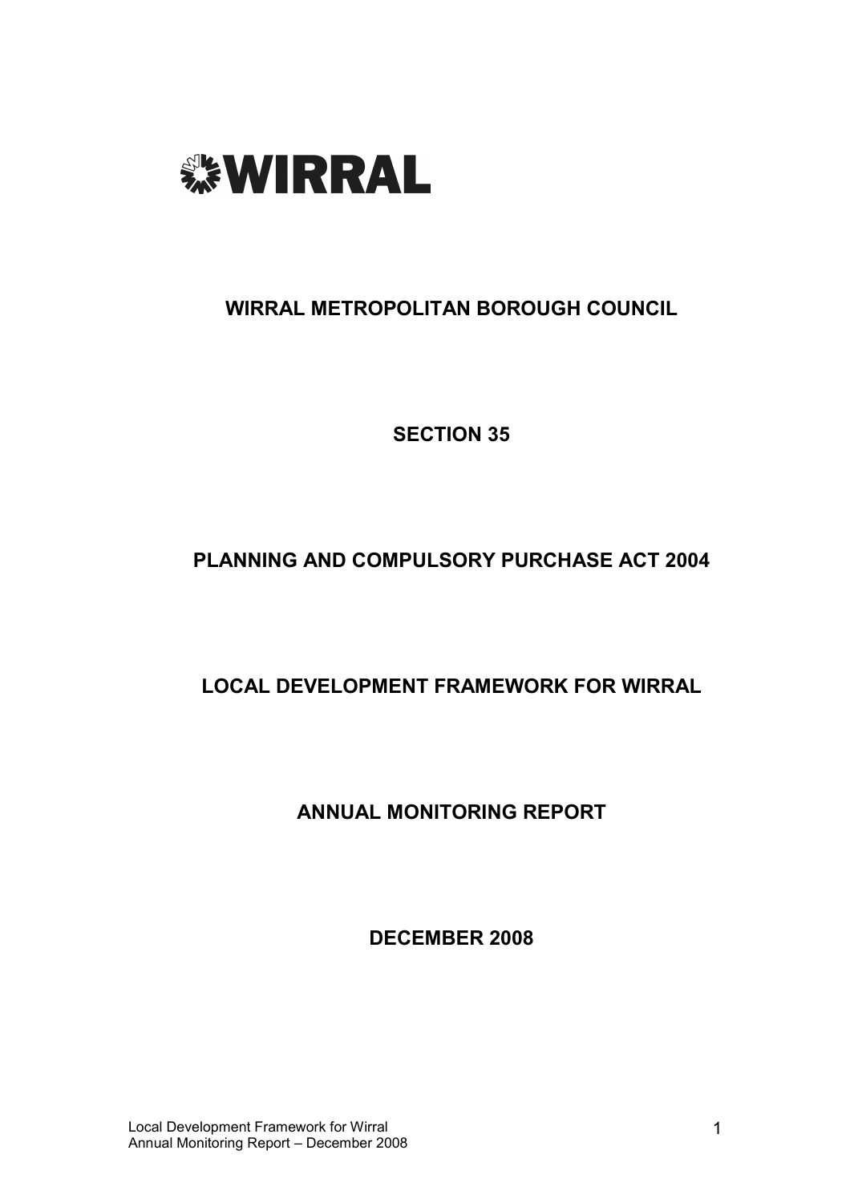WIRRAL

# WIRRAL METROPOLITAN BOROUGH COUNCIL

## SECTION 35

## PLANNING AND COMPULSORY PURCHASE ACT 2004

## LOCAL DEVELOPMENT FRAMEWORK FOR WIRRAL

## ANNUAL MONITORING REPORT

## DECEMBER 2008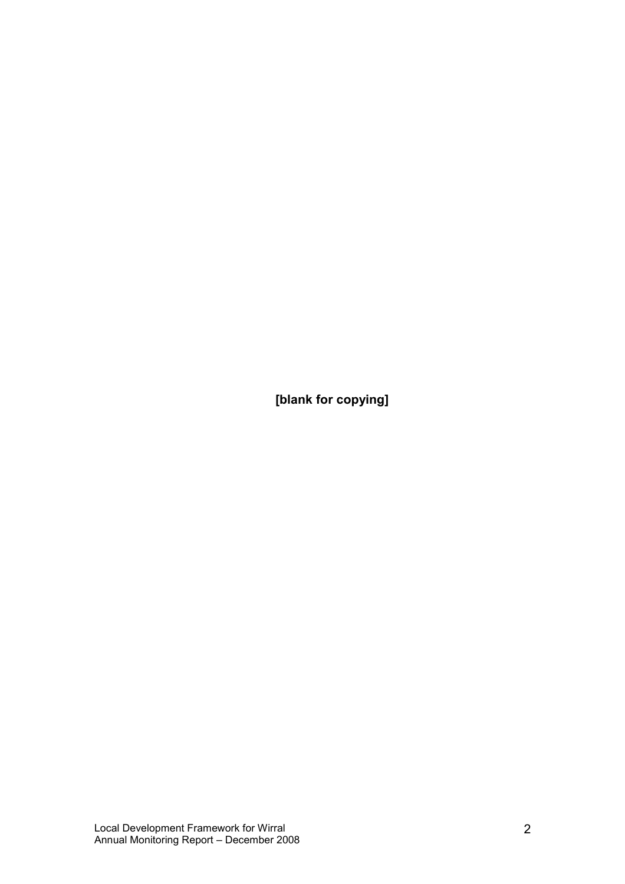**[blank for copying]**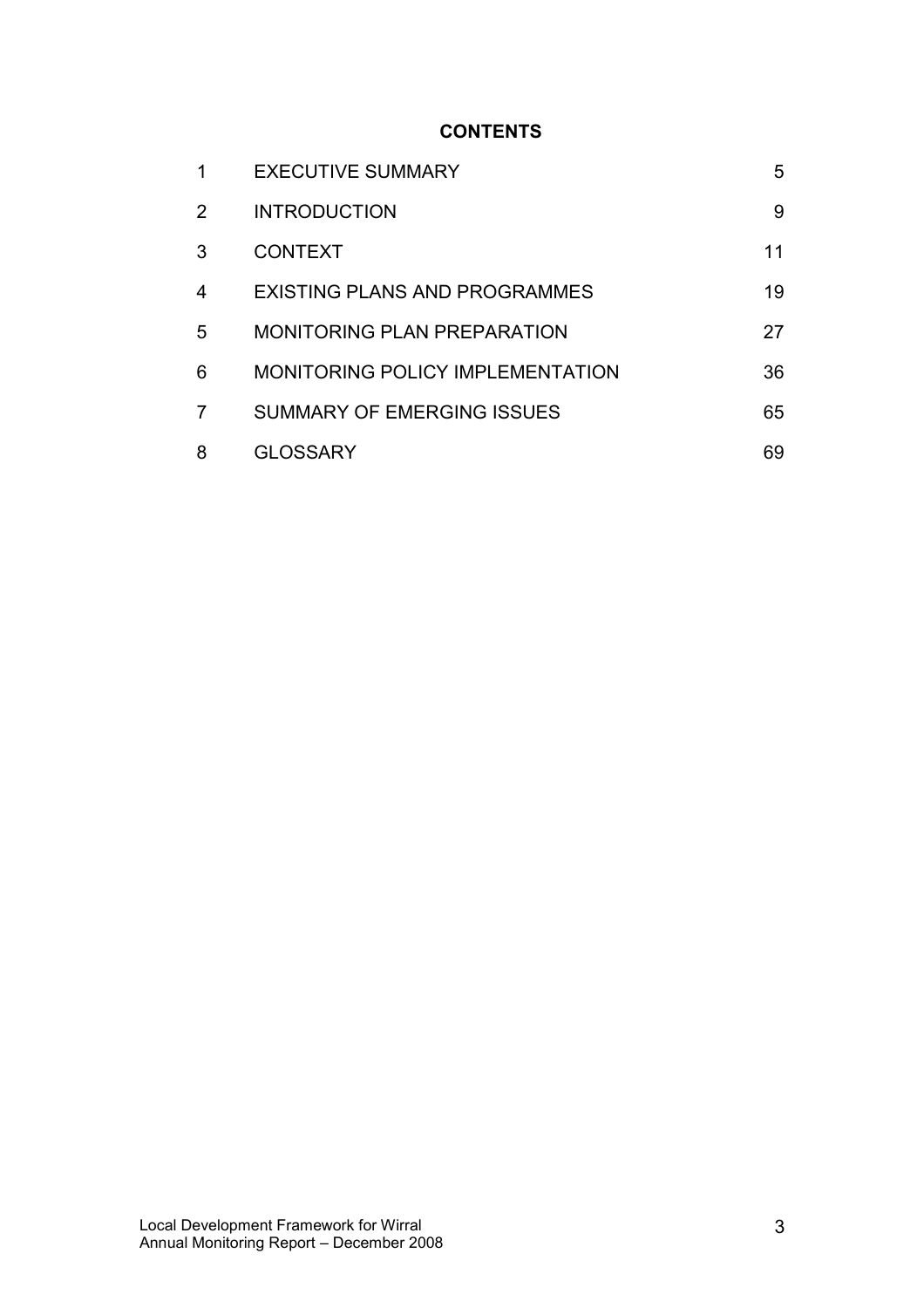# CONTENTS

| | | |
|---|---|---|
| 1 | EXECUTIVE SUMMARY | 5 |
| 2 | INTRODUCTION | 9 |
| 3 | CONTEXT | 11 |
| 4 | EXISTING PLANS AND PROGRAMMES | 19 |
| 5 | MONITORING PLAN PREPARATION | 27 |
| 6 | MONITORING POLICY IMPLEMENTATION | 36 |
| 7 | SUMMARY OF EMERGING ISSUES | 65 |
| 8 | GLOSSARY | 69 |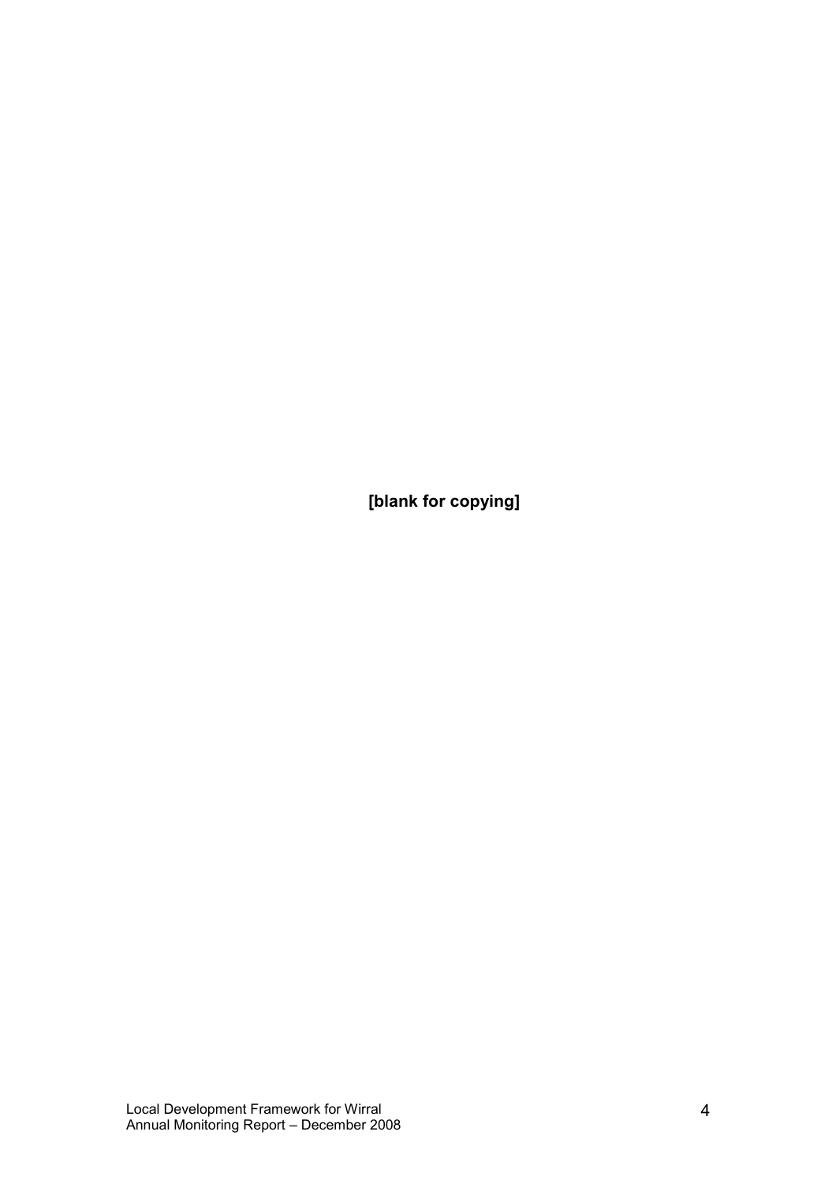**[blank for copying]**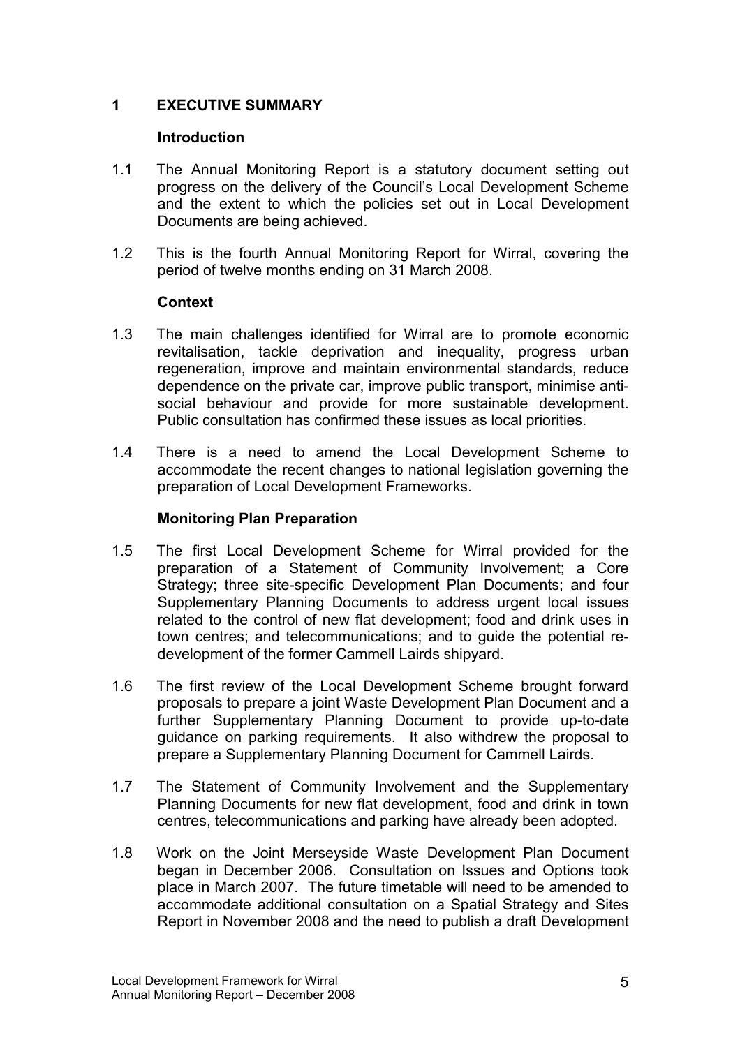# 1 EXECUTIVE SUMMARY

### Introduction

1.1 The Annual Monitoring Report is a statutory document setting out progress on the delivery of the Council's Local Development Scheme and the extent to which the policies set out in Local Development Documents are being achieved.

1.2 This is the fourth Annual Monitoring Report for Wirral, covering the period of twelve months ending on 31 March 2008.

### Context

1.3 The main challenges identified for Wirral are to promote economic revitalisation, tackle deprivation and inequality, progress urban regeneration, improve and maintain environmental standards, reduce dependence on the private car, improve public transport, minimise anti-social behaviour and provide for more sustainable development. Public consultation has confirmed these issues as local priorities.

1.4 There is a need to amend the Local Development Scheme to accommodate the recent changes to national legislation governing the preparation of Local Development Frameworks.

### Monitoring Plan Preparation

1.5 The first Local Development Scheme for Wirral provided for the preparation of a Statement of Community Involvement; a Core Strategy; three site-specific Development Plan Documents; and four Supplementary Planning Documents to address urgent local issues related to the control of new flat development; food and drink uses in town centres; and telecommunications; and to guide the potential re-development of the former Cammell Lairds shipyard.

1.6 The first review of the Local Development Scheme brought forward proposals to prepare a joint Waste Development Plan Document and a further Supplementary Planning Document to provide up-to-date guidance on parking requirements. It also withdrew the proposal to prepare a Supplementary Planning Document for Cammell Lairds.

1.7 The Statement of Community Involvement and the Supplementary Planning Documents for new flat development, food and drink in town centres, telecommunications and parking have already been adopted.

1.8 Work on the Joint Merseyside Waste Development Plan Document began in December 2006. Consultation on Issues and Options took place in March 2007. The future timetable will need to be amended to accommodate additional consultation on a Spatial Strategy and Sites Report in November 2008 and the need to publish a draft Development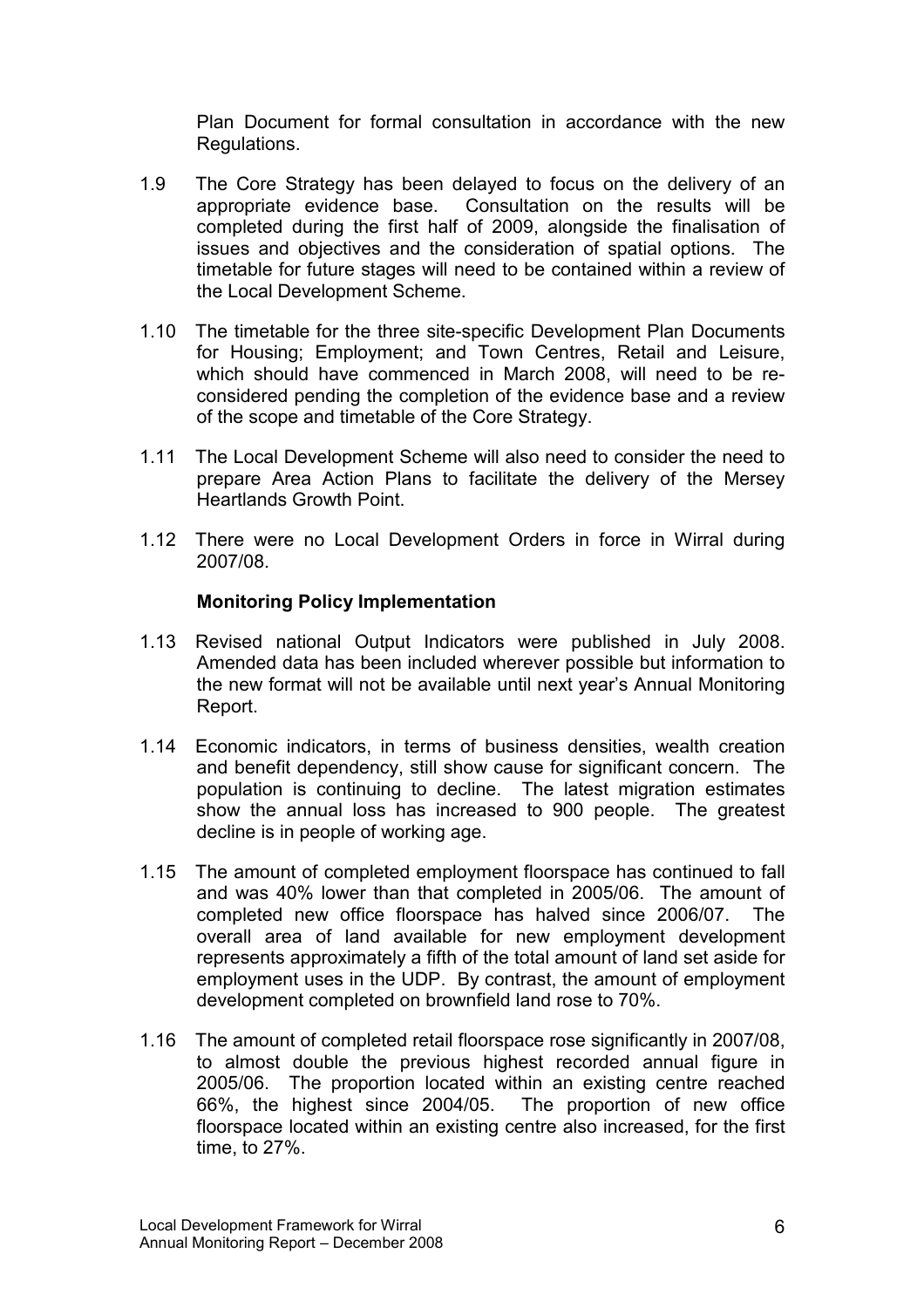Plan Document for formal consultation in accordance with the new Regulations.

1.9 The Core Strategy has been delayed to focus on the delivery of an appropriate evidence base. Consultation on the results will be completed during the first half of 2009, alongside the finalisation of issues and objectives and the consideration of spatial options. The timetable for future stages will need to be contained within a review of the Local Development Scheme.

1.10 The timetable for the three site-specific Development Plan Documents for Housing; Employment; and Town Centres, Retail and Leisure, which should have commenced in March 2008, will need to be re-considered pending the completion of the evidence base and a review of the scope and timetable of the Core Strategy.

1.11 The Local Development Scheme will also need to consider the need to prepare Area Action Plans to facilitate the delivery of the Mersey Heartlands Growth Point.

1.12 There were no Local Development Orders in force in Wirral during 2007/08.

**Monitoring Policy Implementation**

1.13 Revised national Output Indicators were published in July 2008. Amended data has been included wherever possible but information to the new format will not be available until next year's Annual Monitoring Report.

1.14 Economic indicators, in terms of business densities, wealth creation and benefit dependency, still show cause for significant concern. The population is continuing to decline. The latest migration estimates show the annual loss has increased to 900 people. The greatest decline is in people of working age.

1.15 The amount of completed employment floorspace has continued to fall and was 40% lower than that completed in 2005/06. The amount of completed new office floorspace has halved since 2006/07. The overall area of land available for new employment development represents approximately a fifth of the total amount of land set aside for employment uses in the UDP. By contrast, the amount of employment development completed on brownfield land rose to 70%.

1.16 The amount of completed retail floorspace rose significantly in 2007/08, to almost double the previous highest recorded annual figure in 2005/06. The proportion located within an existing centre reached 66%, the highest since 2004/05. The proportion of new office floorspace located within an existing centre also increased, for the first time, to 27%.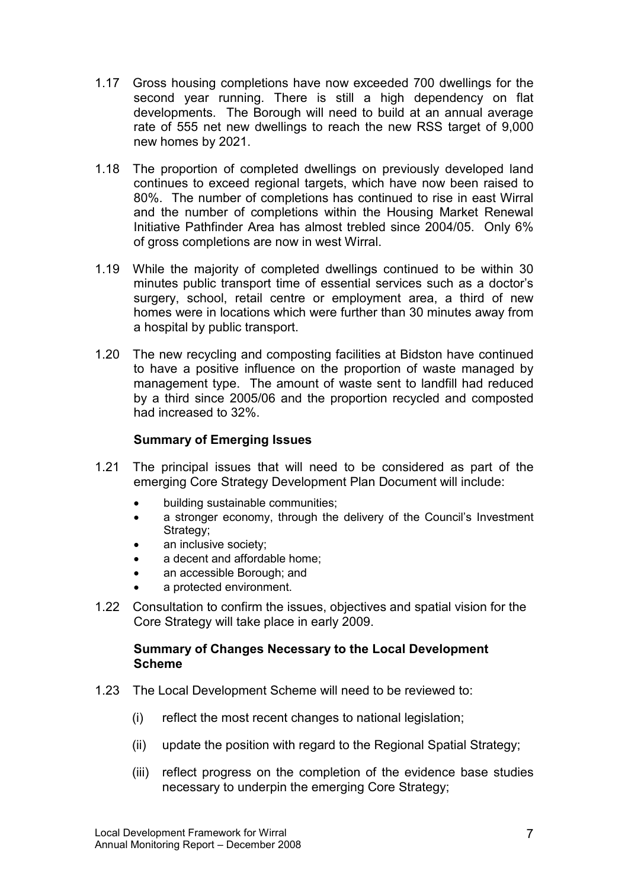1.17 Gross housing completions have now exceeded 700 dwellings for the second year running. There is still a high dependency on flat developments. The Borough will need to build at an annual average rate of 555 net new dwellings to reach the new RSS target of 9,000 new homes by 2021.

1.18 The proportion of completed dwellings on previously developed land continues to exceed regional targets, which have now been raised to 80%. The number of completions has continued to rise in east Wirral and the number of completions within the Housing Market Renewal Initiative Pathfinder Area has almost trebled since 2004/05. Only 6% of gross completions are now in west Wirral.

1.19 While the majority of completed dwellings continued to be within 30 minutes public transport time of essential services such as a doctor's surgery, school, retail centre or employment area, a third of new homes were in locations which were further than 30 minutes away from a hospital by public transport.

1.20 The new recycling and composting facilities at Bidston have continued to have a positive influence on the proportion of waste managed by management type. The amount of waste sent to landfill had reduced by a third since 2005/06 and the proportion recycled and composted had increased to 32%.

**Summary of Emerging Issues**

1.21 The principal issues that will need to be considered as part of the emerging Core Strategy Development Plan Document will include:

- building sustainable communities;
- a stronger economy, through the delivery of the Council's Investment Strategy;
- an inclusive society;
- a decent and affordable home;
- an accessible Borough; and
- a protected environment.

1.22 Consultation to confirm the issues, objectives and spatial vision for the Core Strategy will take place in early 2009.

**Summary of Changes Necessary to the Local Development Scheme**

1.23 The Local Development Scheme will need to be reviewed to:

(i) reflect the most recent changes to national legislation;

(ii) update the position with regard to the Regional Spatial Strategy;

(iii) reflect progress on the completion of the evidence base studies necessary to underpin the emerging Core Strategy;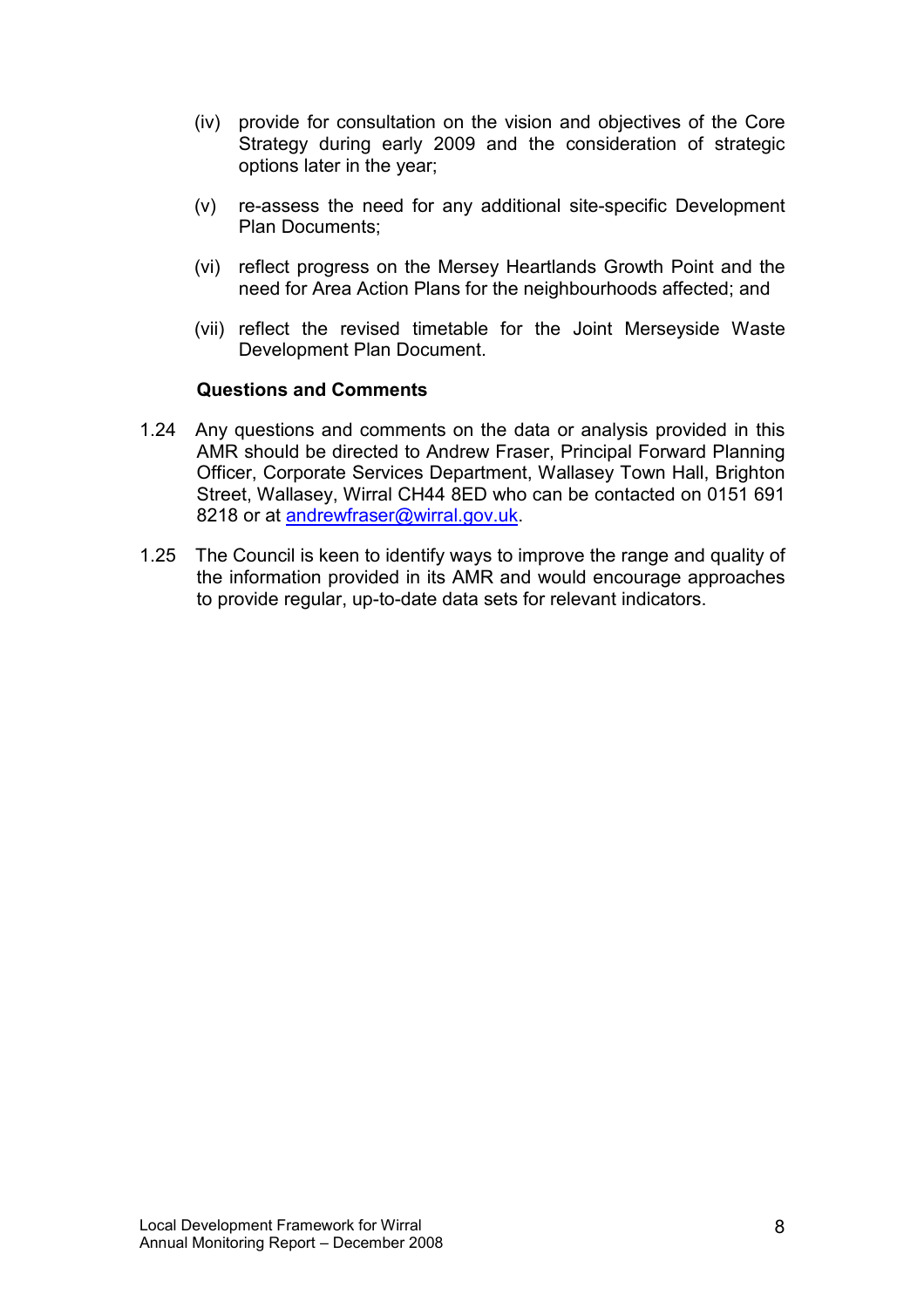(iv) provide for consultation on the vision and objectives of the Core Strategy during early 2009 and the consideration of strategic options later in the year;

(v) re-assess the need for any additional site-specific Development Plan Documents;

(vi) reflect progress on the Mersey Heartlands Growth Point and the need for Area Action Plans for the neighbourhoods affected; and

(vii) reflect the revised timetable for the Joint Merseyside Waste Development Plan Document.

**Questions and Comments**

1.24 Any questions and comments on the data or analysis provided in this AMR should be directed to Andrew Fraser, Principal Forward Planning Officer, Corporate Services Department, Wallasey Town Hall, Brighton Street, Wallasey, Wirral CH44 8ED who can be contacted on 0151 691 8218 or at andrewfraser@wirral.gov.uk.

1.25 The Council is keen to identify ways to improve the range and quality of the information provided in its AMR and would encourage approaches to provide regular, up-to-date data sets for relevant indicators.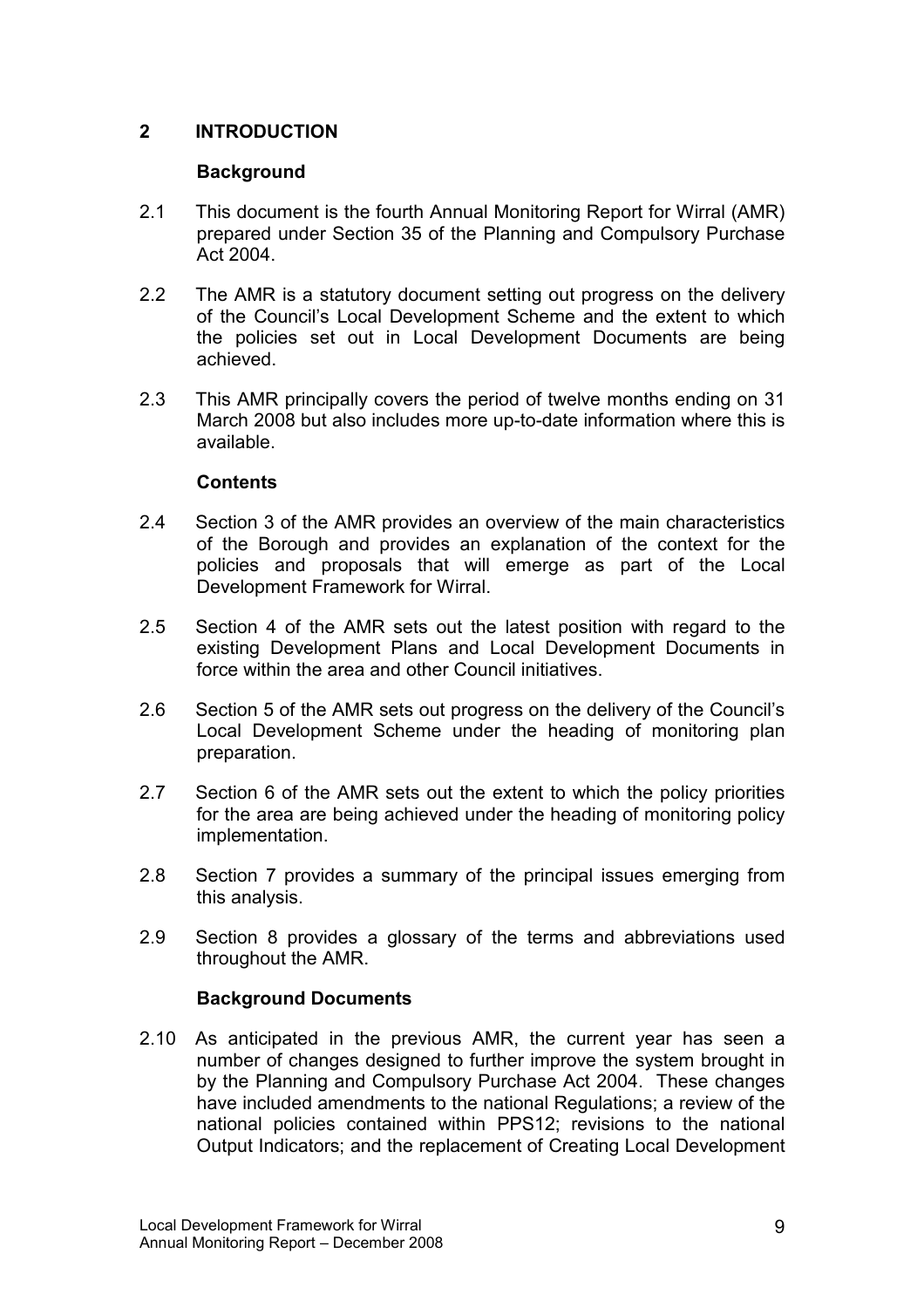## 2 INTRODUCTION

### Background

2.1 This document is the fourth Annual Monitoring Report for Wirral (AMR) prepared under Section 35 of the Planning and Compulsory Purchase Act 2004.

2.2 The AMR is a statutory document setting out progress on the delivery of the Council's Local Development Scheme and the extent to which the policies set out in Local Development Documents are being achieved.

2.3 This AMR principally covers the period of twelve months ending on 31 March 2008 but also includes more up-to-date information where this is available.

### Contents

2.4 Section 3 of the AMR provides an overview of the main characteristics of the Borough and provides an explanation of the context for the policies and proposals that will emerge as part of the Local Development Framework for Wirral.

2.5 Section 4 of the AMR sets out the latest position with regard to the existing Development Plans and Local Development Documents in force within the area and other Council initiatives.

2.6 Section 5 of the AMR sets out progress on the delivery of the Council's Local Development Scheme under the heading of monitoring plan preparation.

2.7 Section 6 of the AMR sets out the extent to which the policy priorities for the area are being achieved under the heading of monitoring policy implementation.

2.8 Section 7 provides a summary of the principal issues emerging from this analysis.

2.9 Section 8 provides a glossary of the terms and abbreviations used throughout the AMR.

### Background Documents

2.10 As anticipated in the previous AMR, the current year has seen a number of changes designed to further improve the system brought in by the Planning and Compulsory Purchase Act 2004. These changes have included amendments to the national Regulations; a review of the national policies contained within PPS12; revisions to the national Output Indicators; and the replacement of Creating Local Development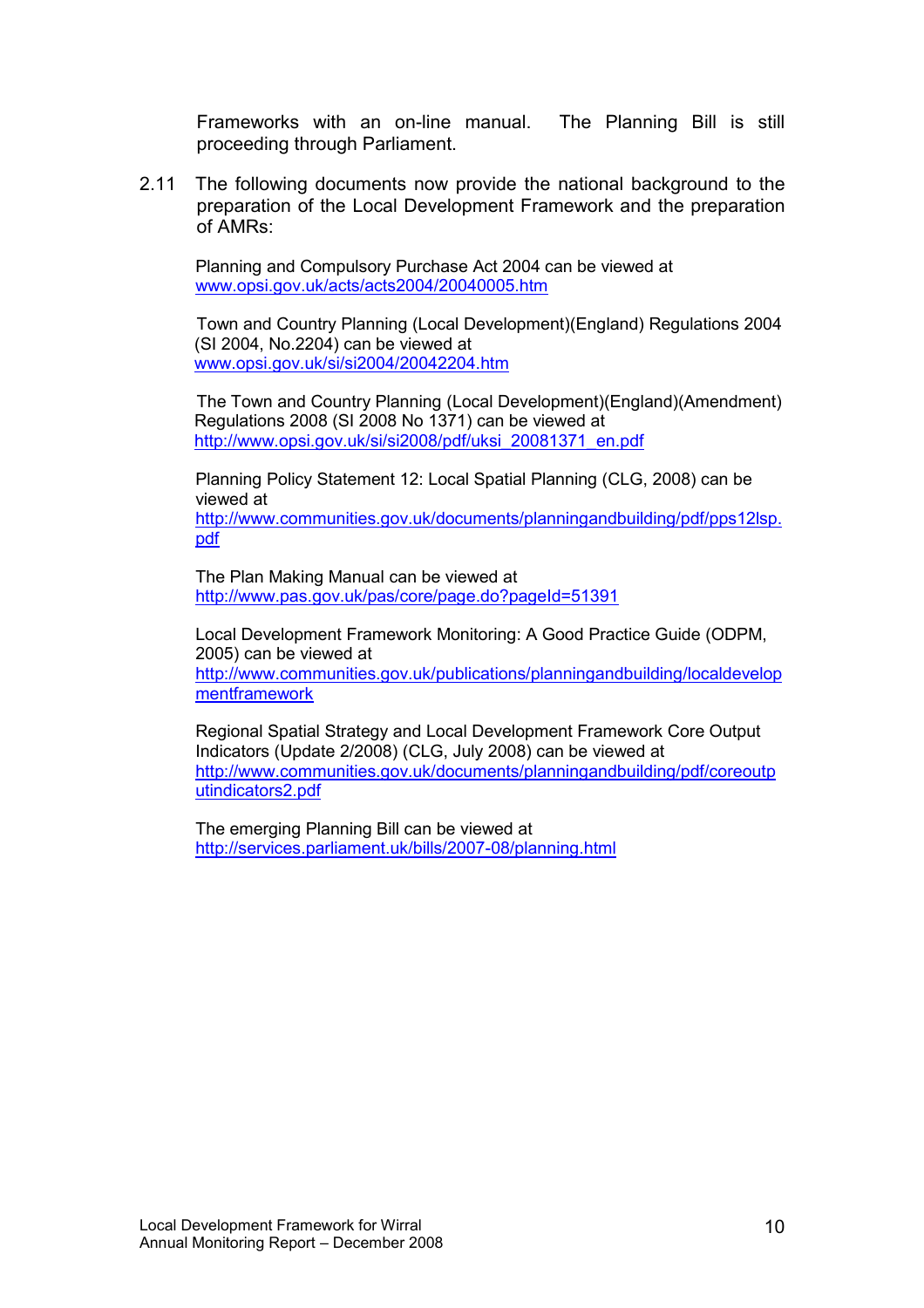Frameworks with an on-line manual. The Planning Bill is still proceeding through Parliament.

2.11 The following documents now provide the national background to the preparation of the Local Development Framework and the preparation of AMRs:

Planning and Compulsory Purchase Act 2004 can be viewed at
www.opsi.gov.uk/acts/acts2004/20040005.htm

Town and Country Planning (Local Development)(England) Regulations 2004 (SI 2004, No.2204) can be viewed at
www.opsi.gov.uk/si/si2004/20042204.htm

The Town and Country Planning (Local Development)(England)(Amendment) Regulations 2008 (SI 2008 No 1371) can be viewed at
http://www.opsi.gov.uk/si/si2008/pdf/uksi_20081371_en.pdf

Planning Policy Statement 12: Local Spatial Planning (CLG, 2008) can be viewed at
http://www.communities.gov.uk/documents/planningandbuilding/pdf/pps12lsp.pdf

The Plan Making Manual can be viewed at
http://www.pas.gov.uk/pas/core/page.do?pageId=51391

Local Development Framework Monitoring: A Good Practice Guide (ODPM, 2005) can be viewed at
http://www.communities.gov.uk/publications/planningandbuilding/localdevelopmentframework

Regional Spatial Strategy and Local Development Framework Core Output Indicators (Update 2/2008) (CLG, July 2008) can be viewed at
http://www.communities.gov.uk/documents/planningandbuilding/pdf/coreoutputindicators2.pdf

The emerging Planning Bill can be viewed at
http://services.parliament.uk/bills/2007-08/planning.html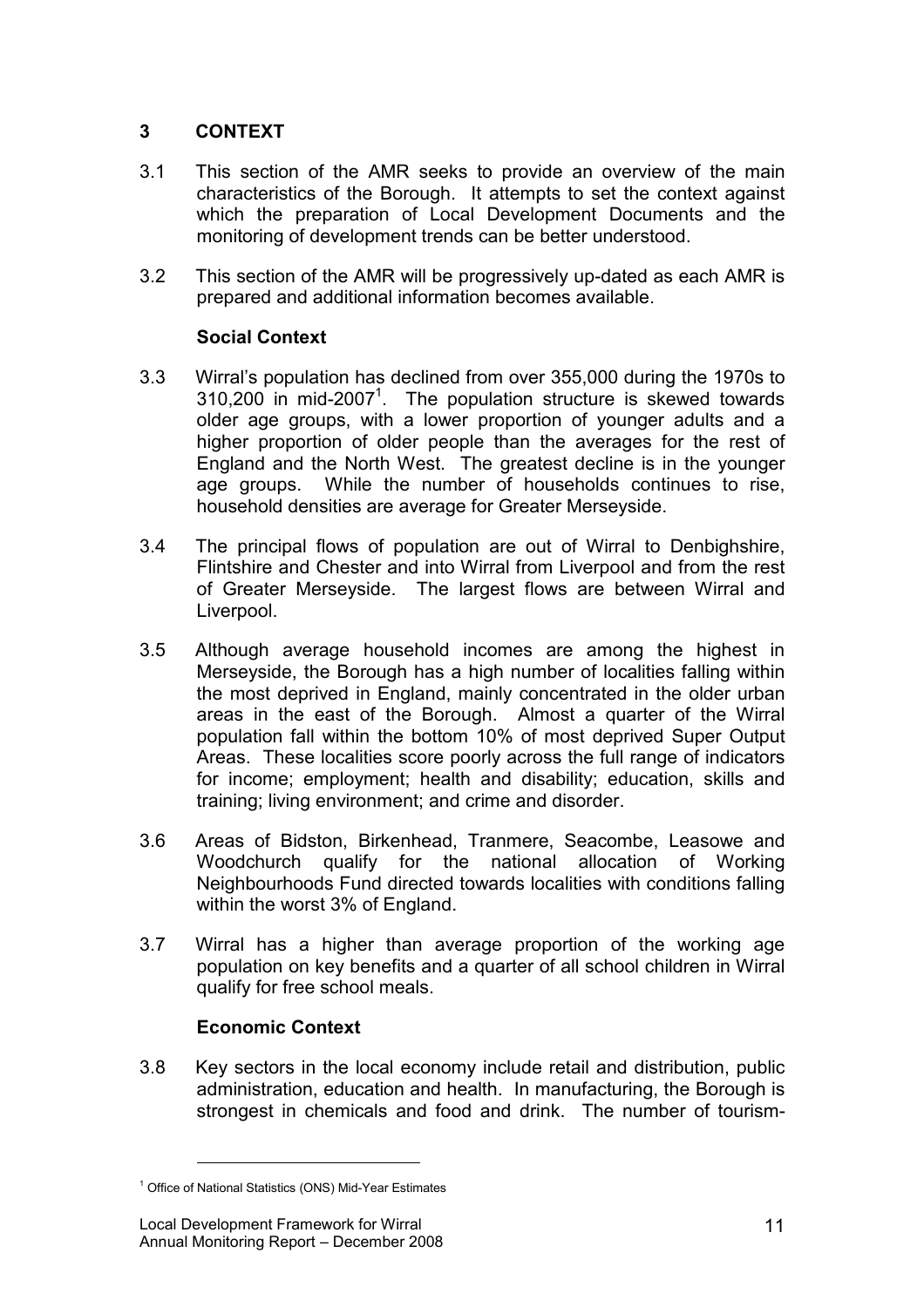## 3 CONTEXT

3.1 This section of the AMR seeks to provide an overview of the main characteristics of the Borough. It attempts to set the context against which the preparation of Local Development Documents and the monitoring of development trends can be better understood.

3.2 This section of the AMR will be progressively up-dated as each AMR is prepared and additional information becomes available.

### Social Context

3.3 Wirral's population has declined from over 355,000 during the 1970s to 310,200 in mid-2007[1]. The population structure is skewed towards older age groups, with a lower proportion of younger adults and a higher proportion of older people than the averages for the rest of England and the North West. The greatest decline is in the younger age groups. While the number of households continues to rise, household densities are average for Greater Merseyside.

3.4 The principal flows of population are out of Wirral to Denbighshire, Flintshire and Chester and into Wirral from Liverpool and from the rest of Greater Merseyside. The largest flows are between Wirral and Liverpool.

3.5 Although average household incomes are among the highest in Merseyside, the Borough has a high number of localities falling within the most deprived in England, mainly concentrated in the older urban areas in the east of the Borough. Almost a quarter of the Wirral population fall within the bottom 10% of most deprived Super Output Areas. These localities score poorly across the full range of indicators for income; employment; health and disability; education, skills and training; living environment; and crime and disorder.

3.6 Areas of Bidston, Birkenhead, Tranmere, Seacombe, Leasowe and Woodchurch qualify for the national allocation of Working Neighbourhoods Fund directed towards localities with conditions falling within the worst 3% of England.

3.7 Wirral has a higher than average proportion of the working age population on key benefits and a quarter of all school children in Wirral qualify for free school meals.

### Economic Context

3.8 Key sectors in the local economy include retail and distribution, public administration, education and health. In manufacturing, the Borough is strongest in chemicals and food and drink. The number of tourism-

---

[1] Office of National Statistics (ONS) Mid-Year Estimates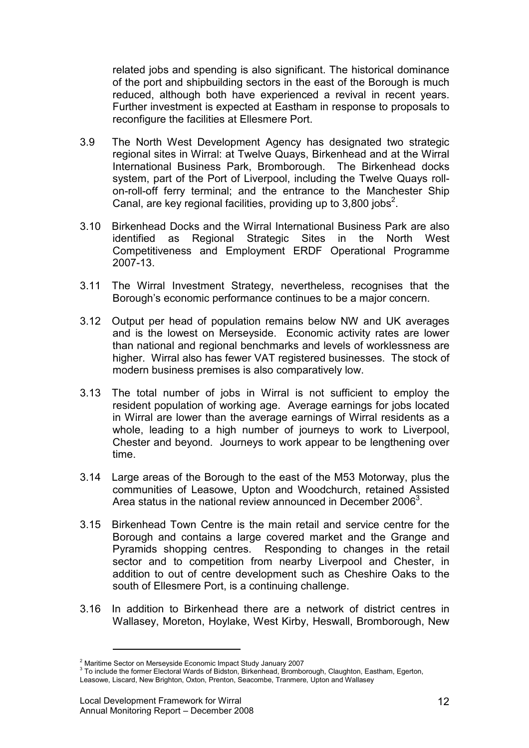related jobs and spending is also significant. The historical dominance of the port and shipbuilding sectors in the east of the Borough is much reduced, although both have experienced a revival in recent years. Further investment is expected at Eastham in response to proposals to reconfigure the facilities at Ellesmere Port.

3.9 The North West Development Agency has designated two strategic regional sites in Wirral: at Twelve Quays, Birkenhead and at the Wirral International Business Park, Bromborough. The Birkenhead docks system, part of the Port of Liverpool, including the Twelve Quays roll-on-roll-off ferry terminal; and the entrance to the Manchester Ship Canal, are key regional facilities, providing up to 3,800 jobs[2].

3.10 Birkenhead Docks and the Wirral International Business Park are also identified as Regional Strategic Sites in the North West Competitiveness and Employment ERDF Operational Programme 2007-13.

3.11 The Wirral Investment Strategy, nevertheless, recognises that the Borough's economic performance continues to be a major concern.

3.12 Output per head of population remains below NW and UK averages and is the lowest on Merseyside. Economic activity rates are lower than national and regional benchmarks and levels of worklessness are higher. Wirral also has fewer VAT registered businesses. The stock of modern business premises is also comparatively low.

3.13 The total number of jobs in Wirral is not sufficient to employ the resident population of working age. Average earnings for jobs located in Wirral are lower than the average earnings of Wirral residents as a whole, leading to a high number of journeys to work to Liverpool, Chester and beyond. Journeys to work appear to be lengthening over time.

3.14 Large areas of the Borough to the east of the M53 Motorway, plus the communities of Leasowe, Upton and Woodchurch, retained Assisted Area status in the national review announced in December 2006[3].

3.15 Birkenhead Town Centre is the main retail and service centre for the Borough and contains a large covered market and the Grange and Pyramids shopping centres. Responding to changes in the retail sector and to competition from nearby Liverpool and Chester, in addition to out of centre development such as Cheshire Oaks to the south of Ellesmere Port, is a continuing challenge.

3.16 In addition to Birkenhead there are a network of district centres in Wallasey, Moreton, Hoylake, West Kirby, Heswall, Bromborough, New

---

[2] Maritime Sector on Merseyside Economic Impact Study January 2007

[3] To include the former Electoral Wards of Bidston, Birkenhead, Bromborough, Claughton, Eastham, Egerton, Leasowe, Liscard, New Brighton, Oxton, Prenton, Seacombe, Tranmere, Upton and Wallasey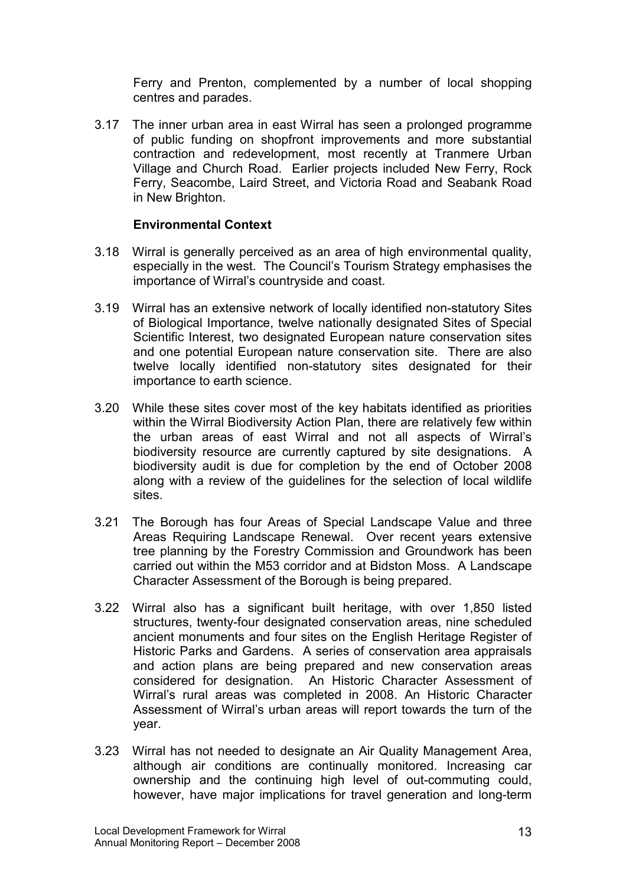Ferry and Prenton, complemented by a number of local shopping centres and parades.

3.17 The inner urban area in east Wirral has seen a prolonged programme of public funding on shopfront improvements and more substantial contraction and redevelopment, most recently at Tranmere Urban Village and Church Road. Earlier projects included New Ferry, Rock Ferry, Seacombe, Laird Street, and Victoria Road and Seabank Road in New Brighton.

**Environmental Context**

3.18 Wirral is generally perceived as an area of high environmental quality, especially in the west. The Council's Tourism Strategy emphasises the importance of Wirral's countryside and coast.

3.19 Wirral has an extensive network of locally identified non-statutory Sites of Biological Importance, twelve nationally designated Sites of Special Scientific Interest, two designated European nature conservation sites and one potential European nature conservation site. There are also twelve locally identified non-statutory sites designated for their importance to earth science.

3.20 While these sites cover most of the key habitats identified as priorities within the Wirral Biodiversity Action Plan, there are relatively few within the urban areas of east Wirral and not all aspects of Wirral's biodiversity resource are currently captured by site designations. A biodiversity audit is due for completion by the end of October 2008 along with a review of the guidelines for the selection of local wildlife sites.

3.21 The Borough has four Areas of Special Landscape Value and three Areas Requiring Landscape Renewal. Over recent years extensive tree planning by the Forestry Commission and Groundwork has been carried out within the M53 corridor and at Bidston Moss. A Landscape Character Assessment of the Borough is being prepared.

3.22 Wirral also has a significant built heritage, with over 1,850 listed structures, twenty-four designated conservation areas, nine scheduled ancient monuments and four sites on the English Heritage Register of Historic Parks and Gardens. A series of conservation area appraisals and action plans are being prepared and new conservation areas considered for designation. An Historic Character Assessment of Wirral's rural areas was completed in 2008. An Historic Character Assessment of Wirral's urban areas will report towards the turn of the year.

3.23 Wirral has not needed to designate an Air Quality Management Area, although air conditions are continually monitored. Increasing car ownership and the continuing high level of out-commuting could, however, have major implications for travel generation and long-term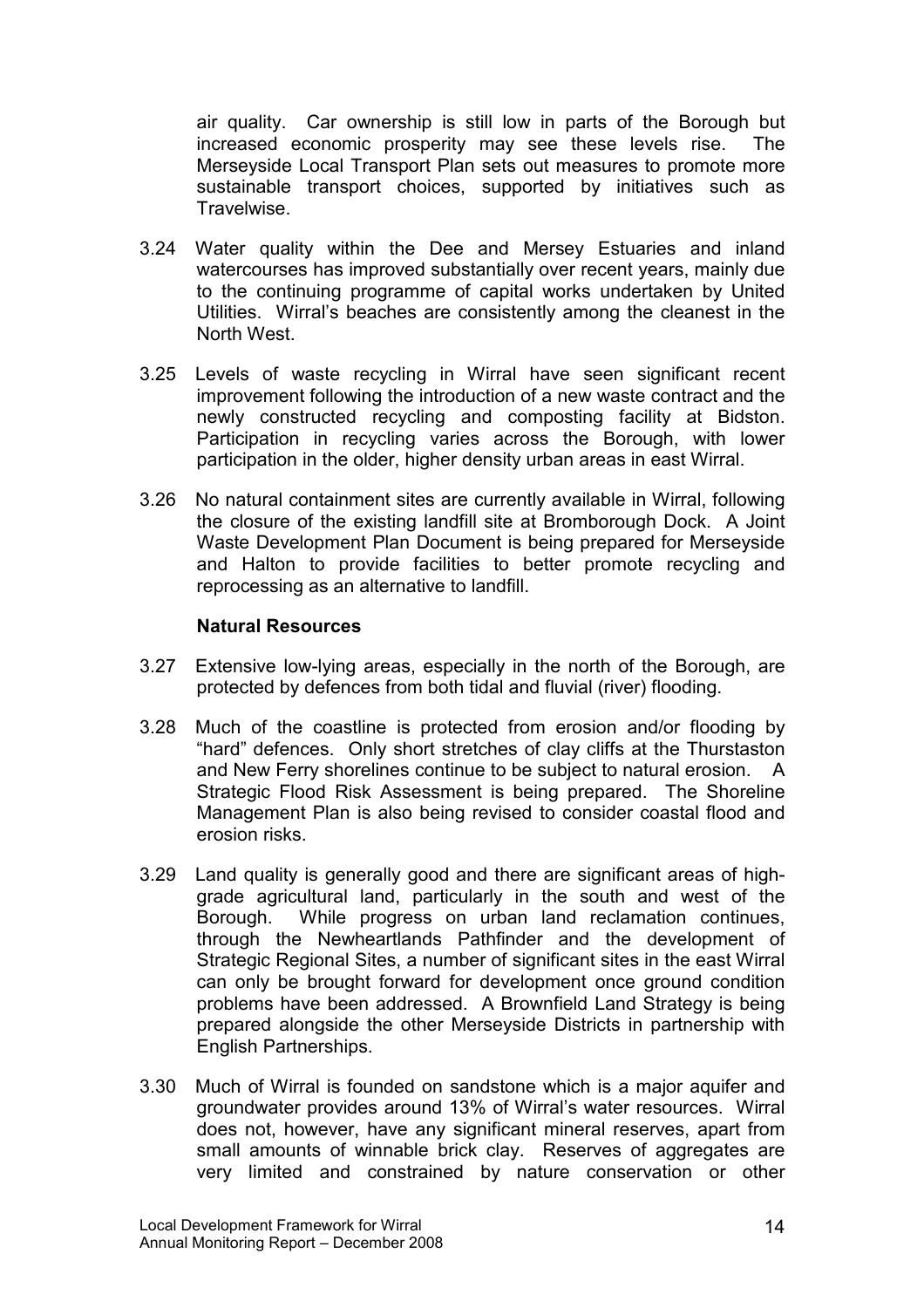air quality. Car ownership is still low in parts of the Borough but increased economic prosperity may see these levels rise. The Merseyside Local Transport Plan sets out measures to promote more sustainable transport choices, supported by initiatives such as Travelwise.

3.24 Water quality within the Dee and Mersey Estuaries and inland watercourses has improved substantially over recent years, mainly due to the continuing programme of capital works undertaken by United Utilities. Wirral's beaches are consistently among the cleanest in the North West.

3.25 Levels of waste recycling in Wirral have seen significant recent improvement following the introduction of a new waste contract and the newly constructed recycling and composting facility at Bidston. Participation in recycling varies across the Borough, with lower participation in the older, higher density urban areas in east Wirral.

3.26 No natural containment sites are currently available in Wirral, following the closure of the existing landfill site at Bromborough Dock. A Joint Waste Development Plan Document is being prepared for Merseyside and Halton to provide facilities to better promote recycling and reprocessing as an alternative to landfill.

**Natural Resources**

3.27 Extensive low-lying areas, especially in the north of the Borough, are protected by defences from both tidal and fluvial (river) flooding.

3.28 Much of the coastline is protected from erosion and/or flooding by "hard" defences. Only short stretches of clay cliffs at the Thurstaston and New Ferry shorelines continue to be subject to natural erosion. A Strategic Flood Risk Assessment is being prepared. The Shoreline Management Plan is also being revised to consider coastal flood and erosion risks.

3.29 Land quality is generally good and there are significant areas of high-grade agricultural land, particularly in the south and west of the Borough. While progress on urban land reclamation continues, through the Newheartlands Pathfinder and the development of Strategic Regional Sites, a number of significant sites in the east Wirral can only be brought forward for development once ground condition problems have been addressed. A Brownfield Land Strategy is being prepared alongside the other Merseyside Districts in partnership with English Partnerships.

3.30 Much of Wirral is founded on sandstone which is a major aquifer and groundwater provides around 13% of Wirral's water resources. Wirral does not, however, have any significant mineral reserves, apart from small amounts of winnable brick clay. Reserves of aggregates are very limited and constrained by nature conservation or other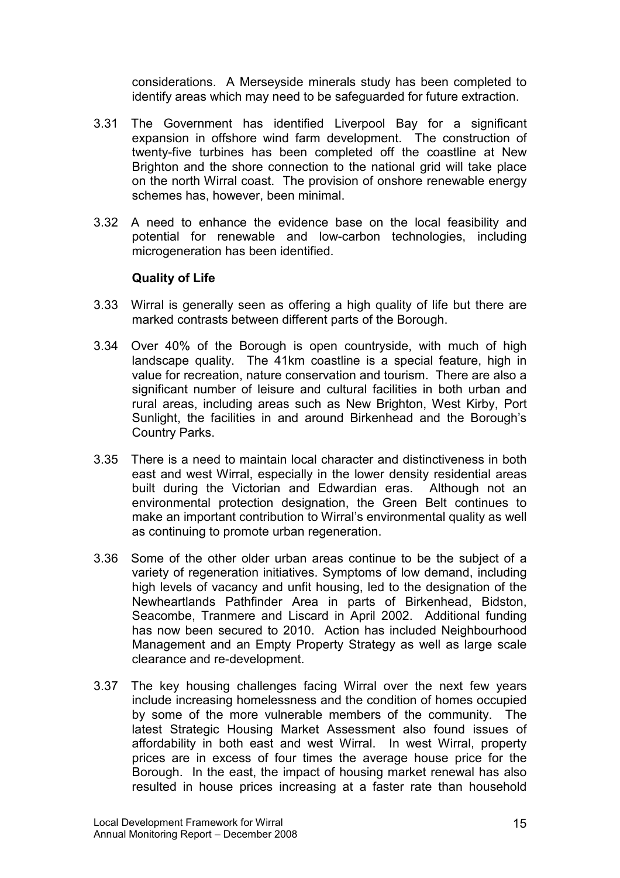considerations. A Merseyside minerals study has been completed to identify areas which may need to be safeguarded for future extraction.

3.31 The Government has identified Liverpool Bay for a significant expansion in offshore wind farm development. The construction of twenty-five turbines has been completed off the coastline at New Brighton and the shore connection to the national grid will take place on the north Wirral coast. The provision of onshore renewable energy schemes has, however, been minimal.

3.32 A need to enhance the evidence base on the local feasibility and potential for renewable and low-carbon technologies, including microgeneration has been identified.

**Quality of Life**

3.33 Wirral is generally seen as offering a high quality of life but there are marked contrasts between different parts of the Borough.

3.34 Over 40% of the Borough is open countryside, with much of high landscape quality. The 41km coastline is a special feature, high in value for recreation, nature conservation and tourism. There are also a significant number of leisure and cultural facilities in both urban and rural areas, including areas such as New Brighton, West Kirby, Port Sunlight, the facilities in and around Birkenhead and the Borough's Country Parks.

3.35 There is a need to maintain local character and distinctiveness in both east and west Wirral, especially in the lower density residential areas built during the Victorian and Edwardian eras. Although not an environmental protection designation, the Green Belt continues to make an important contribution to Wirral's environmental quality as well as continuing to promote urban regeneration.

3.36 Some of the other older urban areas continue to be the subject of a variety of regeneration initiatives. Symptoms of low demand, including high levels of vacancy and unfit housing, led to the designation of the Newheartlands Pathfinder Area in parts of Birkenhead, Bidston, Seacombe, Tranmere and Liscard in April 2002. Additional funding has now been secured to 2010. Action has included Neighbourhood Management and an Empty Property Strategy as well as large scale clearance and re-development.

3.37 The key housing challenges facing Wirral over the next few years include increasing homelessness and the condition of homes occupied by some of the more vulnerable members of the community. The latest Strategic Housing Market Assessment also found issues of affordability in both east and west Wirral. In west Wirral, property prices are in excess of four times the average house price for the Borough. In the east, the impact of housing market renewal has also resulted in house prices increasing at a faster rate than household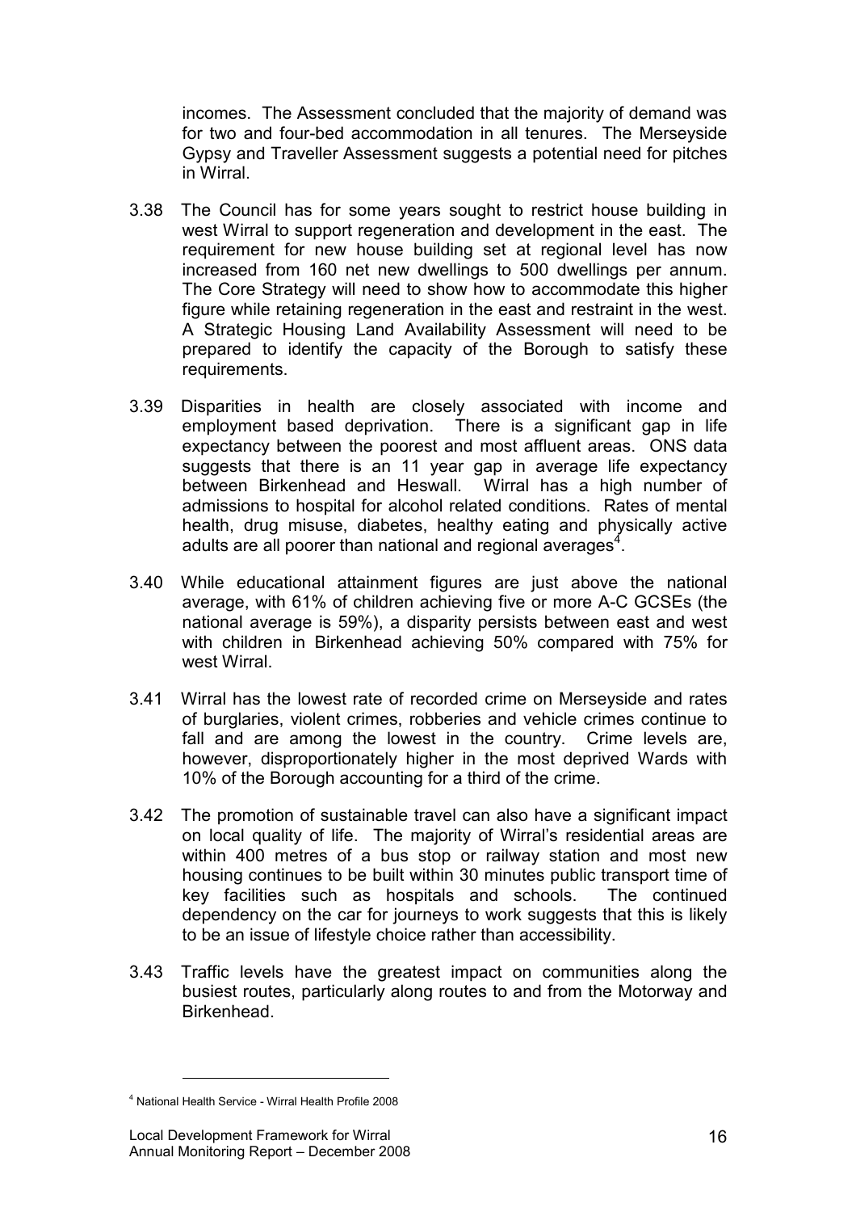incomes. The Assessment concluded that the majority of demand was for two and four-bed accommodation in all tenures. The Merseyside Gypsy and Traveller Assessment suggests a potential need for pitches in Wirral.

3.38 The Council has for some years sought to restrict house building in west Wirral to support regeneration and development in the east. The requirement for new house building set at regional level has now increased from 160 net new dwellings to 500 dwellings per annum. The Core Strategy will need to show how to accommodate this higher figure while retaining regeneration in the east and restraint in the west. A Strategic Housing Land Availability Assessment will need to be prepared to identify the capacity of the Borough to satisfy these requirements.

3.39 Disparities in health are closely associated with income and employment based deprivation. There is a significant gap in life expectancy between the poorest and most affluent areas. ONS data suggests that there is an 11 year gap in average life expectancy between Birkenhead and Heswall. Wirral has a high number of admissions to hospital for alcohol related conditions. Rates of mental health, drug misuse, diabetes, healthy eating and physically active adults are all poorer than national and regional averages[4].

3.40 While educational attainment figures are just above the national average, with 61% of children achieving five or more A-C GCSEs (the national average is 59%), a disparity persists between east and west with children in Birkenhead achieving 50% compared with 75% for west Wirral.

3.41 Wirral has the lowest rate of recorded crime on Merseyside and rates of burglaries, violent crimes, robberies and vehicle crimes continue to fall and are among the lowest in the country. Crime levels are, however, disproportionately higher in the most deprived Wards with 10% of the Borough accounting for a third of the crime.

3.42 The promotion of sustainable travel can also have a significant impact on local quality of life. The majority of Wirral's residential areas are within 400 metres of a bus stop or railway station and most new housing continues to be built within 30 minutes public transport time of key facilities such as hospitals and schools. The continued dependency on the car for journeys to work suggests that this is likely to be an issue of lifestyle choice rather than accessibility.

3.43 Traffic levels have the greatest impact on communities along the busiest routes, particularly along routes to and from the Motorway and Birkenhead.

[4] National Health Service - Wirral Health Profile 2008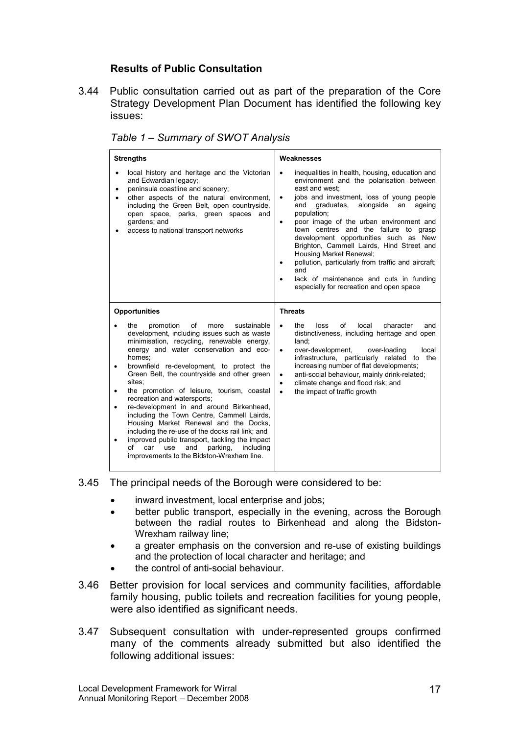### Results of Public Consultation

3.44 Public consultation carried out as part of the preparation of the Core Strategy Development Plan Document has identified the following key issues:

*Table 1 – Summary of SWOT Analysis*

| **Strengths** | **Weaknesses** |
|---|---|
| • local history and heritage and the Victorian and Edwardian legacy;<br>• peninsula coastline and scenery;<br>• other aspects of the natural environment, including the Green Belt, open countryside, open space, parks, green spaces and gardens; and<br>• access to national transport networks | • inequalities in health, housing, education and environment and the polarisation between east and west;<br>• jobs and investment, loss of young people and graduates, alongside an ageing population;<br>• poor image of the urban environment and town centres and the failure to grasp development opportunities such as New Brighton, Cammell Lairds, Hind Street and Housing Market Renewal;<br>• pollution, particularly from traffic and aircraft; and<br>• lack of maintenance and cuts in funding especially for recreation and open space |
| **Opportunities** | **Threats** |
| • the promotion of more sustainable development, including issues such as waste minimisation, recycling, renewable energy, energy and water conservation and eco-homes;<br>• brownfield re-development, to protect the Green Belt, the countryside and other green sites;<br>• the promotion of leisure, tourism, coastal recreation and watersports;<br>• re-development in and around Birkenhead, including the Town Centre, Cammell Lairds, Housing Market Renewal and the Docks, including the re-use of the docks rail link; and<br>• improved public transport, tackling the impact of car use and parking, including improvements to the Bidston-Wrexham line. | • the loss of local character and distinctiveness, including heritage and open land;<br>• over-development, over-loading local infrastructure, particularly related to the increasing number of flat developments;<br>• anti-social behaviour, mainly drink-related;<br>• climate change and flood risk; and<br>• the impact of traffic growth |

3.45 The principal needs of the Borough were considered to be:

- inward investment, local enterprise and jobs;
- better public transport, especially in the evening, across the Borough between the radial routes to Birkenhead and along the Bidston-Wrexham railway line;
- a greater emphasis on the conversion and re-use of existing buildings and the protection of local character and heritage; and
- the control of anti-social behaviour.

3.46 Better provision for local services and community facilities, affordable family housing, public toilets and recreation facilities for young people, were also identified as significant needs.

3.47 Subsequent consultation with under-represented groups confirmed many of the comments already submitted but also identified the following additional issues: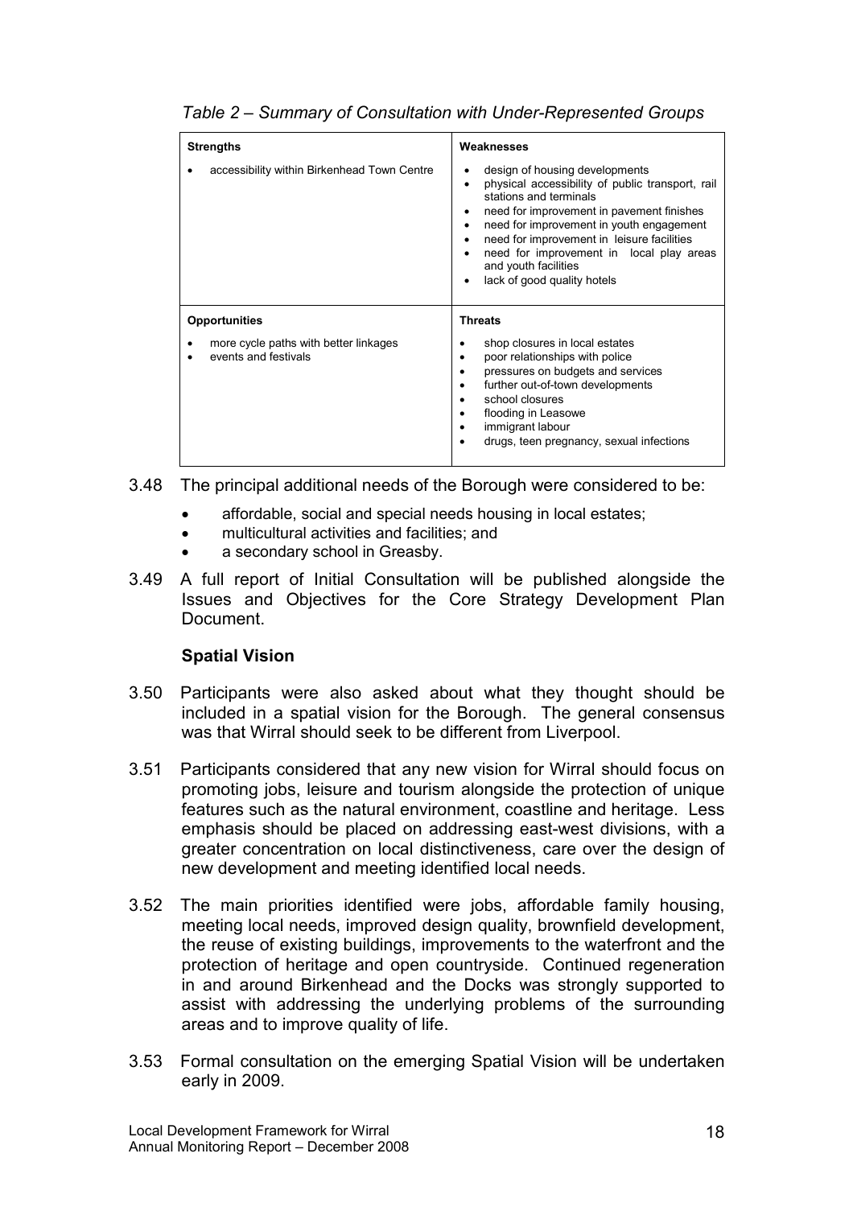*Table 2 – Summary of Consultation with Under-Represented Groups*

| Strengths | Weaknesses |
| --- | --- |
| • accessibility within Birkenhead Town Centre | • design of housing developments<br>• physical accessibility of public transport, rail stations and terminals<br>• need for improvement in pavement finishes<br>• need for improvement in youth engagement<br>• need for improvement in leisure facilities<br>• need for improvement in local play areas and youth facilities<br>• lack of good quality hotels |
| **Opportunities** | **Threats** |
| • more cycle paths with better linkages<br>• events and festivals | • shop closures in local estates<br>• poor relationships with police<br>• pressures on budgets and services<br>• further out-of-town developments<br>• school closures<br>• flooding in Leasowe<br>• immigrant labour<br>• drugs, teen pregnancy, sexual infections |

3.48 The principal additional needs of the Borough were considered to be:

- affordable, social and special needs housing in local estates;
- multicultural activities and facilities; and
- a secondary school in Greasby.

3.49 A full report of Initial Consultation will be published alongside the Issues and Objectives for the Core Strategy Development Plan Document.

**Spatial Vision**

3.50 Participants were also asked about what they thought should be included in a spatial vision for the Borough. The general consensus was that Wirral should seek to be different from Liverpool.

3.51 Participants considered that any new vision for Wirral should focus on promoting jobs, leisure and tourism alongside the protection of unique features such as the natural environment, coastline and heritage. Less emphasis should be placed on addressing east-west divisions, with a greater concentration on local distinctiveness, care over the design of new development and meeting identified local needs.

3.52 The main priorities identified were jobs, affordable family housing, meeting local needs, improved design quality, brownfield development, the reuse of existing buildings, improvements to the waterfront and the protection of heritage and open countryside. Continued regeneration in and around Birkenhead and the Docks was strongly supported to assist with addressing the underlying problems of the surrounding areas and to improve quality of life.

3.53 Formal consultation on the emerging Spatial Vision will be undertaken early in 2009.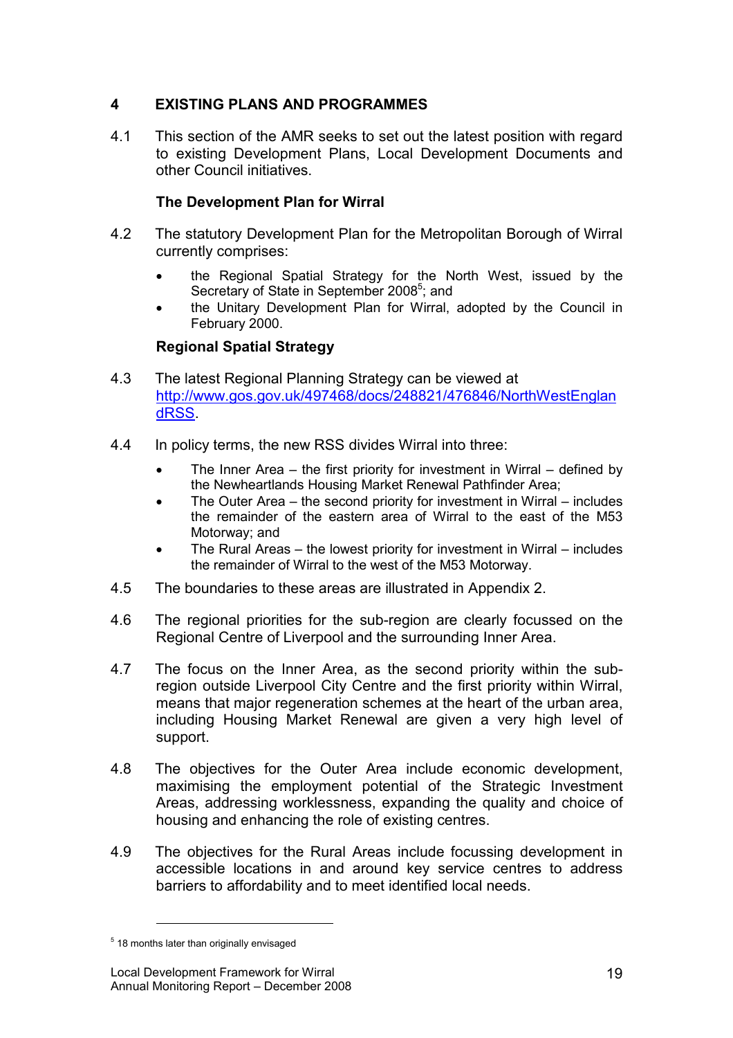## 4 EXISTING PLANS AND PROGRAMMES

4.1 This section of the AMR seeks to set out the latest position with regard to existing Development Plans, Local Development Documents and other Council initiatives.

### The Development Plan for Wirral

4.2 The statutory Development Plan for the Metropolitan Borough of Wirral currently comprises:

- the Regional Spatial Strategy for the North West, issued by the Secretary of State in September 2008[5]; and
- the Unitary Development Plan for Wirral, adopted by the Council in February 2000.

### Regional Spatial Strategy

4.3 The latest Regional Planning Strategy can be viewed at http://www.gos.gov.uk/497468/docs/248821/476846/NorthWestEnglandRSS.

4.4 In policy terms, the new RSS divides Wirral into three:

- The Inner Area – the first priority for investment in Wirral – defined by the Newheartlands Housing Market Renewal Pathfinder Area;
- The Outer Area – the second priority for investment in Wirral – includes the remainder of the eastern area of Wirral to the east of the M53 Motorway; and
- The Rural Areas – the lowest priority for investment in Wirral – includes the remainder of Wirral to the west of the M53 Motorway.

4.5 The boundaries to these areas are illustrated in Appendix 2.

4.6 The regional priorities for the sub-region are clearly focussed on the Regional Centre of Liverpool and the surrounding Inner Area.

4.7 The focus on the Inner Area, as the second priority within the sub-region outside Liverpool City Centre and the first priority within Wirral, means that major regeneration schemes at the heart of the urban area, including Housing Market Renewal are given a very high level of support.

4.8 The objectives for the Outer Area include economic development, maximising the employment potential of the Strategic Investment Areas, addressing worklessness, expanding the quality and choice of housing and enhancing the role of existing centres.

4.9 The objectives for the Rural Areas include focussing development in accessible locations in and around key service centres to address barriers to affordability and to meet identified local needs.

---

[5] 18 months later than originally envisaged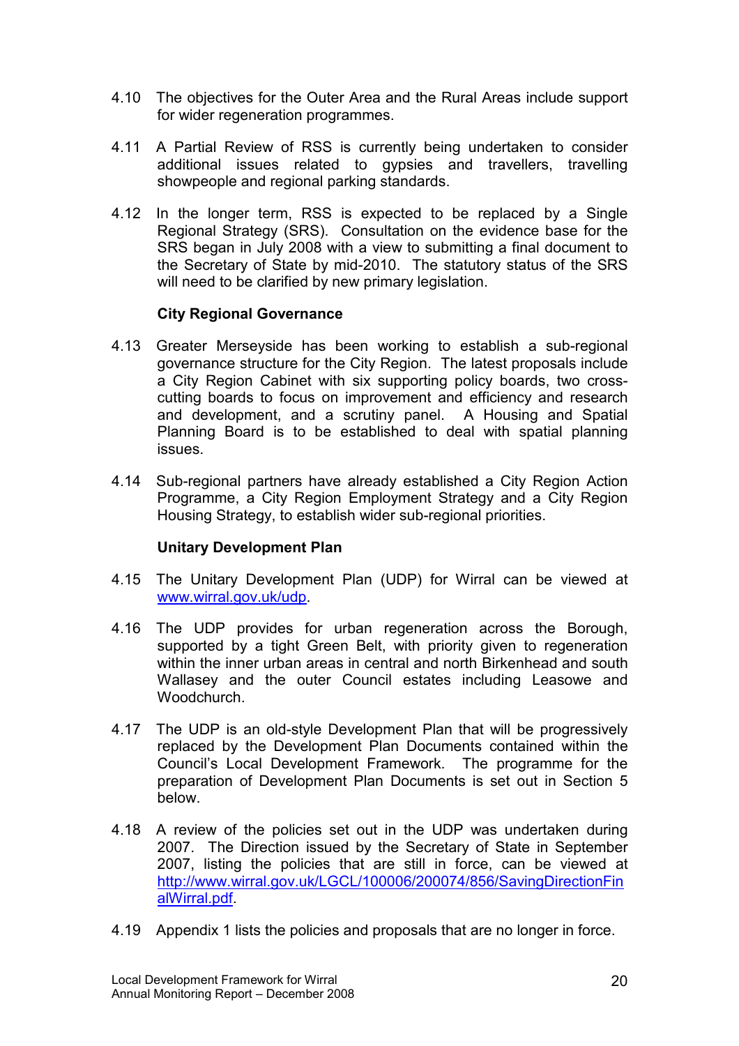4.10 The objectives for the Outer Area and the Rural Areas include support for wider regeneration programmes.

4.11 A Partial Review of RSS is currently being undertaken to consider additional issues related to gypsies and travellers, travelling showpeople and regional parking standards.

4.12 In the longer term, RSS is expected to be replaced by a Single Regional Strategy (SRS). Consultation on the evidence base for the SRS began in July 2008 with a view to submitting a final document to the Secretary of State by mid-2010. The statutory status of the SRS will need to be clarified by new primary legislation.

**City Regional Governance**

4.13 Greater Merseyside has been working to establish a sub-regional governance structure for the City Region. The latest proposals include a City Region Cabinet with six supporting policy boards, two cross-cutting boards to focus on improvement and efficiency and research and development, and a scrutiny panel. A Housing and Spatial Planning Board is to be established to deal with spatial planning issues.

4.14 Sub-regional partners have already established a City Region Action Programme, a City Region Employment Strategy and a City Region Housing Strategy, to establish wider sub-regional priorities.

**Unitary Development Plan**

4.15 The Unitary Development Plan (UDP) for Wirral can be viewed at www.wirral.gov.uk/udp.

4.16 The UDP provides for urban regeneration across the Borough, supported by a tight Green Belt, with priority given to regeneration within the inner urban areas in central and north Birkenhead and south Wallasey and the outer Council estates including Leasowe and Woodchurch.

4.17 The UDP is an old-style Development Plan that will be progressively replaced by the Development Plan Documents contained within the Council's Local Development Framework. The programme for the preparation of Development Plan Documents is set out in Section 5 below.

4.18 A review of the policies set out in the UDP was undertaken during 2007. The Direction issued by the Secretary of State in September 2007, listing the policies that are still in force, can be viewed at http://www.wirral.gov.uk/LGCL/100006/200074/856/SavingDirectionFinalWirral.pdf.

4.19 Appendix 1 lists the policies and proposals that are no longer in force.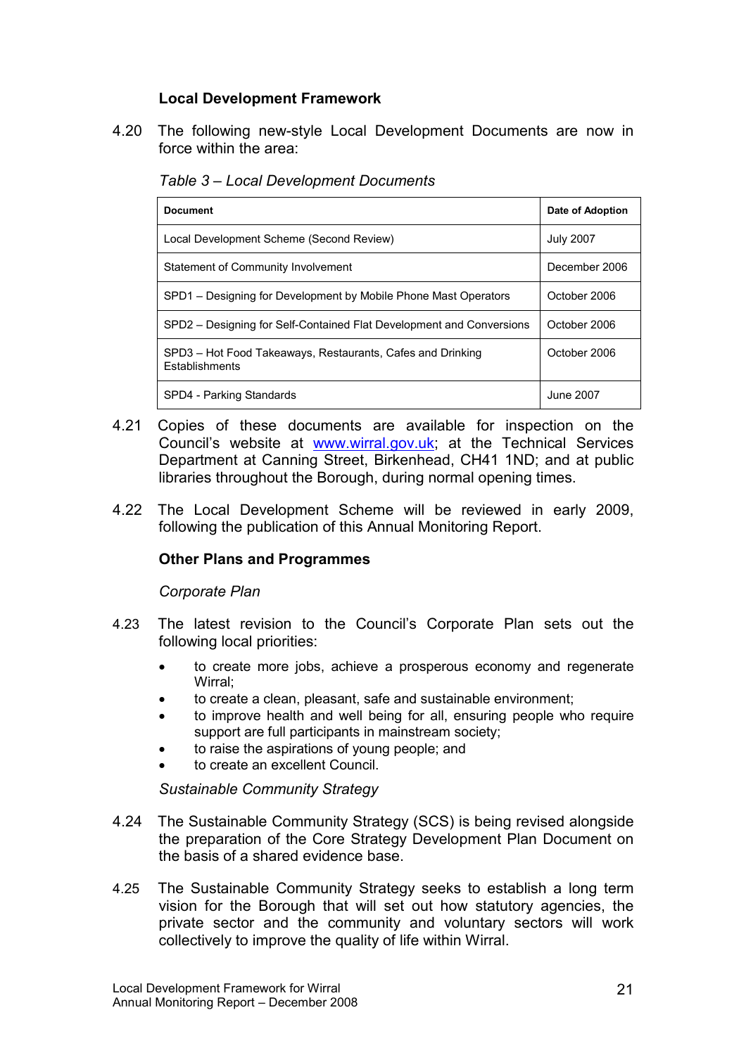### Local Development Framework

4.20 The following new-style Local Development Documents are now in force within the area:

*Table 3 – Local Development Documents*

| Document | Date of Adoption |
|---|---|
| Local Development Scheme (Second Review) | July 2007 |
| Statement of Community Involvement | December 2006 |
| SPD1 – Designing for Development by Mobile Phone Mast Operators | October 2006 |
| SPD2 – Designing for Self-Contained Flat Development and Conversions | October 2006 |
| SPD3 – Hot Food Takeaways, Restaurants, Cafes and Drinking Establishments | October 2006 |
| SPD4 - Parking Standards | June 2007 |

4.21 Copies of these documents are available for inspection on the Council's website at www.wirral.gov.uk; at the Technical Services Department at Canning Street, Birkenhead, CH41 1ND; and at public libraries throughout the Borough, during normal opening times.

4.22 The Local Development Scheme will be reviewed in early 2009, following the publication of this Annual Monitoring Report.

### Other Plans and Programmes

*Corporate Plan*

4.23 The latest revision to the Council's Corporate Plan sets out the following local priorities:

- to create more jobs, achieve a prosperous economy and regenerate Wirral;
- to create a clean, pleasant, safe and sustainable environment;
- to improve health and well being for all, ensuring people who require support are full participants in mainstream society;
- to raise the aspirations of young people; and
- to create an excellent Council.

*Sustainable Community Strategy*

4.24 The Sustainable Community Strategy (SCS) is being revised alongside the preparation of the Core Strategy Development Plan Document on the basis of a shared evidence base.

4.25 The Sustainable Community Strategy seeks to establish a long term vision for the Borough that will set out how statutory agencies, the private sector and the community and voluntary sectors will work collectively to improve the quality of life within Wirral.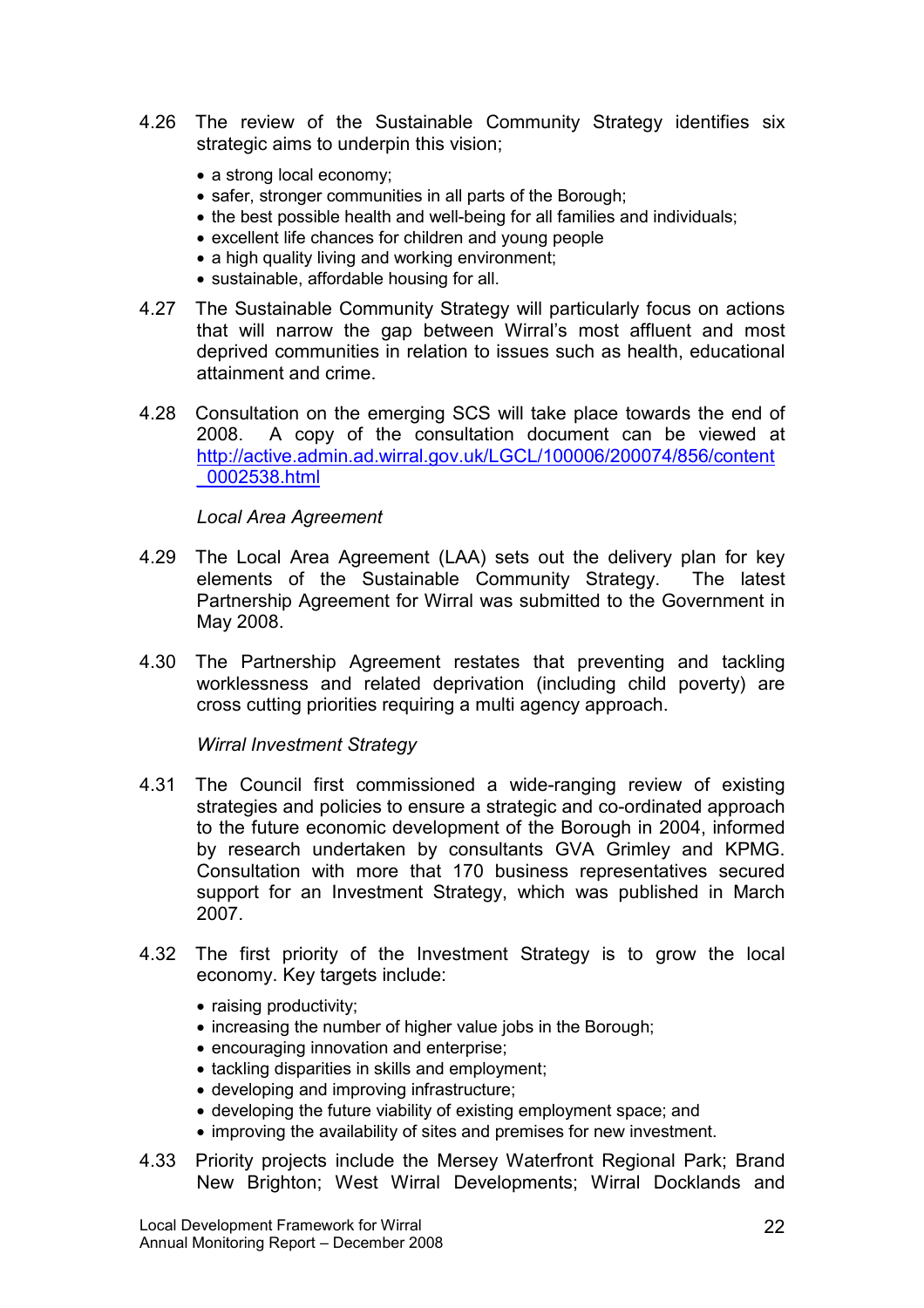4.26 The review of the Sustainable Community Strategy identifies six strategic aims to underpin this vision;

- a strong local economy;
- safer, stronger communities in all parts of the Borough;
- the best possible health and well-being for all families and individuals;
- excellent life chances for children and young people
- a high quality living and working environment;
- sustainable, affordable housing for all.

4.27 The Sustainable Community Strategy will particularly focus on actions that will narrow the gap between Wirral's most affluent and most deprived communities in relation to issues such as health, educational attainment and crime.

4.28 Consultation on the emerging SCS will take place towards the end of 2008. A copy of the consultation document can be viewed at http://active.admin.ad.wirral.gov.uk/LGCL/100006/200074/856/content_0002538.html

*Local Area Agreement*

4.29 The Local Area Agreement (LAA) sets out the delivery plan for key elements of the Sustainable Community Strategy. The latest Partnership Agreement for Wirral was submitted to the Government in May 2008.

4.30 The Partnership Agreement restates that preventing and tackling worklessness and related deprivation (including child poverty) are cross cutting priorities requiring a multi agency approach.

*Wirral Investment Strategy*

4.31 The Council first commissioned a wide-ranging review of existing strategies and policies to ensure a strategic and co-ordinated approach to the future economic development of the Borough in 2004, informed by research undertaken by consultants GVA Grimley and KPMG. Consultation with more that 170 business representatives secured support for an Investment Strategy, which was published in March 2007.

4.32 The first priority of the Investment Strategy is to grow the local economy. Key targets include:

- raising productivity;
- increasing the number of higher value jobs in the Borough;
- encouraging innovation and enterprise;
- tackling disparities in skills and employment;
- developing and improving infrastructure;
- developing the future viability of existing employment space; and
- improving the availability of sites and premises for new investment.

4.33 Priority projects include the Mersey Waterfront Regional Park; Brand New Brighton; West Wirral Developments; Wirral Docklands and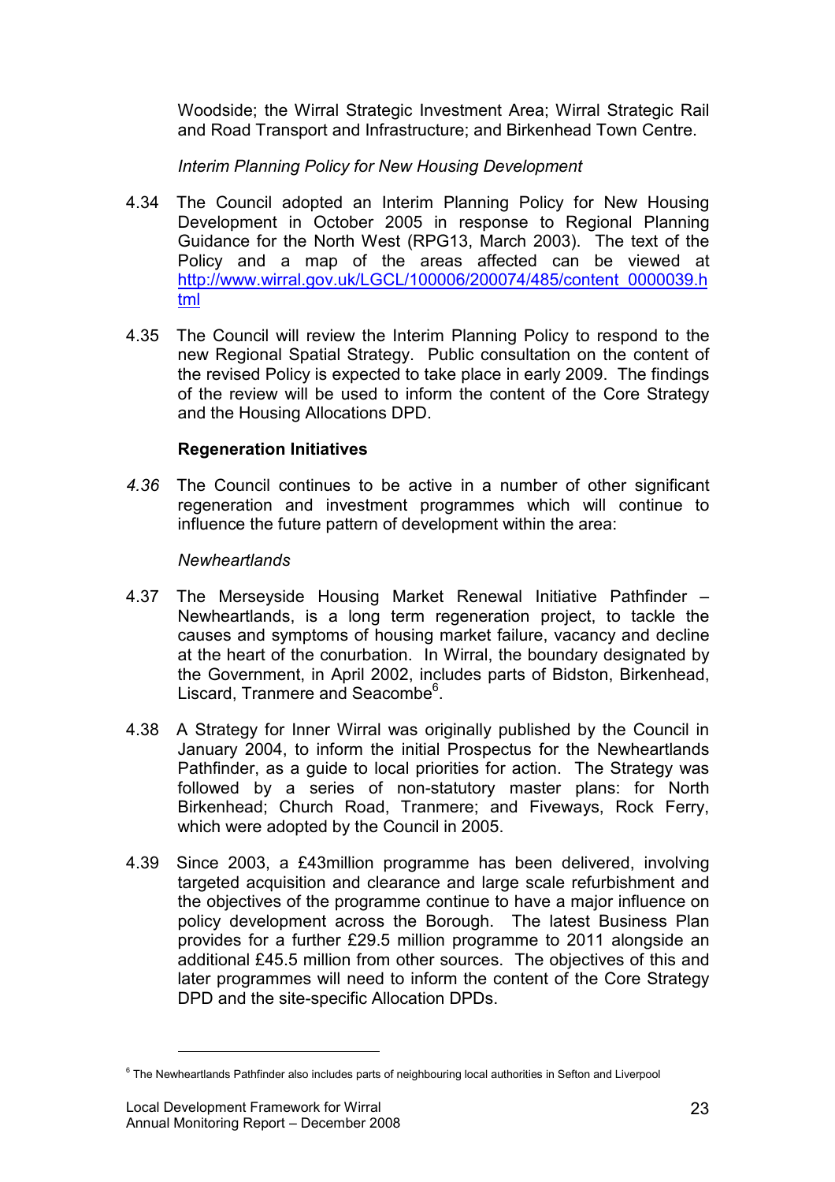Woodside; the Wirral Strategic Investment Area; Wirral Strategic Rail and Road Transport and Infrastructure; and Birkenhead Town Centre.

*Interim Planning Policy for New Housing Development*

4.34 The Council adopted an Interim Planning Policy for New Housing Development in October 2005 in response to Regional Planning Guidance for the North West (RPG13, March 2003). The text of the Policy and a map of the areas affected can be viewed at http://www.wirral.gov.uk/LGCL/100006/200074/485/content_0000039.html

4.35 The Council will review the Interim Planning Policy to respond to the new Regional Spatial Strategy. Public consultation on the content of the revised Policy is expected to take place in early 2009. The findings of the review will be used to inform the content of the Core Strategy and the Housing Allocations DPD.

**Regeneration Initiatives**

*4.36* The Council continues to be active in a number of other significant regeneration and investment programmes which will continue to influence the future pattern of development within the area:

*Newheartlands*

4.37 The Merseyside Housing Market Renewal Initiative Pathfinder – Newheartlands, is a long term regeneration project, to tackle the causes and symptoms of housing market failure, vacancy and decline at the heart of the conurbation. In Wirral, the boundary designated by the Government, in April 2002, includes parts of Bidston, Birkenhead, Liscard, Tranmere and Seacombe[6].

4.38 A Strategy for Inner Wirral was originally published by the Council in January 2004, to inform the initial Prospectus for the Newheartlands Pathfinder, as a guide to local priorities for action. The Strategy was followed by a series of non-statutory master plans: for North Birkenhead; Church Road, Tranmere; and Fiveways, Rock Ferry, which were adopted by the Council in 2005.

4.39 Since 2003, a £43million programme has been delivered, involving targeted acquisition and clearance and large scale refurbishment and the objectives of the programme continue to have a major influence on policy development across the Borough. The latest Business Plan provides for a further £29.5 million programme to 2011 alongside an additional £45.5 million from other sources. The objectives of this and later programmes will need to inform the content of the Core Strategy DPD and the site-specific Allocation DPDs.

---

[6] The Newheartlands Pathfinder also includes parts of neighbouring local authorities in Sefton and Liverpool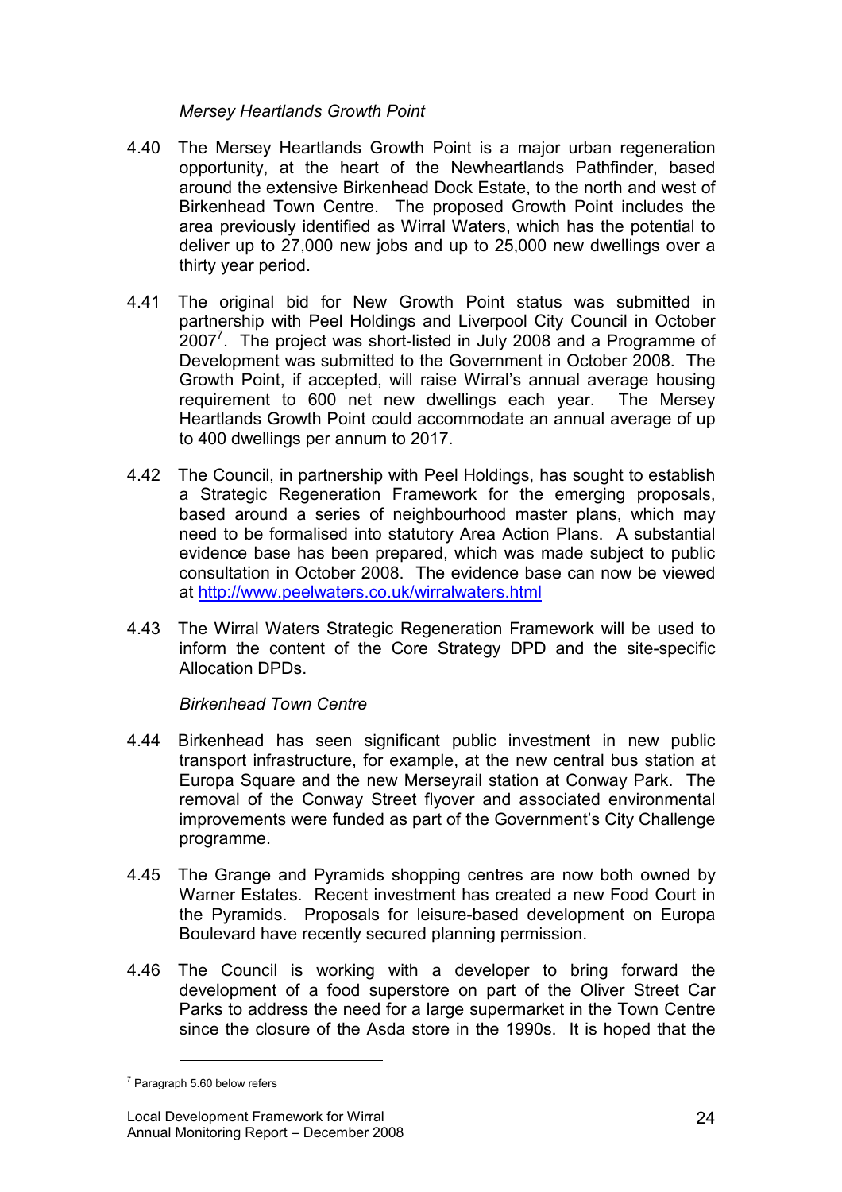*Mersey Heartlands Growth Point*

4.40 The Mersey Heartlands Growth Point is a major urban regeneration opportunity, at the heart of the Newheartlands Pathfinder, based around the extensive Birkenhead Dock Estate, to the north and west of Birkenhead Town Centre. The proposed Growth Point includes the area previously identified as Wirral Waters, which has the potential to deliver up to 27,000 new jobs and up to 25,000 new dwellings over a thirty year period.

4.41 The original bid for New Growth Point status was submitted in partnership with Peel Holdings and Liverpool City Council in October 2007[7]. The project was short-listed in July 2008 and a Programme of Development was submitted to the Government in October 2008. The Growth Point, if accepted, will raise Wirral's annual average housing requirement to 600 net new dwellings each year. The Mersey Heartlands Growth Point could accommodate an annual average of up to 400 dwellings per annum to 2017.

4.42 The Council, in partnership with Peel Holdings, has sought to establish a Strategic Regeneration Framework for the emerging proposals, based around a series of neighbourhood master plans, which may need to be formalised into statutory Area Action Plans. A substantial evidence base has been prepared, which was made subject to public consultation in October 2008. The evidence base can now be viewed at http://www.peelwaters.co.uk/wirralwaters.html

4.43 The Wirral Waters Strategic Regeneration Framework will be used to inform the content of the Core Strategy DPD and the site-specific Allocation DPDs.

*Birkenhead Town Centre*

4.44 Birkenhead has seen significant public investment in new public transport infrastructure, for example, at the new central bus station at Europa Square and the new Merseyrail station at Conway Park. The removal of the Conway Street flyover and associated environmental improvements were funded as part of the Government's City Challenge programme.

4.45 The Grange and Pyramids shopping centres are now both owned by Warner Estates. Recent investment has created a new Food Court in the Pyramids. Proposals for leisure-based development on Europa Boulevard have recently secured planning permission.

4.46 The Council is working with a developer to bring forward the development of a food superstore on part of the Oliver Street Car Parks to address the need for a large supermarket in the Town Centre since the closure of the Asda store in the 1990s. It is hoped that the

[7] Paragraph 5.60 below refers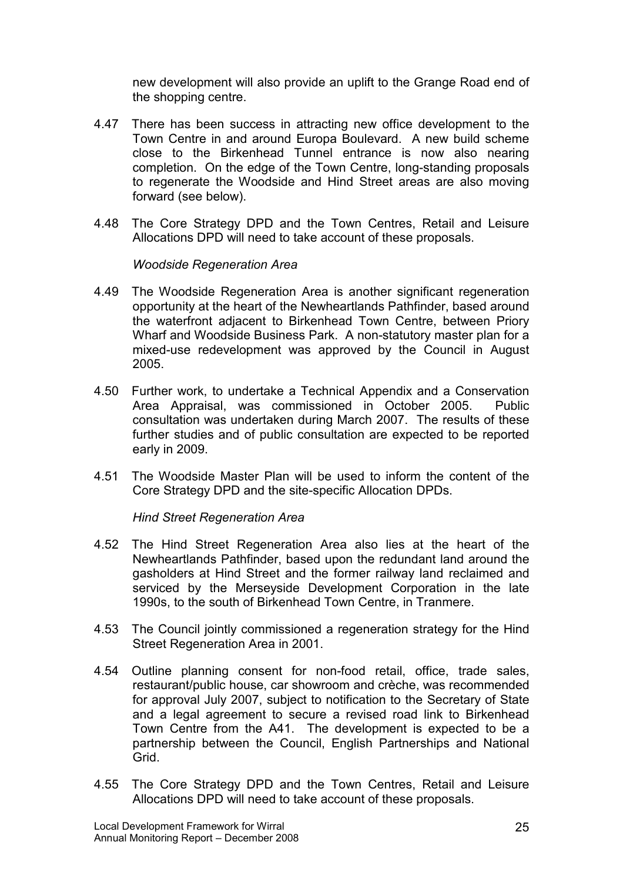new development will also provide an uplift to the Grange Road end of the shopping centre.

4.47 There has been success in attracting new office development to the Town Centre in and around Europa Boulevard. A new build scheme close to the Birkenhead Tunnel entrance is now also nearing completion. On the edge of the Town Centre, long-standing proposals to regenerate the Woodside and Hind Street areas are also moving forward (see below).

4.48 The Core Strategy DPD and the Town Centres, Retail and Leisure Allocations DPD will need to take account of these proposals.

*Woodside Regeneration Area*

4.49 The Woodside Regeneration Area is another significant regeneration opportunity at the heart of the Newheartlands Pathfinder, based around the waterfront adjacent to Birkenhead Town Centre, between Priory Wharf and Woodside Business Park. A non-statutory master plan for a mixed-use redevelopment was approved by the Council in August 2005.

4.50 Further work, to undertake a Technical Appendix and a Conservation Area Appraisal, was commissioned in October 2005. Public consultation was undertaken during March 2007. The results of these further studies and of public consultation are expected to be reported early in 2009.

4.51 The Woodside Master Plan will be used to inform the content of the Core Strategy DPD and the site-specific Allocation DPDs.

*Hind Street Regeneration Area*

4.52 The Hind Street Regeneration Area also lies at the heart of the Newheartlands Pathfinder, based upon the redundant land around the gasholders at Hind Street and the former railway land reclaimed and serviced by the Merseyside Development Corporation in the late 1990s, to the south of Birkenhead Town Centre, in Tranmere.

4.53 The Council jointly commissioned a regeneration strategy for the Hind Street Regeneration Area in 2001.

4.54 Outline planning consent for non-food retail, office, trade sales, restaurant/public house, car showroom and crèche, was recommended for approval July 2007, subject to notification to the Secretary of State and a legal agreement to secure a revised road link to Birkenhead Town Centre from the A41. The development is expected to be a partnership between the Council, English Partnerships and National Grid.

4.55 The Core Strategy DPD and the Town Centres, Retail and Leisure Allocations DPD will need to take account of these proposals.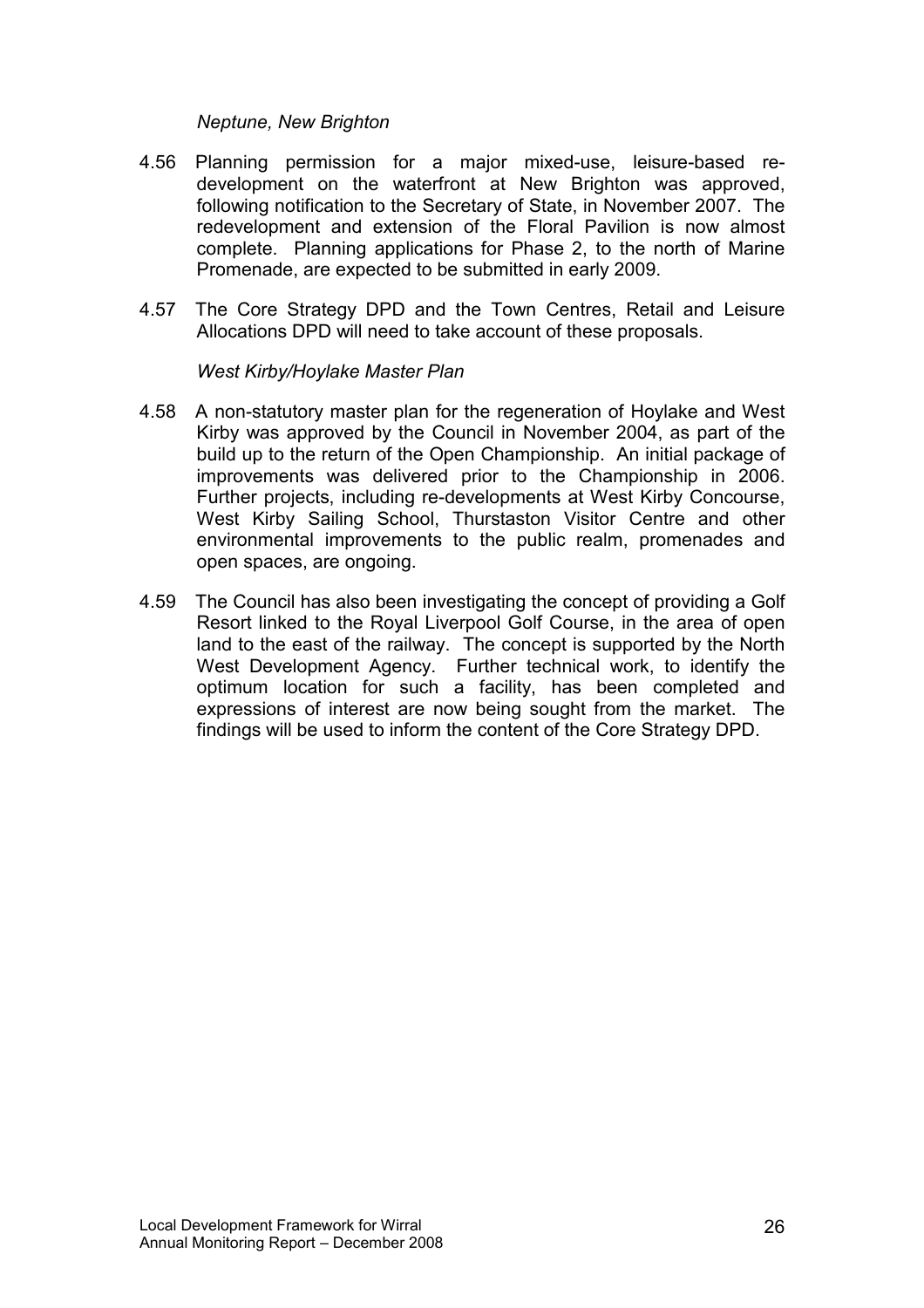*Neptune, New Brighton*

4.56 Planning permission for a major mixed-use, leisure-based re-development on the waterfront at New Brighton was approved, following notification to the Secretary of State, in November 2007. The redevelopment and extension of the Floral Pavilion is now almost complete. Planning applications for Phase 2, to the north of Marine Promenade, are expected to be submitted in early 2009.

4.57 The Core Strategy DPD and the Town Centres, Retail and Leisure Allocations DPD will need to take account of these proposals.

*West Kirby/Hoylake Master Plan*

4.58 A non-statutory master plan for the regeneration of Hoylake and West Kirby was approved by the Council in November 2004, as part of the build up to the return of the Open Championship. An initial package of improvements was delivered prior to the Championship in 2006. Further projects, including re-developments at West Kirby Concourse, West Kirby Sailing School, Thurstaston Visitor Centre and other environmental improvements to the public realm, promenades and open spaces, are ongoing.

4.59 The Council has also been investigating the concept of providing a Golf Resort linked to the Royal Liverpool Golf Course, in the area of open land to the east of the railway. The concept is supported by the North West Development Agency. Further technical work, to identify the optimum location for such a facility, has been completed and expressions of interest are now being sought from the market. The findings will be used to inform the content of the Core Strategy DPD.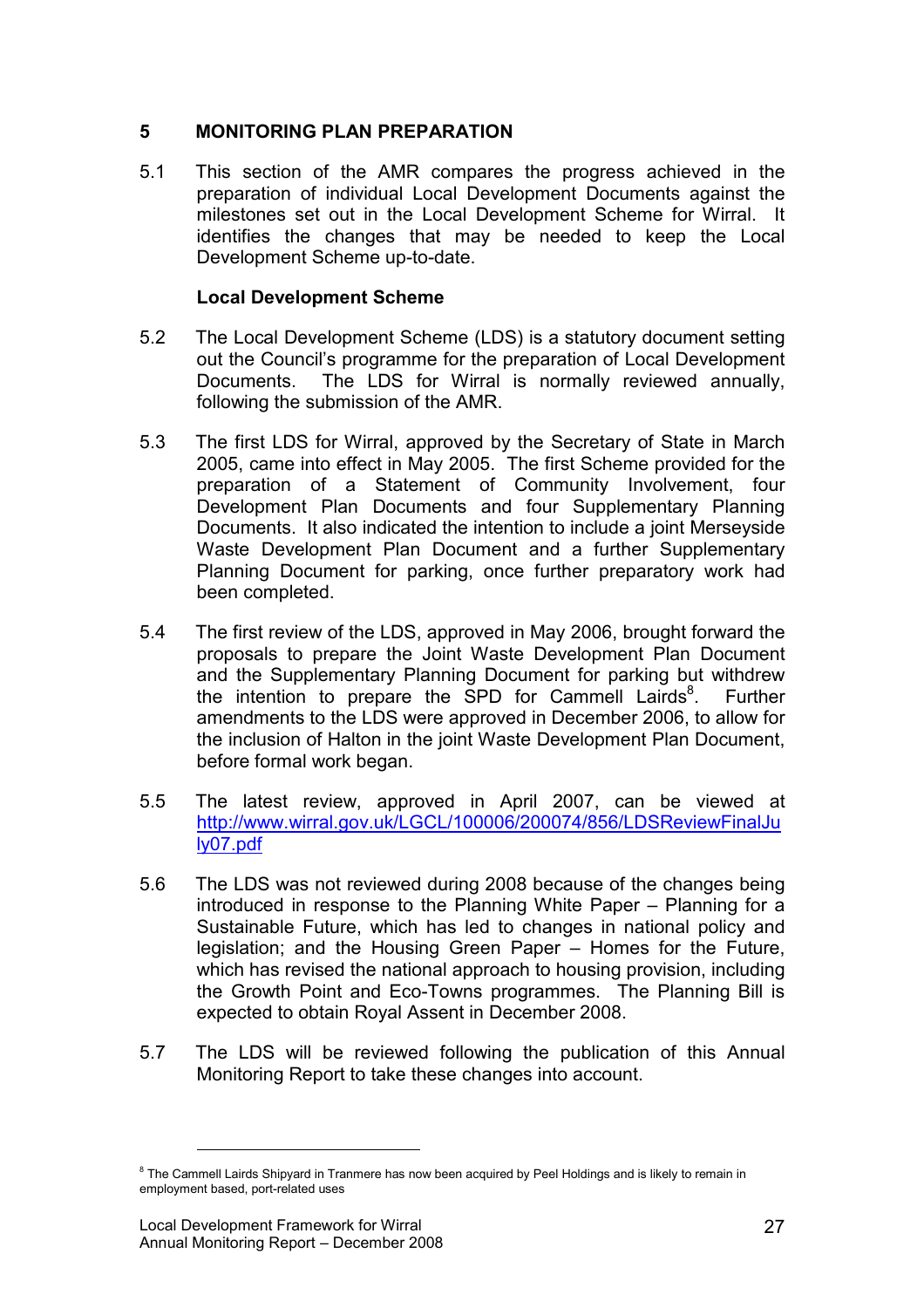## 5 MONITORING PLAN PREPARATION

5.1 This section of the AMR compares the progress achieved in the preparation of individual Local Development Documents against the milestones set out in the Local Development Scheme for Wirral. It identifies the changes that may be needed to keep the Local Development Scheme up-to-date.

### Local Development Scheme

5.2 The Local Development Scheme (LDS) is a statutory document setting out the Council's programme for the preparation of Local Development Documents. The LDS for Wirral is normally reviewed annually, following the submission of the AMR.

5.3 The first LDS for Wirral, approved by the Secretary of State in March 2005, came into effect in May 2005. The first Scheme provided for the preparation of a Statement of Community Involvement, four Development Plan Documents and four Supplementary Planning Documents. It also indicated the intention to include a joint Merseyside Waste Development Plan Document and a further Supplementary Planning Document for parking, once further preparatory work had been completed.

5.4 The first review of the LDS, approved in May 2006, brought forward the proposals to prepare the Joint Waste Development Plan Document and the Supplementary Planning Document for parking but withdrew the intention to prepare the SPD for Cammell Lairds[8]. Further amendments to the LDS were approved in December 2006, to allow for the inclusion of Halton in the joint Waste Development Plan Document, before formal work began.

5.5 The latest review, approved in April 2007, can be viewed at http://www.wirral.gov.uk/LGCL/100006/200074/856/LDSReviewFinalJuly07.pdf

5.6 The LDS was not reviewed during 2008 because of the changes being introduced in response to the Planning White Paper – Planning for a Sustainable Future, which has led to changes in national policy and legislation; and the Housing Green Paper – Homes for the Future, which has revised the national approach to housing provision, including the Growth Point and Eco-Towns programmes. The Planning Bill is expected to obtain Royal Assent in December 2008.

5.7 The LDS will be reviewed following the publication of this Annual Monitoring Report to take these changes into account.

---

[8] The Cammell Lairds Shipyard in Tranmere has now been acquired by Peel Holdings and is likely to remain in employment based, port-related uses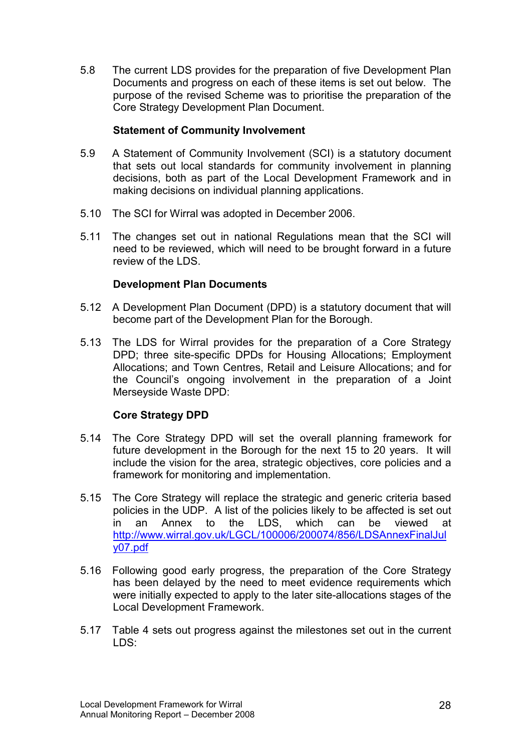5.8 The current LDS provides for the preparation of five Development Plan Documents and progress on each of these items is set out below. The purpose of the revised Scheme was to prioritise the preparation of the Core Strategy Development Plan Document.

**Statement of Community Involvement**

5.9 A Statement of Community Involvement (SCI) is a statutory document that sets out local standards for community involvement in planning decisions, both as part of the Local Development Framework and in making decisions on individual planning applications.

5.10 The SCI for Wirral was adopted in December 2006.

5.11 The changes set out in national Regulations mean that the SCI will need to be reviewed, which will need to be brought forward in a future review of the LDS.

**Development Plan Documents**

5.12 A Development Plan Document (DPD) is a statutory document that will become part of the Development Plan for the Borough.

5.13 The LDS for Wirral provides for the preparation of a Core Strategy DPD; three site-specific DPDs for Housing Allocations; Employment Allocations; and Town Centres, Retail and Leisure Allocations; and for the Council's ongoing involvement in the preparation of a Joint Merseyside Waste DPD:

**Core Strategy DPD**

5.14 The Core Strategy DPD will set the overall planning framework for future development in the Borough for the next 15 to 20 years. It will include the vision for the area, strategic objectives, core policies and a framework for monitoring and implementation.

5.15 The Core Strategy will replace the strategic and generic criteria based policies in the UDP. A list of the policies likely to be affected is set out in an Annex to the LDS, which can be viewed at http://www.wirral.gov.uk/LGCL/100006/200074/856/LDSAnnexFinalJuly07.pdf

5.16 Following good early progress, the preparation of the Core Strategy has been delayed by the need to meet evidence requirements which were initially expected to apply to the later site-allocations stages of the Local Development Framework.

5.17 Table 4 sets out progress against the milestones set out in the current LDS: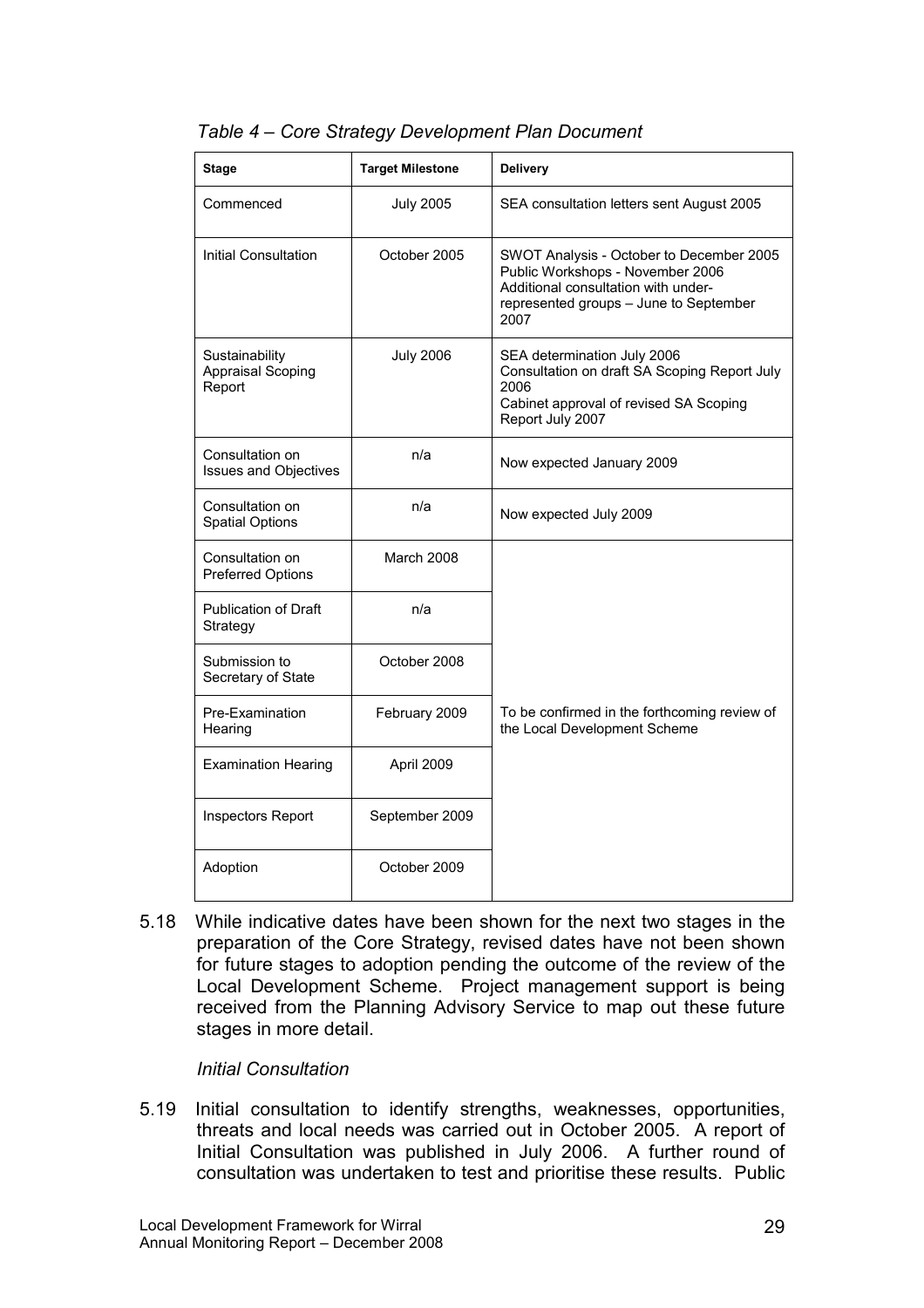*Table 4 – Core Strategy Development Plan Document*

| Stage | Target Milestone | Delivery |
|---|---|---|
| Commenced | July 2005 | SEA consultation letters sent August 2005 |
| Initial Consultation | October 2005 | SWOT Analysis - October to December 2005<br>Public Workshops - November 2006<br>Additional consultation with under-represented groups – June to September 2007 |
| Sustainability Appraisal Scoping Report | July 2006 | SEA determination July 2006<br>Consultation on draft SA Scoping Report July 2006<br>Cabinet approval of revised SA Scoping Report July 2007 |
| Consultation on Issues and Objectives | n/a | Now expected January 2009 |
| Consultation on Spatial Options | n/a | Now expected July 2009 |
| Consultation on Preferred Options | March 2008 | To be confirmed in the forthcoming review of the Local Development Scheme |
| Publication of Draft Strategy | n/a | |
| Submission to Secretary of State | October 2008 | |
| Pre-Examination Hearing | February 2009 | |
| Examination Hearing | April 2009 | |
| Inspectors Report | September 2009 | |
| Adoption | October 2009 | |

5.18 While indicative dates have been shown for the next two stages in the preparation of the Core Strategy, revised dates have not been shown for future stages to adoption pending the outcome of the review of the Local Development Scheme. Project management support is being received from the Planning Advisory Service to map out these future stages in more detail.

*Initial Consultation*

5.19 Initial consultation to identify strengths, weaknesses, opportunities, threats and local needs was carried out in October 2005. A report of Initial Consultation was published in July 2006. A further round of consultation was undertaken to test and prioritise these results. Public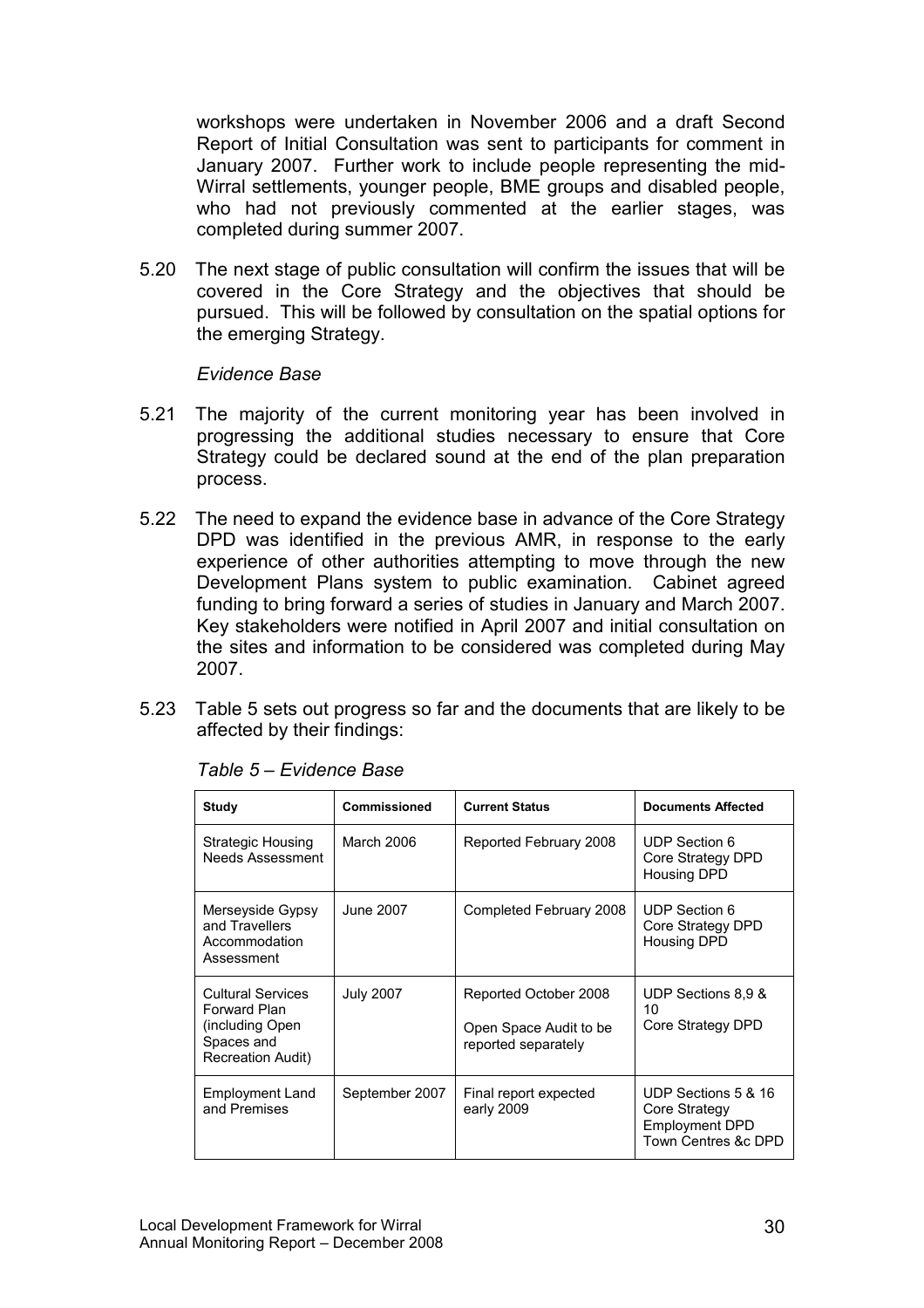workshops were undertaken in November 2006 and a draft Second Report of Initial Consultation was sent to participants for comment in January 2007. Further work to include people representing the mid-Wirral settlements, younger people, BME groups and disabled people, who had not previously commented at the earlier stages, was completed during summer 2007.

5.20 The next stage of public consultation will confirm the issues that will be covered in the Core Strategy and the objectives that should be pursued. This will be followed by consultation on the spatial options for the emerging Strategy.

*Evidence Base*

5.21 The majority of the current monitoring year has been involved in progressing the additional studies necessary to ensure that Core Strategy could be declared sound at the end of the plan preparation process.

5.22 The need to expand the evidence base in advance of the Core Strategy DPD was identified in the previous AMR, in response to the early experience of other authorities attempting to move through the new Development Plans system to public examination. Cabinet agreed funding to bring forward a series of studies in January and March 2007. Key stakeholders were notified in April 2007 and initial consultation on the sites and information to be considered was completed during May 2007.

5.23 Table 5 sets out progress so far and the documents that are likely to be affected by their findings:

*Table 5 – Evidence Base*

| Study | Commissioned | Current Status | Documents Affected |
|---|---|---|---|
| Strategic Housing Needs Assessment | March 2006 | Reported February 2008 | UDP Section 6<br>Core Strategy DPD<br>Housing DPD |
| Merseyside Gypsy and Travellers Accommodation Assessment | June 2007 | Completed February 2008 | UDP Section 6<br>Core Strategy DPD<br>Housing DPD |
| Cultural Services Forward Plan (including Open Spaces and Recreation Audit) | July 2007 | Reported October 2008<br><br>Open Space Audit to be reported separately | UDP Sections 8,9 & 10<br>Core Strategy DPD |
| Employment Land and Premises | September 2007 | Final report expected early 2009 | UDP Sections 5 & 16<br>Core Strategy<br>Employment DPD<br>Town Centres &c DPD |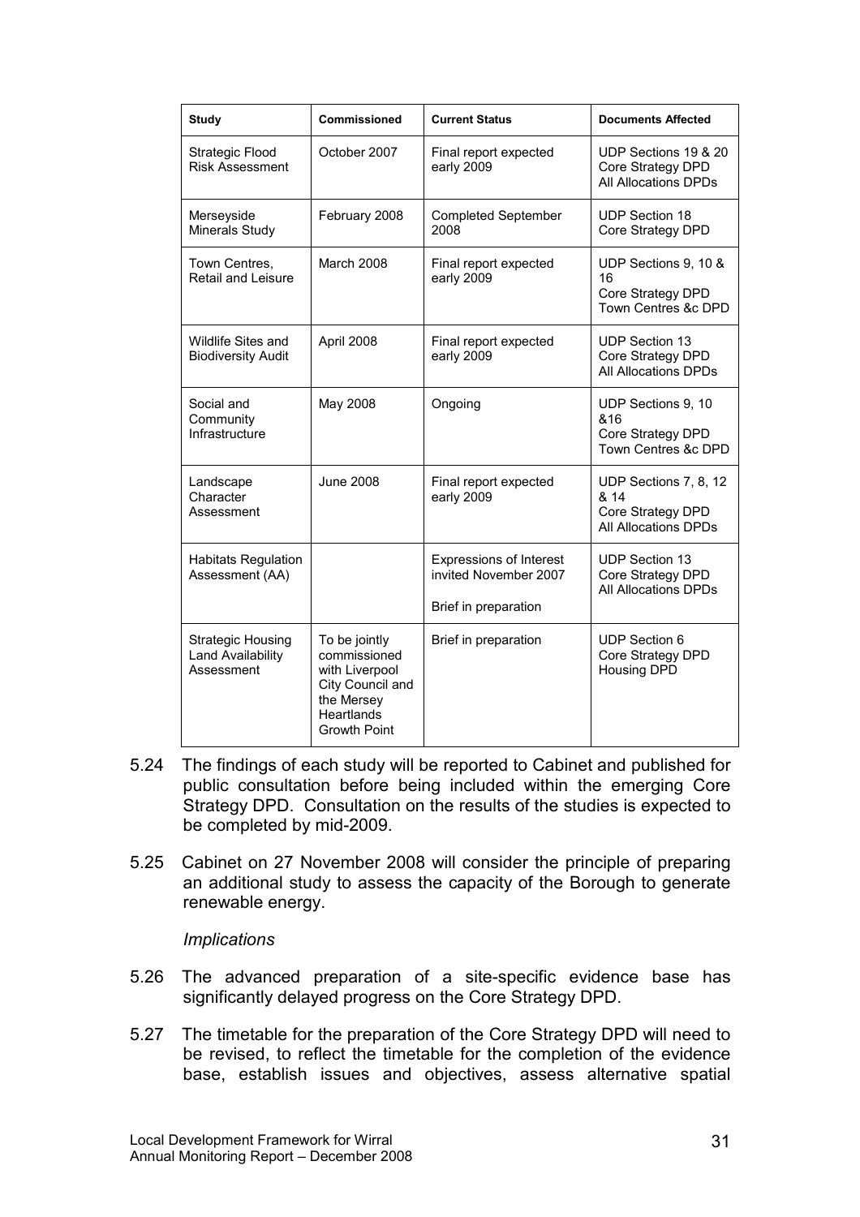| Study | Commissioned | Current Status | Documents Affected |
| --- | --- | --- | --- |
| Strategic Flood Risk Assessment | October 2007 | Final report expected early 2009 | UDP Sections 19 & 20 Core Strategy DPD All Allocations DPDs |
| Merseyside Minerals Study | February 2008 | Completed September 2008 | UDP Section 18 Core Strategy DPD |
| Town Centres, Retail and Leisure | March 2008 | Final report expected early 2009 | UDP Sections 9, 10 & 16 Core Strategy DPD Town Centres &c DPD |
| Wildlife Sites and Biodiversity Audit | April 2008 | Final report expected early 2009 | UDP Section 13 Core Strategy DPD All Allocations DPDs |
| Social and Community Infrastructure | May 2008 | Ongoing | UDP Sections 9, 10 &16 Core Strategy DPD Town Centres &c DPD |
| Landscape Character Assessment | June 2008 | Final report expected early 2009 | UDP Sections 7, 8, 12 & 14 Core Strategy DPD All Allocations DPDs |
| Habitats Regulation Assessment (AA) | | Expressions of Interest invited November 2007<br><br>Brief in preparation | UDP Section 13 Core Strategy DPD All Allocations DPDs |
| Strategic Housing Land Availability Assessment | To be jointly commissioned with Liverpool City Council and the Mersey Heartlands Growth Point | Brief in preparation | UDP Section 6 Core Strategy DPD Housing DPD |

5.24 The findings of each study will be reported to Cabinet and published for public consultation before being included within the emerging Core Strategy DPD. Consultation on the results of the studies is expected to be completed by mid-2009.

5.25 Cabinet on 27 November 2008 will consider the principle of preparing an additional study to assess the capacity of the Borough to generate renewable energy.

*Implications*

5.26 The advanced preparation of a site-specific evidence base has significantly delayed progress on the Core Strategy DPD.

5.27 The timetable for the preparation of the Core Strategy DPD will need to be revised, to reflect the timetable for the completion of the evidence base, establish issues and objectives, assess alternative spatial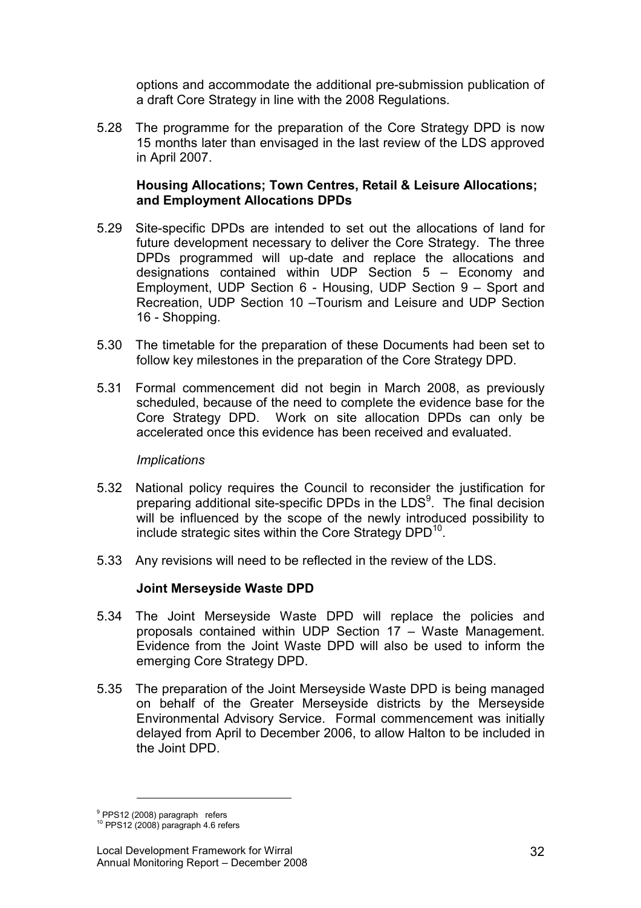options and accommodate the additional pre-submission publication of a draft Core Strategy in line with the 2008 Regulations.

5.28 The programme for the preparation of the Core Strategy DPD is now 15 months later than envisaged in the last review of the LDS approved in April 2007.

**Housing Allocations; Town Centres, Retail & Leisure Allocations; and Employment Allocations DPDs**

5.29 Site-specific DPDs are intended to set out the allocations of land for future development necessary to deliver the Core Strategy. The three DPDs programmed will up-date and replace the allocations and designations contained within UDP Section 5 – Economy and Employment, UDP Section 6 - Housing, UDP Section 9 – Sport and Recreation, UDP Section 10 –Tourism and Leisure and UDP Section 16 - Shopping.

5.30 The timetable for the preparation of these Documents had been set to follow key milestones in the preparation of the Core Strategy DPD.

5.31 Formal commencement did not begin in March 2008, as previously scheduled, because of the need to complete the evidence base for the Core Strategy DPD. Work on site allocation DPDs can only be accelerated once this evidence has been received and evaluated.

*Implications*

5.32 National policy requires the Council to reconsider the justification for preparing additional site-specific DPDs in the LDS[9]. The final decision will be influenced by the scope of the newly introduced possibility to include strategic sites within the Core Strategy DPD[10].

5.33 Any revisions will need to be reflected in the review of the LDS.

**Joint Merseyside Waste DPD**

5.34 The Joint Merseyside Waste DPD will replace the policies and proposals contained within UDP Section 17 – Waste Management. Evidence from the Joint Waste DPD will also be used to inform the emerging Core Strategy DPD.

5.35 The preparation of the Joint Merseyside Waste DPD is being managed on behalf of the Greater Merseyside districts by the Merseyside Environmental Advisory Service. Formal commencement was initially delayed from April to December 2006, to allow Halton to be included in the Joint DPD.

---

[9] PPS12 (2008) paragraph refers

[10] PPS12 (2008) paragraph 4.6 refers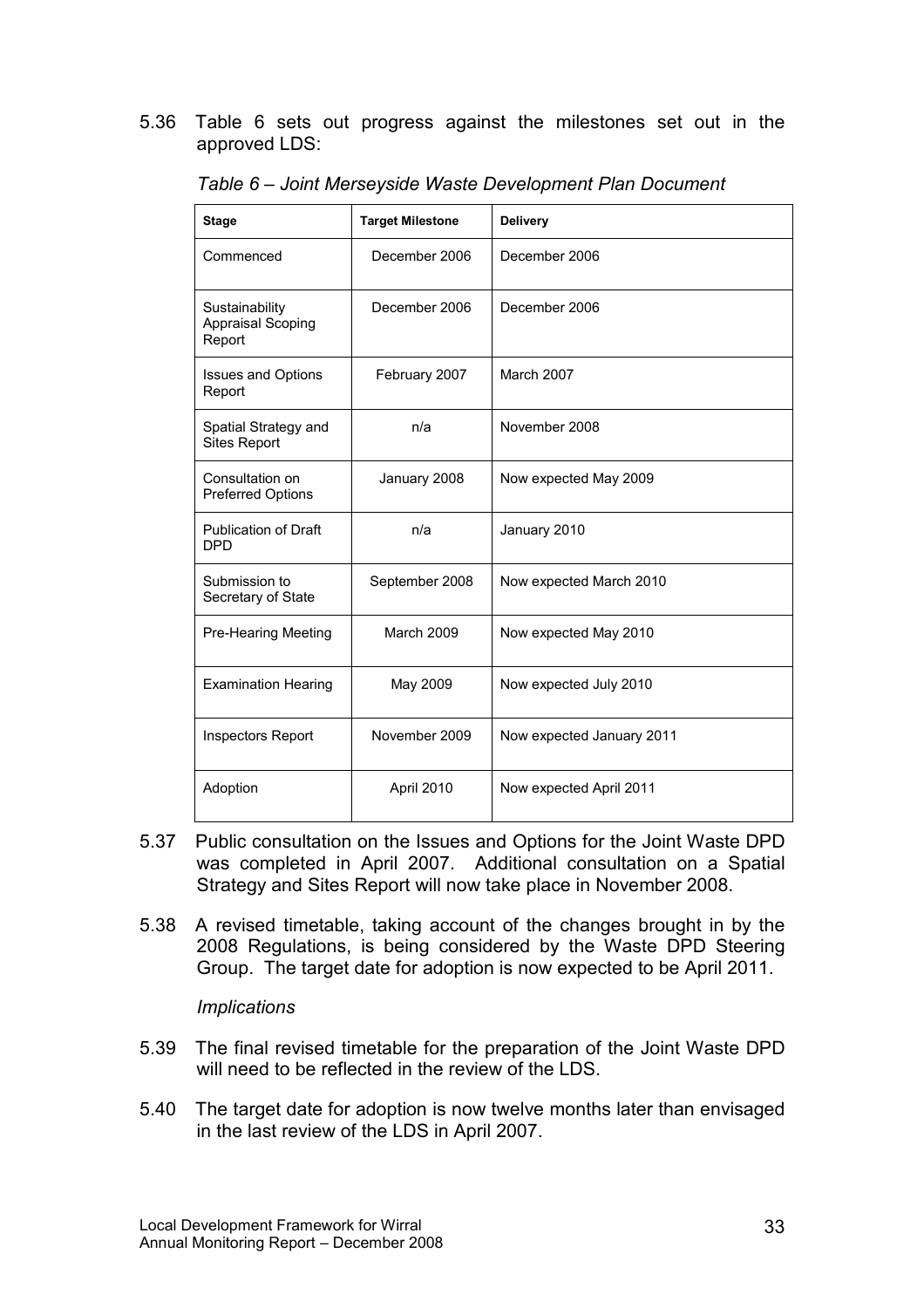5.36 Table 6 sets out progress against the milestones set out in the approved LDS:

*Table 6 – Joint Merseyside Waste Development Plan Document*

| Stage | Target Milestone | Delivery |
|---|---|---|
| Commenced | December 2006 | December 2006 |
| Sustainability Appraisal Scoping Report | December 2006 | December 2006 |
| Issues and Options Report | February 2007 | March 2007 |
| Spatial Strategy and Sites Report | n/a | November 2008 |
| Consultation on Preferred Options | January 2008 | Now expected May 2009 |
| Publication of Draft DPD | n/a | January 2010 |
| Submission to Secretary of State | September 2008 | Now expected March 2010 |
| Pre-Hearing Meeting | March 2009 | Now expected May 2010 |
| Examination Hearing | May 2009 | Now expected July 2010 |
| Inspectors Report | November 2009 | Now expected January 2011 |
| Adoption | April 2010 | Now expected April 2011 |

5.37 Public consultation on the Issues and Options for the Joint Waste DPD was completed in April 2007. Additional consultation on a Spatial Strategy and Sites Report will now take place in November 2008.

5.38 A revised timetable, taking account of the changes brought in by the 2008 Regulations, is being considered by the Waste DPD Steering Group. The target date for adoption is now expected to be April 2011.

*Implications*

5.39 The final revised timetable for the preparation of the Joint Waste DPD will need to be reflected in the review of the LDS.

5.40 The target date for adoption is now twelve months later than envisaged in the last review of the LDS in April 2007.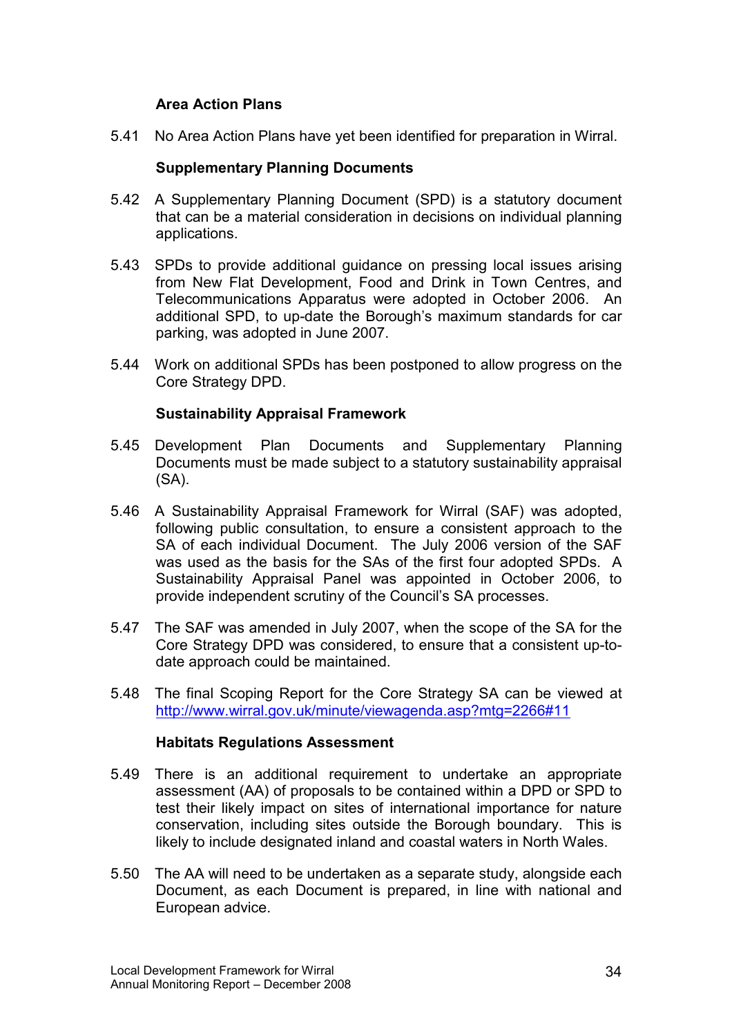### Area Action Plans

5.41 No Area Action Plans have yet been identified for preparation in Wirral.

### Supplementary Planning Documents

5.42 A Supplementary Planning Document (SPD) is a statutory document that can be a material consideration in decisions on individual planning applications.

5.43 SPDs to provide additional guidance on pressing local issues arising from New Flat Development, Food and Drink in Town Centres, and Telecommunications Apparatus were adopted in October 2006. An additional SPD, to up-date the Borough's maximum standards for car parking, was adopted in June 2007.

5.44 Work on additional SPDs has been postponed to allow progress on the Core Strategy DPD.

### Sustainability Appraisal Framework

5.45 Development Plan Documents and Supplementary Planning Documents must be made subject to a statutory sustainability appraisal (SA).

5.46 A Sustainability Appraisal Framework for Wirral (SAF) was adopted, following public consultation, to ensure a consistent approach to the SA of each individual Document. The July 2006 version of the SAF was used as the basis for the SAs of the first four adopted SPDs. A Sustainability Appraisal Panel was appointed in October 2006, to provide independent scrutiny of the Council's SA processes.

5.47 The SAF was amended in July 2007, when the scope of the SA for the Core Strategy DPD was considered, to ensure that a consistent up-to-date approach could be maintained.

5.48 The final Scoping Report for the Core Strategy SA can be viewed at http://www.wirral.gov.uk/minute/viewagenda.asp?mtg=2266#11

### Habitats Regulations Assessment

5.49 There is an additional requirement to undertake an appropriate assessment (AA) of proposals to be contained within a DPD or SPD to test their likely impact on sites of international importance for nature conservation, including sites outside the Borough boundary. This is likely to include designated inland and coastal waters in North Wales.

5.50 The AA will need to be undertaken as a separate study, alongside each Document, as each Document is prepared, in line with national and European advice.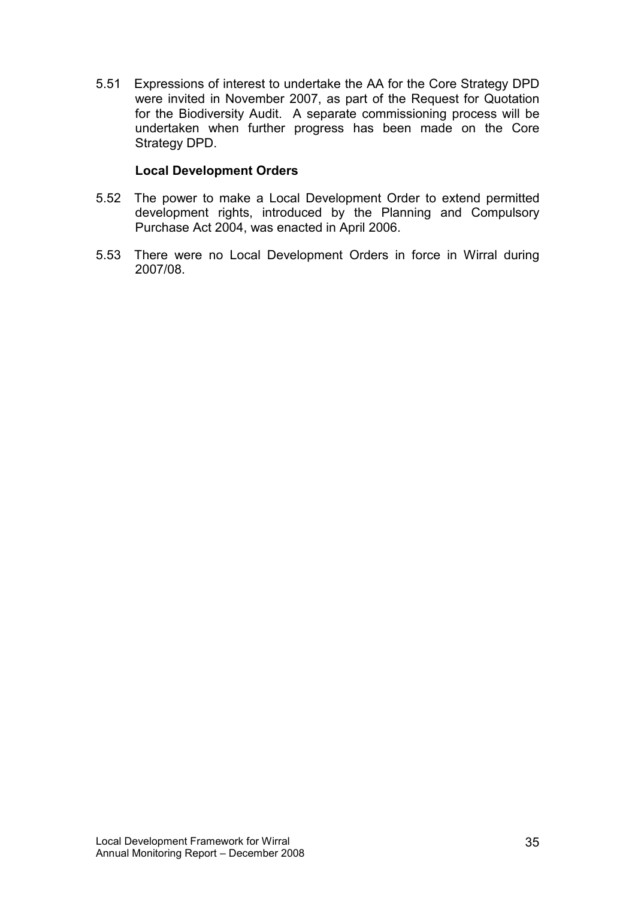5.51 Expressions of interest to undertake the AA for the Core Strategy DPD were invited in November 2007, as part of the Request for Quotation for the Biodiversity Audit. A separate commissioning process will be undertaken when further progress has been made on the Core Strategy DPD.

**Local Development Orders**

5.52 The power to make a Local Development Order to extend permitted development rights, introduced by the Planning and Compulsory Purchase Act 2004, was enacted in April 2006.

5.53 There were no Local Development Orders in force in Wirral during 2007/08.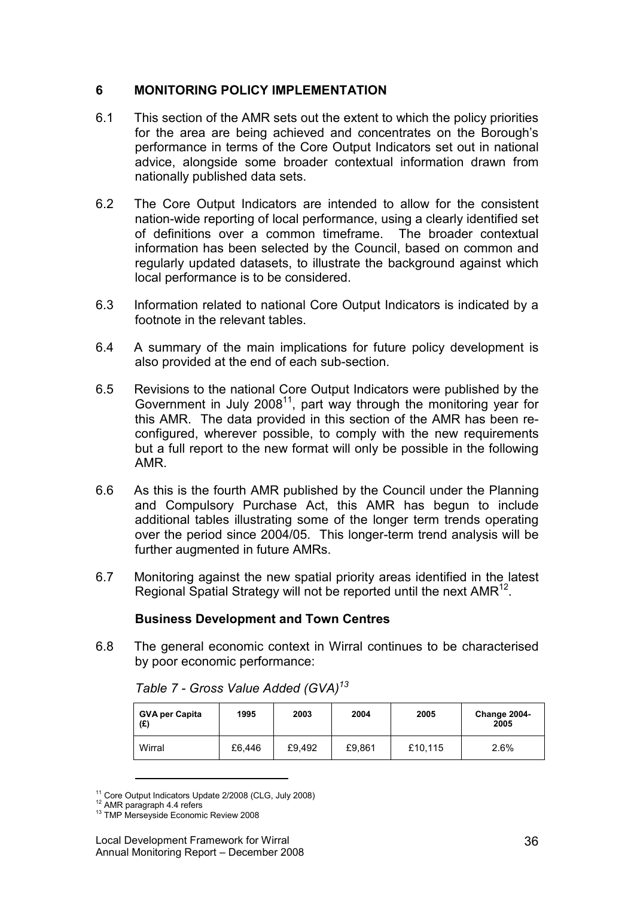## 6 MONITORING POLICY IMPLEMENTATION

6.1 This section of the AMR sets out the extent to which the policy priorities for the area are being achieved and concentrates on the Borough's performance in terms of the Core Output Indicators set out in national advice, alongside some broader contextual information drawn from nationally published data sets.

6.2 The Core Output Indicators are intended to allow for the consistent nation-wide reporting of local performance, using a clearly identified set of definitions over a common timeframe. The broader contextual information has been selected by the Council, based on common and regularly updated datasets, to illustrate the background against which local performance is to be considered.

6.3 Information related to national Core Output Indicators is indicated by a footnote in the relevant tables.

6.4 A summary of the main implications for future policy development is also provided at the end of each sub-section.

6.5 Revisions to the national Core Output Indicators were published by the Government in July 2008[11], part way through the monitoring year for this AMR. The data provided in this section of the AMR has been re-configured, wherever possible, to comply with the new requirements but a full report to the new format will only be possible in the following AMR.

6.6 As this is the fourth AMR published by the Council under the Planning and Compulsory Purchase Act, this AMR has begun to include additional tables illustrating some of the longer term trends operating over the period since 2004/05. This longer-term trend analysis will be further augmented in future AMRs.

6.7 Monitoring against the new spatial priority areas identified in the latest Regional Spatial Strategy will not be reported until the next AMR[12].

### Business Development and Town Centres

6.8 The general economic context in Wirral continues to be characterised by poor economic performance:

*Table 7 - Gross Value Added (GVA)[13]*

| GVA per Capita (£) | 1995 | 2003 | 2004 | 2005 | Change 2004-2005 |
|---|---|---|---|---|---|
| Wirral | £6,446 | £9,492 | £9,861 | £10,115 | 2.6% |

[11] Core Output Indicators Update 2/2008 (CLG, July 2008)
[12] AMR paragraph 4.4 refers
[13] TMP Merseyside Economic Review 2008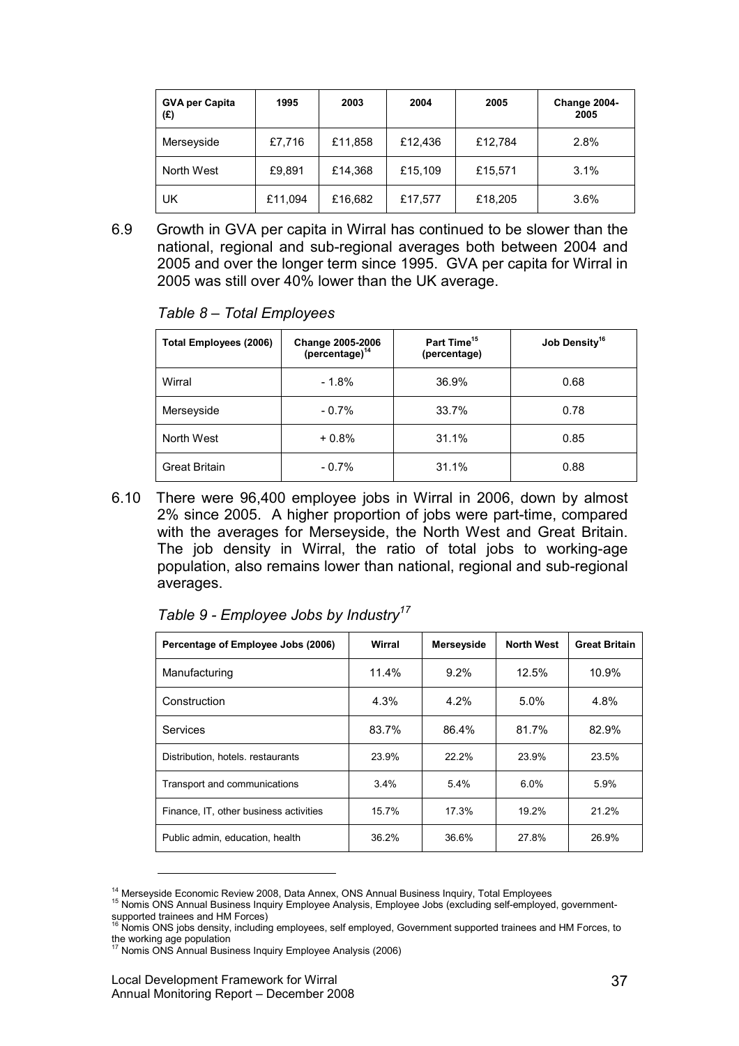| GVA per Capita (£) | 1995 | 2003 | 2004 | 2005 | Change 2004-2005 |
|---|---|---|---|---|---|
| Merseyside | £7,716 | £11,858 | £12,436 | £12,784 | 2.8% |
| North West | £9,891 | £14,368 | £15,109 | £15,571 | 3.1% |
| UK | £11,094 | £16,682 | £17,577 | £18,205 | 3.6% |

6.9 Growth in GVA per capita in Wirral has continued to be slower than the national, regional and sub-regional averages both between 2004 and 2005 and over the longer term since 1995. GVA per capita for Wirral in 2005 was still over 40% lower than the UK average.

*Table 8 – Total Employees*

| Total Employees (2006) | Change 2005-2006 (percentage)[14] | Part Time[15] (percentage) | Job Density[16] |
|---|---|---|---|
| Wirral | - 1.8% | 36.9% | 0.68 |
| Merseyside | - 0.7% | 33.7% | 0.78 |
| North West | + 0.8% | 31.1% | 0.85 |
| Great Britain | - 0.7% | 31.1% | 0.88 |

6.10 There were 96,400 employee jobs in Wirral in 2006, down by almost 2% since 2005. A higher proportion of jobs were part-time, compared with the averages for Merseyside, the North West and Great Britain. The job density in Wirral, the ratio of total jobs to working-age population, also remains lower than national, regional and sub-regional averages.

*Table 9 - Employee Jobs by Industry[17]*

| Percentage of Employee Jobs (2006) | Wirral | Merseyside | North West | Great Britain |
|---|---|---|---|---|
| Manufacturing | 11.4% | 9.2% | 12.5% | 10.9% |
| Construction | 4.3% | 4.2% | 5.0% | 4.8% |
| Services | 83.7% | 86.4% | 81.7% | 82.9% |
| Distribution, hotels. restaurants | 23.9% | 22.2% | 23.9% | 23.5% |
| Transport and communications | 3.4% | 5.4% | 6.0% | 5.9% |
| Finance, IT, other business activities | 15.7% | 17.3% | 19.2% | 21.2% |
| Public admin, education, health | 36.2% | 36.6% | 27.8% | 26.9% |

[14] Merseyside Economic Review 2008, Data Annex, ONS Annual Business Inquiry, Total Employees

[15] Nomis ONS Annual Business Inquiry Employee Analysis, Employee Jobs (excluding self-employed, government-supported trainees and HM Forces)

[16] Nomis ONS jobs density, including employees, self employed, Government supported trainees and HM Forces, to the working age population

[17] Nomis ONS Annual Business Inquiry Employee Analysis (2006)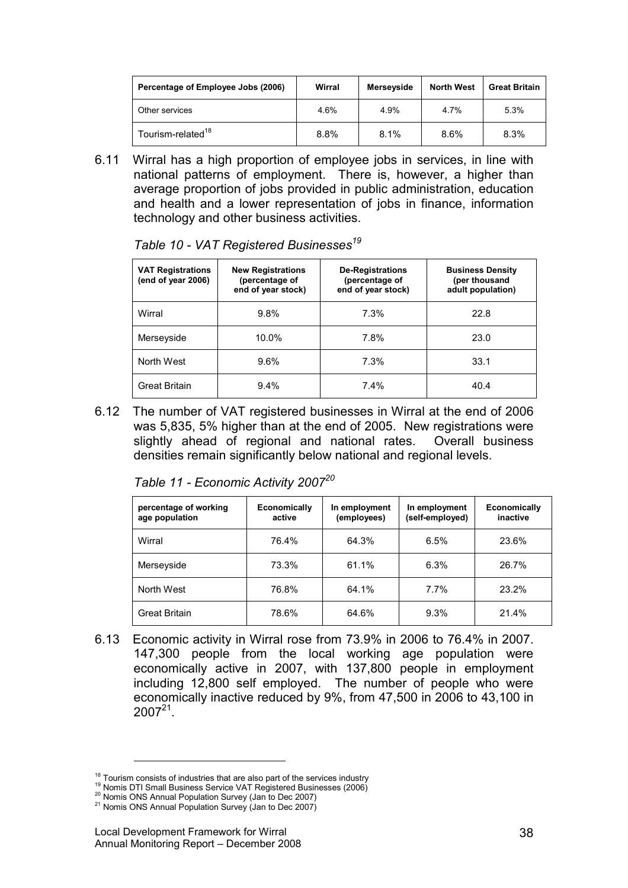| Percentage of Employee Jobs (2006) | Wirral | Merseyside | North West | Great Britain |
|---|---|---|---|---|
| Other services | 4.6% | 4.9% | 4.7% | 5.3% |
| Tourism-related[18] | 8.8% | 8.1% | 8.6% | 8.3% |

6.11 Wirral has a high proportion of employee jobs in services, in line with national patterns of employment. There is, however, a higher than average proportion of jobs provided in public administration, education and health and a lower representation of jobs in finance, information technology and other business activities.

*Table 10 - VAT Registered Businesses[19]*

| VAT Registrations (end of year 2006) | New Registrations (percentage of end of year stock) | De-Registrations (percentage of end of year stock) | Business Density (per thousand adult population) |
|---|---|---|---|
| Wirral | 9.8% | 7.3% | 22.8 |
| Merseyside | 10.0% | 7.8% | 23.0 |
| North West | 9.6% | 7.3% | 33.1 |
| Great Britain | 9.4% | 7.4% | 40.4 |

6.12 The number of VAT registered businesses in Wirral at the end of 2006 was 5,835, 5% higher than at the end of 2005. New registrations were slightly ahead of regional and national rates. Overall business densities remain significantly below national and regional levels.

*Table 11 - Economic Activity 2007[20]*

| percentage of working age population | Economically active | In employment (employees) | In employment (self-employed) | Economically inactive |
|---|---|---|---|---|
| Wirral | 76.4% | 64.3% | 6.5% | 23.6% |
| Merseyside | 73.3% | 61.1% | 6.3% | 26.7% |
| North West | 76.8% | 64.1% | 7.7% | 23.2% |
| Great Britain | 78.6% | 64.6% | 9.3% | 21.4% |

6.13 Economic activity in Wirral rose from 73.9% in 2006 to 76.4% in 2007. 147,300 people from the local working age population were economically active in 2007, with 137,800 people in employment including 12,800 self employed. The number of people who were economically inactive reduced by 9%, from 47,500 in 2006 to 43,100 in 2007[21].

---

[18] Tourism consists of industries that are also part of the services industry

[19] Nomis DTI Small Business Service VAT Registered Businesses (2006)

[20] Nomis ONS Annual Population Survey (Jan to Dec 2007)

[21] Nomis ONS Annual Population Survey (Jan to Dec 2007)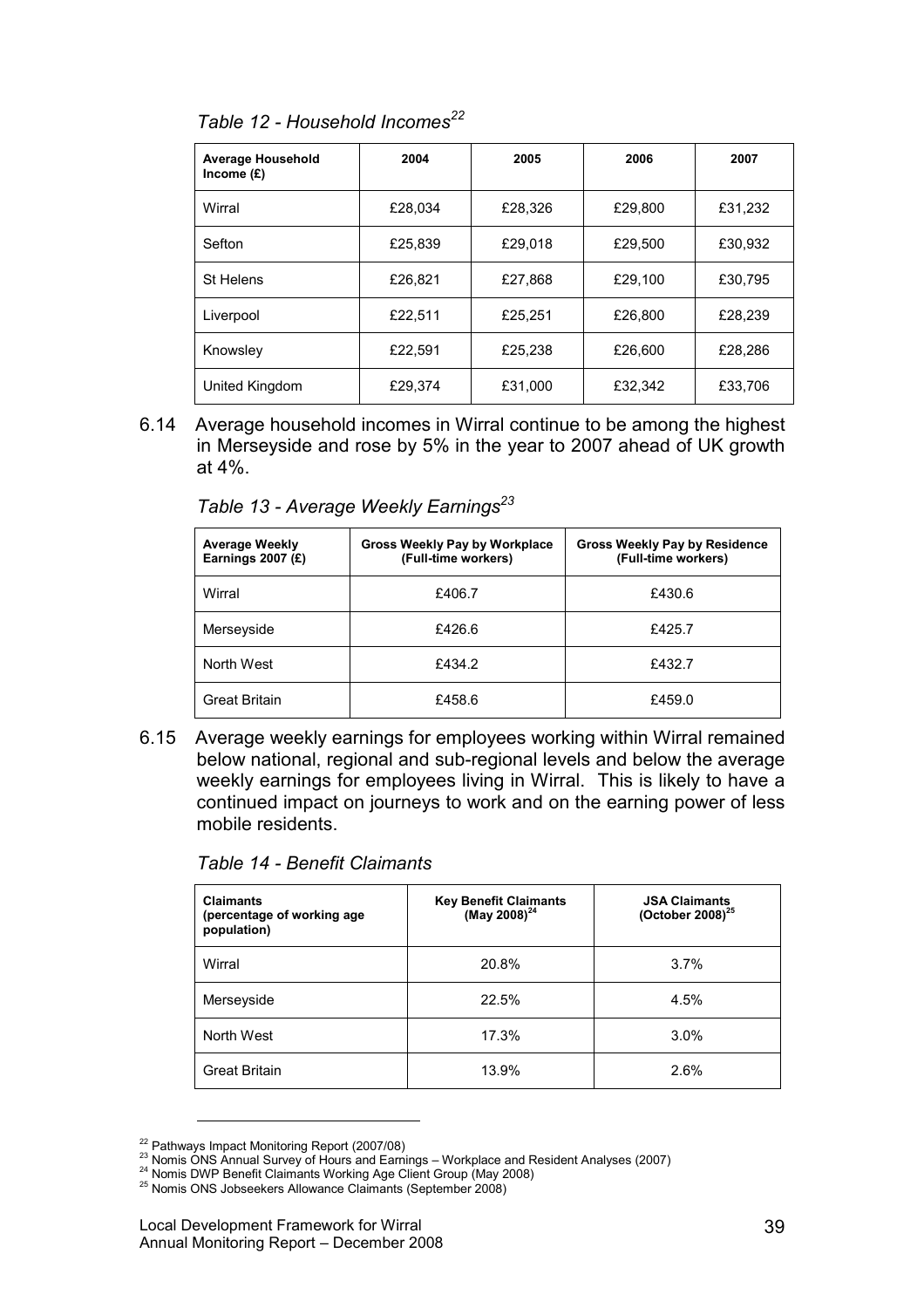*Table 12 - Household Incomes*[22]

| Average Household Income (£) | 2004 | 2005 | 2006 | 2007 |
|---|---|---|---|---|
| Wirral | £28,034 | £28,326 | £29,800 | £31,232 |
| Sefton | £25,839 | £29,018 | £29,500 | £30,932 |
| St Helens | £26,821 | £27,868 | £29,100 | £30,795 |
| Liverpool | £22,511 | £25,251 | £26,800 | £28,239 |
| Knowsley | £22,591 | £25,238 | £26,600 | £28,286 |
| United Kingdom | £29,374 | £31,000 | £32,342 | £33,706 |

6.14 Average household incomes in Wirral continue to be among the highest in Merseyside and rose by 5% in the year to 2007 ahead of UK growth at 4%.

*Table 13 - Average Weekly Earnings*[23]

| Average Weekly Earnings 2007 (£) | Gross Weekly Pay by Workplace (Full-time workers) | Gross Weekly Pay by Residence (Full-time workers) |
|---|---|---|
| Wirral | £406.7 | £430.6 |
| Merseyside | £426.6 | £425.7 |
| North West | £434.2 | £432.7 |
| Great Britain | £458.6 | £459.0 |

6.15 Average weekly earnings for employees working within Wirral remained below national, regional and sub-regional levels and below the average weekly earnings for employees living in Wirral. This is likely to have a continued impact on journeys to work and on the earning power of less mobile residents.

*Table 14 - Benefit Claimants*

| Claimants (percentage of working age population) | Key Benefit Claimants (May 2008)[24] | JSA Claimants (October 2008)[25] |
|---|---|---|
| Wirral | 20.8% | 3.7% |
| Merseyside | 22.5% | 4.5% |
| North West | 17.3% | 3.0% |
| Great Britain | 13.9% | 2.6% |

---

[22] Pathways Impact Monitoring Report (2007/08)
[23] Nomis ONS Annual Survey of Hours and Earnings – Workplace and Resident Analyses (2007)
[24] Nomis DWP Benefit Claimants Working Age Client Group (May 2008)
[25] Nomis ONS Jobseekers Allowance Claimants (September 2008)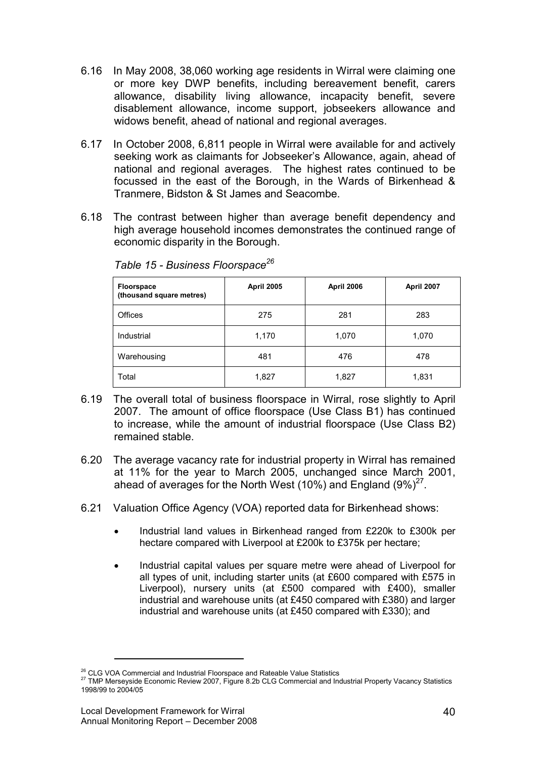6.16 In May 2008, 38,060 working age residents in Wirral were claiming one or more key DWP benefits, including bereavement benefit, carers allowance, disability living allowance, incapacity benefit, severe disablement allowance, income support, jobseekers allowance and widows benefit, ahead of national and regional averages.

6.17 In October 2008, 6,811 people in Wirral were available for and actively seeking work as claimants for Jobseeker's Allowance, again, ahead of national and regional averages. The highest rates continued to be focussed in the east of the Borough, in the Wards of Birkenhead & Tranmere, Bidston & St James and Seacombe.

6.18 The contrast between higher than average benefit dependency and high average household incomes demonstrates the continued range of economic disparity in the Borough.

*Table 15 - Business Floorspace*[26]

| Floorspace (thousand square metres) | April 2005 | April 2006 | April 2007 |
|---|---|---|---|
| Offices | 275 | 281 | 283 |
| Industrial | 1,170 | 1,070 | 1,070 |
| Warehousing | 481 | 476 | 478 |
| Total | 1,827 | 1,827 | 1,831 |

6.19 The overall total of business floorspace in Wirral, rose slightly to April 2007. The amount of office floorspace (Use Class B1) has continued to increase, while the amount of industrial floorspace (Use Class B2) remained stable.

6.20 The average vacancy rate for industrial property in Wirral has remained at 11% for the year to March 2005, unchanged since March 2001, ahead of averages for the North West (10%) and England (9%)[27].

6.21 Valuation Office Agency (VOA) reported data for Birkenhead shows:

- Industrial land values in Birkenhead ranged from £220k to £300k per hectare compared with Liverpool at £200k to £375k per hectare;

- Industrial capital values per square metre were ahead of Liverpool for all types of unit, including starter units (at £600 compared with £575 in Liverpool), nursery units (at £500 compared with £400), smaller industrial and warehouse units (at £450 compared with £380) and larger industrial and warehouse units (at £450 compared with £330); and

[26] CLG VOA Commercial and Industrial Floorspace and Rateable Value Statistics

[27] TMP Merseyside Economic Review 2007, Figure 8.2b CLG Commercial and Industrial Property Vacancy Statistics 1998/99 to 2004/05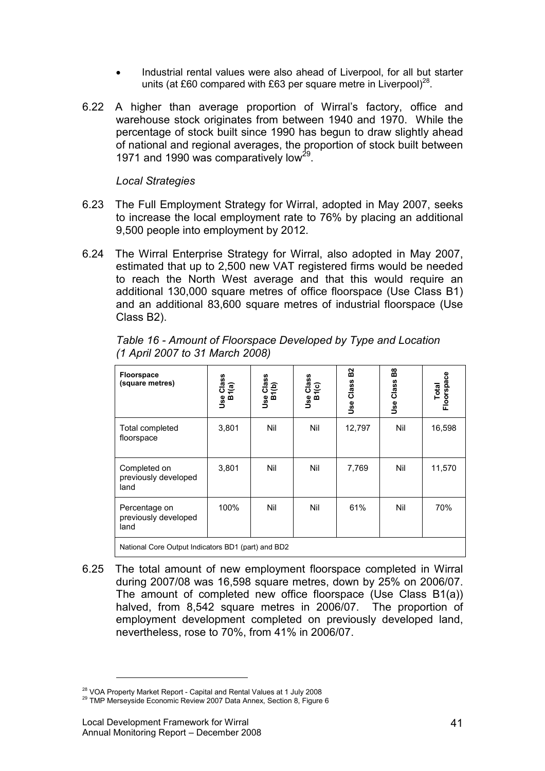- Industrial rental values were also ahead of Liverpool, for all but starter units (at £60 compared with £63 per square metre in Liverpool)[28].

6.22 A higher than average proportion of Wirral's factory, office and warehouse stock originates from between 1940 and 1970. While the percentage of stock built since 1990 has begun to draw slightly ahead of national and regional averages, the proportion of stock built between 1971 and 1990 was comparatively low[29].

*Local Strategies*

6.23 The Full Employment Strategy for Wirral, adopted in May 2007, seeks to increase the local employment rate to 76% by placing an additional 9,500 people into employment by 2012.

6.24 The Wirral Enterprise Strategy for Wirral, also adopted in May 2007, estimated that up to 2,500 new VAT registered firms would be needed to reach the North West average and that this would require an additional 130,000 square metres of office floorspace (Use Class B1) and an additional 83,600 square metres of industrial floorspace (Use Class B2).

*Table 16 - Amount of Floorspace Developed by Type and Location (1 April 2007 to 31 March 2008)*

| Floorspace (square metres) | Use Class B1(a) | Use Class B1(b) | Use Class B1(c) | Use Class B2 | Use Class B8 | Total Floorspace |
|---|---|---|---|---|---|---|
| Total completed floorspace | 3,801 | Nil | Nil | 12,797 | Nil | 16,598 |
| Completed on previously developed land | 3,801 | Nil | Nil | 7,769 | Nil | 11,570 |
| Percentage on previously developed land | 100% | Nil | Nil | 61% | Nil | 70% |
| National Core Output Indicators BD1 (part) and BD2 | | | | | | |

6.25 The total amount of new employment floorspace completed in Wirral during 2007/08 was 16,598 square metres, down by 25% on 2006/07. The amount of completed new office floorspace (Use Class B1(a)) halved, from 8,542 square metres in 2006/07. The proportion of employment development completed on previously developed land, nevertheless, rose to 70%, from 41% in 2006/07.

[28] VOA Property Market Report - Capital and Rental Values at 1 July 2008
[29] TMP Merseyside Economic Review 2007 Data Annex, Section 8, Figure 6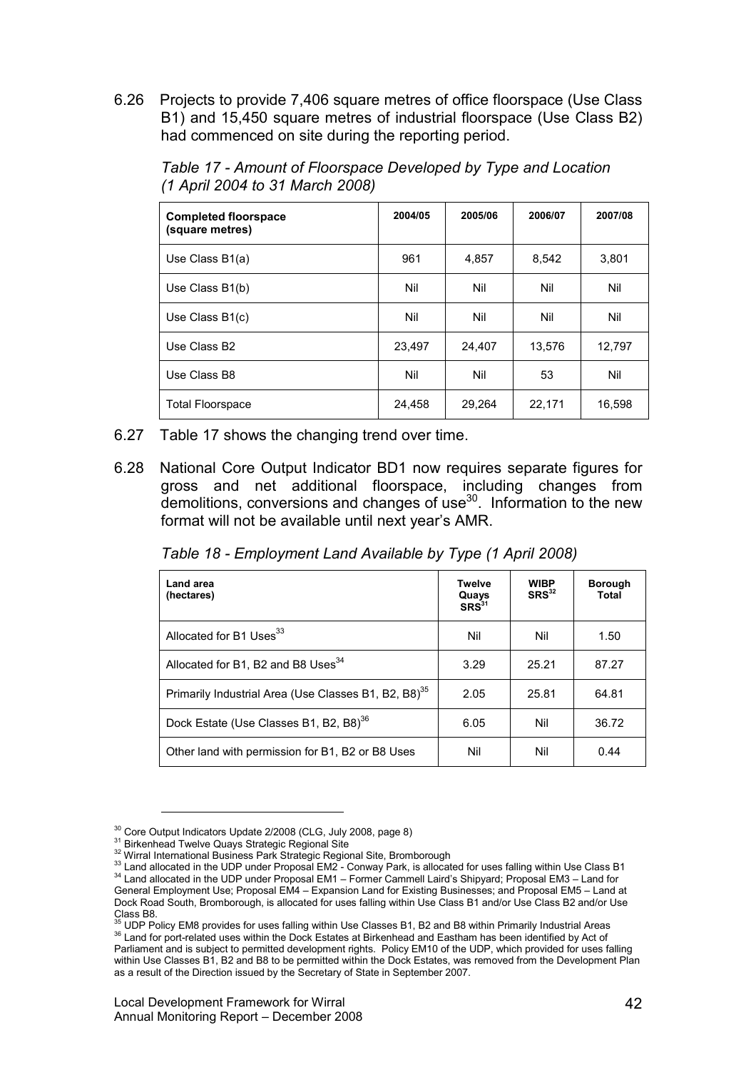6.26 Projects to provide 7,406 square metres of office floorspace (Use Class B1) and 15,450 square metres of industrial floorspace (Use Class B2) had commenced on site during the reporting period.

*Table 17 - Amount of Floorspace Developed by Type and Location (1 April 2004 to 31 March 2008)*

| Completed floorspace (square metres) | 2004/05 | 2005/06 | 2006/07 | 2007/08 |
|---|---|---|---|---|
| Use Class B1(a) | 961 | 4,857 | 8,542 | 3,801 |
| Use Class B1(b) | Nil | Nil | Nil | Nil |
| Use Class B1(c) | Nil | Nil | Nil | Nil |
| Use Class B2 | 23,497 | 24,407 | 13,576 | 12,797 |
| Use Class B8 | Nil | Nil | 53 | Nil |
| Total Floorspace | 24,458 | 29,264 | 22,171 | 16,598 |

6.27 Table 17 shows the changing trend over time.

6.28 National Core Output Indicator BD1 now requires separate figures for gross and net additional floorspace, including changes from demolitions, conversions and changes of use[30]. Information to the new format will not be available until next year's AMR.

*Table 18 - Employment Land Available by Type (1 April 2008)*

| Land area (hectares) | Twelve Quays SRS[31] | WIBP SRS[32] | Borough Total |
|---|---|---|---|
| Allocated for B1 Uses[33] | Nil | Nil | 1.50 |
| Allocated for B1, B2 and B8 Uses[34] | 3.29 | 25.21 | 87.27 |
| Primarily Industrial Area (Use Classes B1, B2, B8)[35] | 2.05 | 25.81 | 64.81 |
| Dock Estate (Use Classes B1, B2, B8)[36] | 6.05 | Nil | 36.72 |
| Other land with permission for B1, B2 or B8 Uses | Nil | Nil | 0.44 |

---

[30] Core Output Indicators Update 2/2008 (CLG, July 2008, page 8)

[31] Birkenhead Twelve Quays Strategic Regional Site

[32] Wirral International Business Park Strategic Regional Site, Bromborough

[33] Land allocated in the UDP under Proposal EM2 - Conway Park, is allocated for uses falling within Use Class B1

[34] Land allocated in the UDP under Proposal EM1 – Former Cammell Laird's Shipyard; Proposal EM3 – Land for General Employment Use; Proposal EM4 – Expansion Land for Existing Businesses; and Proposal EM5 – Land at Dock Road South, Bromborough, is allocated for uses falling within Use Class B1 and/or Use Class B2 and/or Use Class B8.

[35] UDP Policy EM8 provides for uses falling within Use Classes B1, B2 and B8 within Primarily Industrial Areas

[36] Land for port-related uses within the Dock Estates at Birkenhead and Eastham has been identified by Act of Parliament and is subject to permitted development rights. Policy EM10 of the UDP, which provided for uses falling within Use Classes B1, B2 and B8 to be permitted within the Dock Estates, was removed from the Development Plan as a result of the Direction issued by the Secretary of State in September 2007.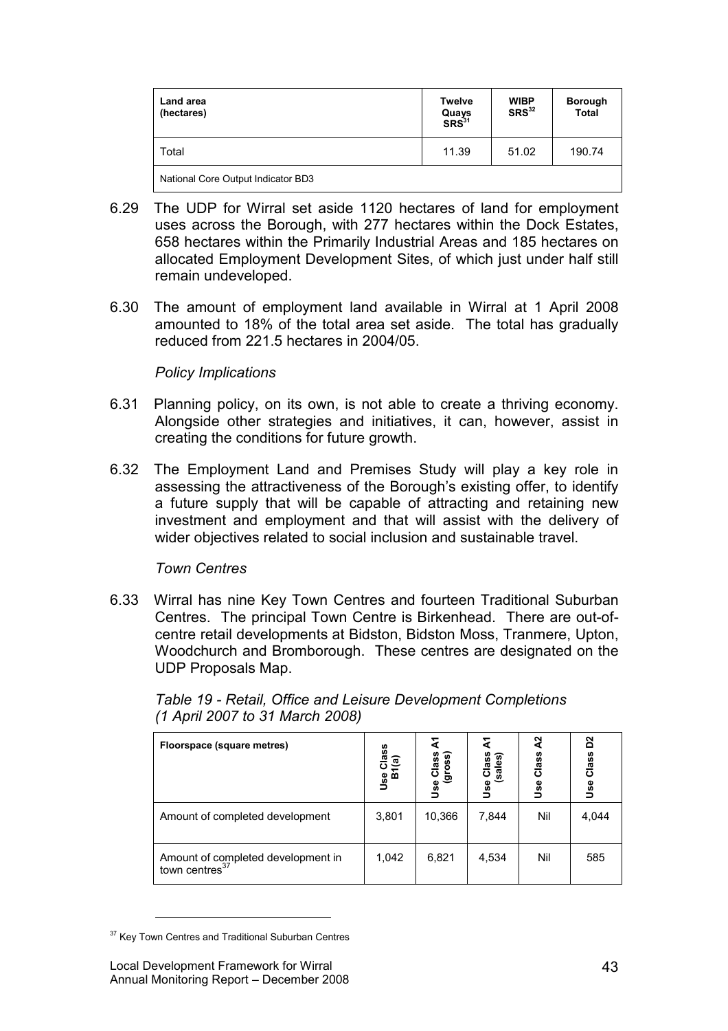| Land area (hectares) | Twelve Quays SRS[31] | WIBP SRS[32] | Borough Total |
|---|---|---|---|
| Total | 11.39 | 51.02 | 190.74 |
| National Core Output Indicator BD3 | | | |

6.29 The UDP for Wirral set aside 1120 hectares of land for employment uses across the Borough, with 277 hectares within the Dock Estates, 658 hectares within the Primarily Industrial Areas and 185 hectares on allocated Employment Development Sites, of which just under half still remain undeveloped.

6.30 The amount of employment land available in Wirral at 1 April 2008 amounted to 18% of the total area set aside. The total has gradually reduced from 221.5 hectares in 2004/05.

*Policy Implications*

6.31 Planning policy, on its own, is not able to create a thriving economy. Alongside other strategies and initiatives, it can, however, assist in creating the conditions for future growth.

6.32 The Employment Land and Premises Study will play a key role in assessing the attractiveness of the Borough's existing offer, to identify a future supply that will be capable of attracting and retaining new investment and employment and that will assist with the delivery of wider objectives related to social inclusion and sustainable travel.

*Town Centres*

6.33 Wirral has nine Key Town Centres and fourteen Traditional Suburban Centres. The principal Town Centre is Birkenhead. There are out-of-centre retail developments at Bidston, Bidston Moss, Tranmere, Upton, Woodchurch and Bromborough. These centres are designated on the UDP Proposals Map.

*Table 19 - Retail, Office and Leisure Development Completions (1 April 2007 to 31 March 2008)*

| Floorspace (square metres) | Use Class B1(a) | Use Class A1 (gross) | Use Class A1 (sales) | Use Class A2 | Use Class D2 |
|---|---|---|---|---|---|
| Amount of completed development | 3,801 | 10,366 | 7,844 | Nil | 4,044 |
| Amount of completed development in town centres[37] | 1,042 | 6,821 | 4,534 | Nil | 585 |

[37] Key Town Centres and Traditional Suburban Centres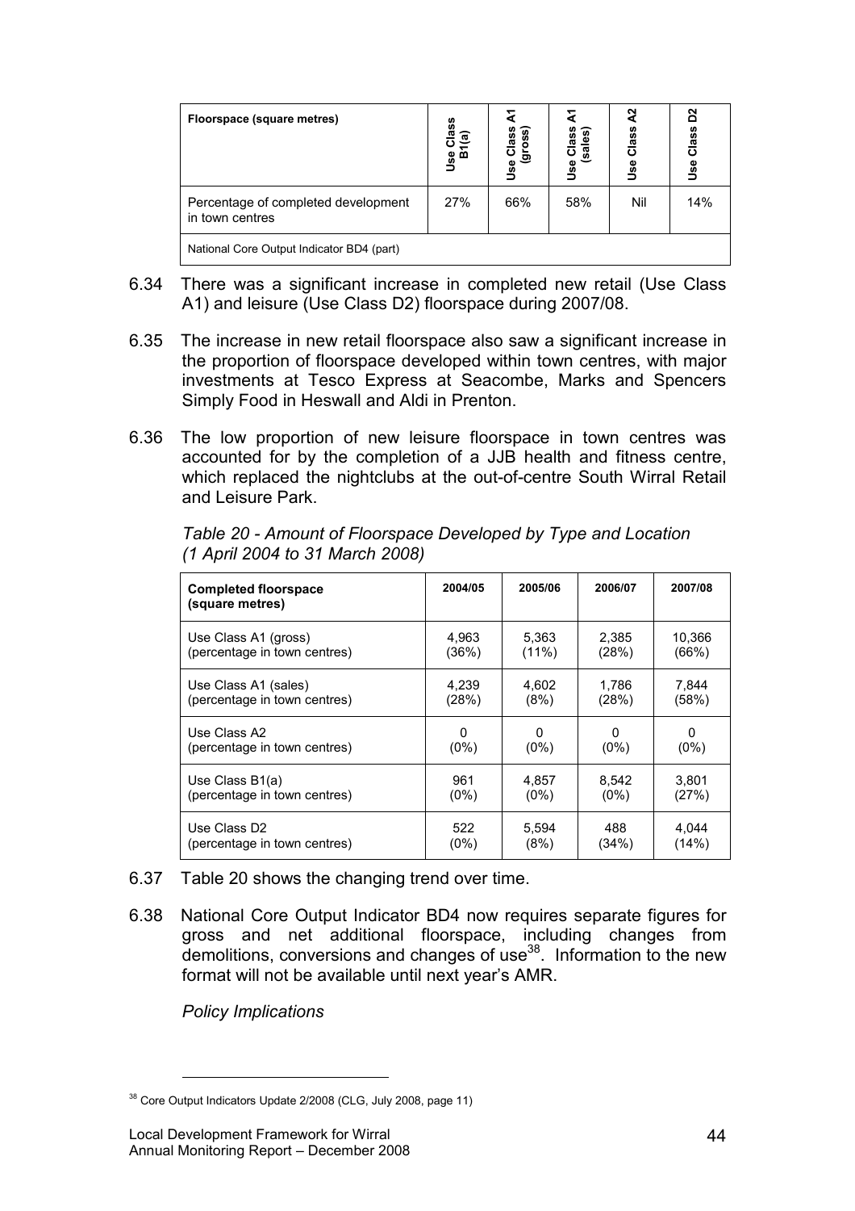| Floorspace (square metres) | Use Class B1(a) | Use Class A1 (gross) | Use Class A1 (sales) | Use Class A2 | Use Class D2 |
|---|---|---|---|---|---|
| Percentage of completed development in town centres | 27% | 66% | 58% | Nil | 14% |
| National Core Output Indicator BD4 (part) | | | | | |

6.34 There was a significant increase in completed new retail (Use Class A1) and leisure (Use Class D2) floorspace during 2007/08.

6.35 The increase in new retail floorspace also saw a significant increase in the proportion of floorspace developed within town centres, with major investments at Tesco Express at Seacombe, Marks and Spencers Simply Food in Heswall and Aldi in Prenton.

6.36 The low proportion of new leisure floorspace in town centres was accounted for by the completion of a JJB health and fitness centre, which replaced the nightclubs at the out-of-centre South Wirral Retail and Leisure Park.

*Table 20 - Amount of Floorspace Developed by Type and Location (1 April 2004 to 31 March 2008)*

| Completed floorspace (square metres) | 2004/05 | 2005/06 | 2006/07 | 2007/08 |
|---|---|---|---|---|
| Use Class A1 (gross) (percentage in town centres) | 4,963 (36%) | 5,363 (11%) | 2,385 (28%) | 10,366 (66%) |
| Use Class A1 (sales) (percentage in town centres) | 4,239 (28%) | 4,602 (8%) | 1,786 (28%) | 7,844 (58%) |
| Use Class A2 (percentage in town centres) | 0 (0%) | 0 (0%) | 0 (0%) | 0 (0%) |
| Use Class B1(a) (percentage in town centres) | 961 (0%) | 4,857 (0%) | 8,542 (0%) | 3,801 (27%) |
| Use Class D2 (percentage in town centres) | 522 (0%) | 5,594 (8%) | 488 (34%) | 4,044 (14%) |

6.37 Table 20 shows the changing trend over time.

6.38 National Core Output Indicator BD4 now requires separate figures for gross and net additional floorspace, including changes from demolitions, conversions and changes of use[38]. Information to the new format will not be available until next year's AMR.

*Policy Implications*

[38] Core Output Indicators Update 2/2008 (CLG, July 2008, page 11)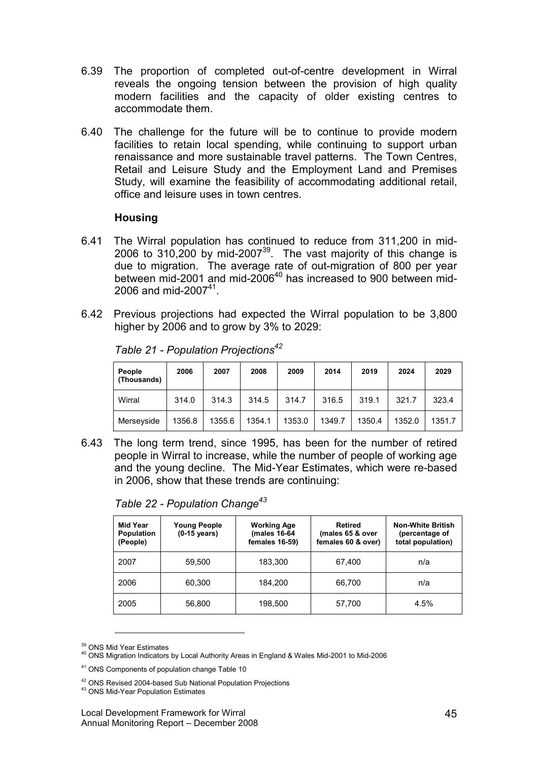6.39 The proportion of completed out-of-centre development in Wirral reveals the ongoing tension between the provision of high quality modern facilities and the capacity of older existing centres to accommodate them.

6.40 The challenge for the future will be to continue to provide modern facilities to retain local spending, while continuing to support urban renaissance and more sustainable travel patterns. The Town Centres, Retail and Leisure Study and the Employment Land and Premises Study, will examine the feasibility of accommodating additional retail, office and leisure uses in town centres.

### Housing

6.41 The Wirral population has continued to reduce from 311,200 in mid-2006 to 310,200 by mid-2007[39]. The vast majority of this change is due to migration. The average rate of out-migration of 800 per year between mid-2001 and mid-2006[40] has increased to 900 between mid-2006 and mid-2007[41].

6.42 Previous projections had expected the Wirral population to be 3,800 higher by 2006 and to grow by 3% to 2029:

*Table 21 - Population Projections[42]*

| People (Thousands) | 2006 | 2007 | 2008 | 2009 | 2014 | 2019 | 2024 | 2029 |
|---|---|---|---|---|---|---|---|---|
| Wirral | 314.0 | 314.3 | 314.5 | 314.7 | 316.5 | 319.1 | 321.7 | 323.4 |
| Merseyside | 1356.8 | 1355.6 | 1354.1 | 1353.0 | 1349.7 | 1350.4 | 1352.0 | 1351.7 |

6.43 The long term trend, since 1995, has been for the number of retired people in Wirral to increase, while the number of people of working age and the young decline. The Mid-Year Estimates, which were re-based in 2006, show that these trends are continuing:

*Table 22 - Population Change[43]*

| Mid Year Population (People) | Young People (0-15 years) | Working Age (males 16-64 females 16-59) | Retired (males 65 & over females 60 & over) | Non-White British (percentage of total population) |
|---|---|---|---|---|
| 2007 | 59,500 | 183,300 | 67,400 | n/a |
| 2006 | 60,300 | 184,200 | 66,700 | n/a |
| 2005 | 56,800 | 198,500 | 57,700 | 4.5% |

[39] ONS Mid Year Estimates
[40] ONS Migration Indicators by Local Authority Areas in England & Wales Mid-2001 to Mid-2006
[41] ONS Components of population change Table 10
[42] ONS Revised 2004-based Sub National Population Projections
[43] ONS Mid-Year Population Estimates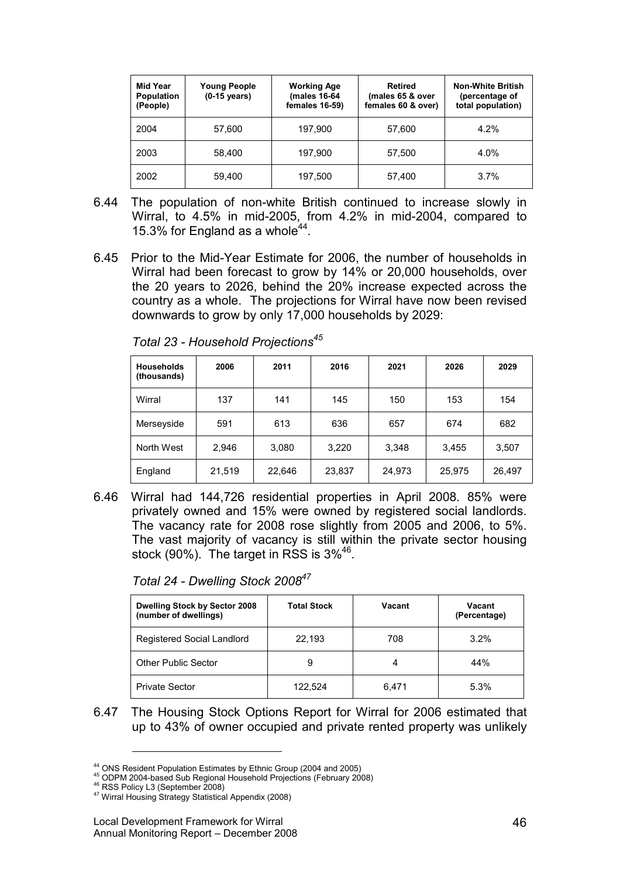| Mid Year Population (People) | Young People (0-15 years) | Working Age (males 16-64 females 16-59) | Retired (males 65 & over females 60 & over) | Non-White British (percentage of total population) |
|---|---|---|---|---|
| 2004 | 57,600 | 197,900 | 57,600 | 4.2% |
| 2003 | 58,400 | 197,900 | 57,500 | 4.0% |
| 2002 | 59,400 | 197,500 | 57,400 | 3.7% |

6.44 The population of non-white British continued to increase slowly in Wirral, to 4.5% in mid-2005, from 4.2% in mid-2004, compared to 15.3% for England as a whole[44].

6.45 Prior to the Mid-Year Estimate for 2006, the number of households in Wirral had been forecast to grow by 14% or 20,000 households, over the 20 years to 2026, behind the 20% increase expected across the country as a whole. The projections for Wirral have now been revised downwards to grow by only 17,000 households by 2029:

*Total 23 - Household Projections[45]*

| Households (thousands) | 2006 | 2011 | 2016 | 2021 | 2026 | 2029 |
|---|---|---|---|---|---|---|
| Wirral | 137 | 141 | 145 | 150 | 153 | 154 |
| Merseyside | 591 | 613 | 636 | 657 | 674 | 682 |
| North West | 2,946 | 3,080 | 3,220 | 3,348 | 3,455 | 3,507 |
| England | 21,519 | 22,646 | 23,837 | 24,973 | 25,975 | 26,497 |

6.46 Wirral had 144,726 residential properties in April 2008. 85% were privately owned and 15% were owned by registered social landlords. The vacancy rate for 2008 rose slightly from 2005 and 2006, to 5%. The vast majority of vacancy is still within the private sector housing stock (90%). The target in RSS is 3%[46].

*Total 24 - Dwelling Stock 2008[47]*

| Dwelling Stock by Sector 2008 (number of dwellings) | Total Stock | Vacant | Vacant (Percentage) |
|---|---|---|---|
| Registered Social Landlord | 22,193 | 708 | 3.2% |
| Other Public Sector | 9 | 4 | 44% |
| Private Sector | 122,524 | 6,471 | 5.3% |

6.47 The Housing Stock Options Report for Wirral for 2006 estimated that up to 43% of owner occupied and private rented property was unlikely

---

[44] ONS Resident Population Estimates by Ethnic Group (2004 and 2005)
[45] ODPM 2004-based Sub Regional Household Projections (February 2008)
[46] RSS Policy L3 (September 2008)
[47] Wirral Housing Strategy Statistical Appendix (2008)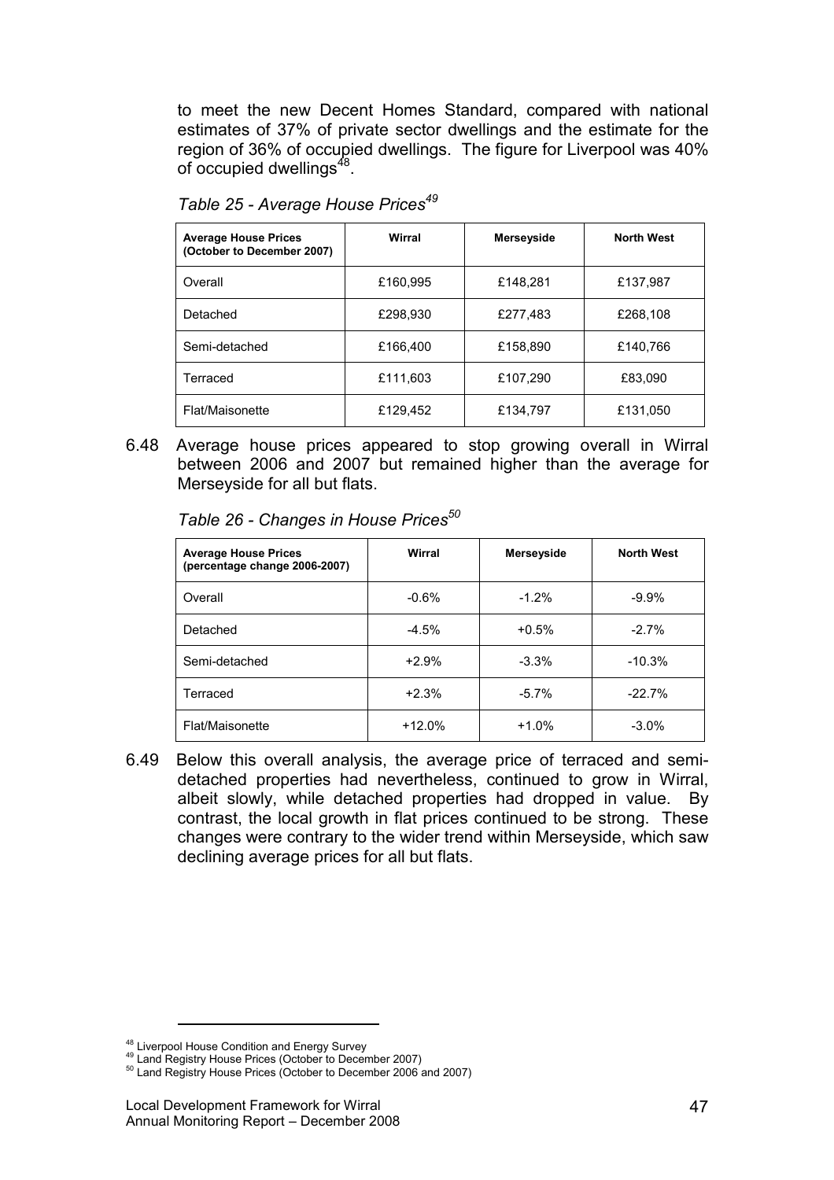to meet the new Decent Homes Standard, compared with national estimates of 37% of private sector dwellings and the estimate for the region of 36% of occupied dwellings. The figure for Liverpool was 40% of occupied dwellings[48].

*Table 25 - Average House Prices[49]*

| Average House Prices (October to December 2007) | Wirral | Merseyside | North West |
|---|---|---|---|
| Overall | £160,995 | £148,281 | £137,987 |
| Detached | £298,930 | £277,483 | £268,108 |
| Semi-detached | £166,400 | £158,890 | £140,766 |
| Terraced | £111,603 | £107,290 | £83,090 |
| Flat/Maisonette | £129,452 | £134,797 | £131,050 |

6.48 Average house prices appeared to stop growing overall in Wirral between 2006 and 2007 but remained higher than the average for Merseyside for all but flats.

*Table 26 - Changes in House Prices[50]*

| Average House Prices (percentage change 2006-2007) | Wirral | Merseyside | North West |
|---|---|---|---|
| Overall | -0.6% | -1.2% | -9.9% |
| Detached | -4.5% | +0.5% | -2.7% |
| Semi-detached | +2.9% | -3.3% | -10.3% |
| Terraced | +2.3% | -5.7% | -22.7% |
| Flat/Maisonette | +12.0% | +1.0% | -3.0% |

6.49 Below this overall analysis, the average price of terraced and semi-detached properties had nevertheless, continued to grow in Wirral, albeit slowly, while detached properties had dropped in value. By contrast, the local growth in flat prices continued to be strong. These changes were contrary to the wider trend within Merseyside, which saw declining average prices for all but flats.

---

[48] Liverpool House Condition and Energy Survey
[49] Land Registry House Prices (October to December 2007)
[50] Land Registry House Prices (October to December 2006 and 2007)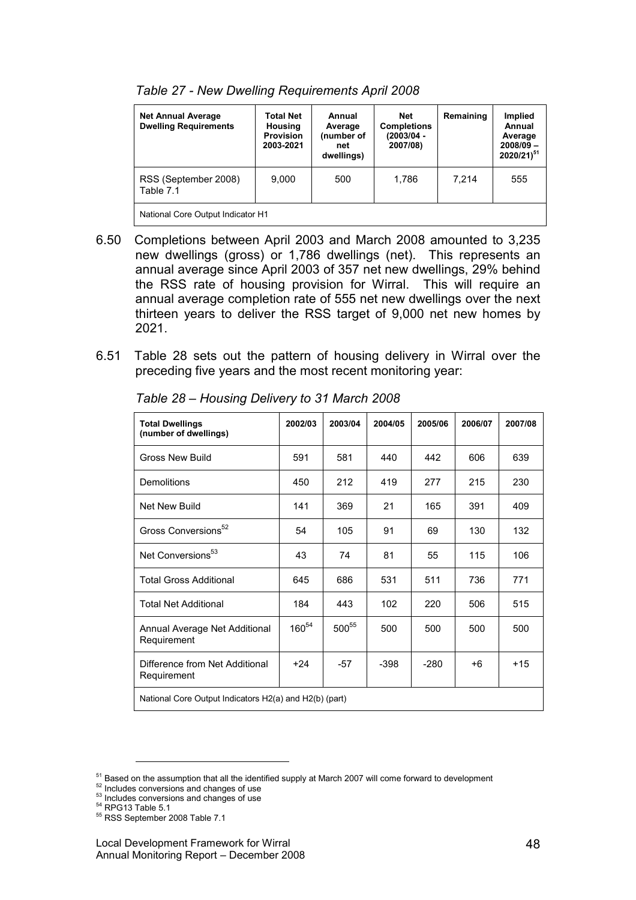*Table 27 - New Dwelling Requirements April 2008*

| Net Annual Average Dwelling Requirements | Total Net Housing Provision 2003-2021 | Annual Average (number of net dwellings) | Net Completions (2003/04 - 2007/08) | Remaining | Implied Annual Average 2008/09 – 2020/21)[51] |
|---|---|---|---|---|---|
| RSS (September 2008) Table 7.1 | 9,000 | 500 | 1,786 | 7,214 | 555 |
| National Core Output Indicator H1 | | | | | |

6.50 Completions between April 2003 and March 2008 amounted to 3,235 new dwellings (gross) or 1,786 dwellings (net). This represents an annual average since April 2003 of 357 net new dwellings, 29% behind the RSS rate of housing provision for Wirral. This will require an annual average completion rate of 555 net new dwellings over the next thirteen years to deliver the RSS target of 9,000 net new homes by 2021.

6.51 Table 28 sets out the pattern of housing delivery in Wirral over the preceding five years and the most recent monitoring year:

*Table 28 – Housing Delivery to 31 March 2008*

| Total Dwellings (number of dwellings) | 2002/03 | 2003/04 | 2004/05 | 2005/06 | 2006/07 | 2007/08 |
|---|---|---|---|---|---|---|
| Gross New Build | 591 | 581 | 440 | 442 | 606 | 639 |
| Demolitions | 450 | 212 | 419 | 277 | 215 | 230 |
| Net New Build | 141 | 369 | 21 | 165 | 391 | 409 |
| Gross Conversions[52] | 54 | 105 | 91 | 69 | 130 | 132 |
| Net Conversions[53] | 43 | 74 | 81 | 55 | 115 | 106 |
| Total Gross Additional | 645 | 686 | 531 | 511 | 736 | 771 |
| Total Net Additional | 184 | 443 | 102 | 220 | 506 | 515 |
| Annual Average Net Additional Requirement | 160[54] | 500[55] | 500 | 500 | 500 | 500 |
| Difference from Net Additional Requirement | +24 | -57 | -398 | -280 | +6 | +15 |
| National Core Output Indicators H2(a) and H2(b) (part) | | | | | | |

---

[51] Based on the assumption that all the identified supply at March 2007 will come forward to development
[52] Includes conversions and changes of use
[53] Includes conversions and changes of use
[54] RPG13 Table 5.1
[55] RSS September 2008 Table 7.1

Local Development Framework for Wirral
Annual Monitoring Report – December 2008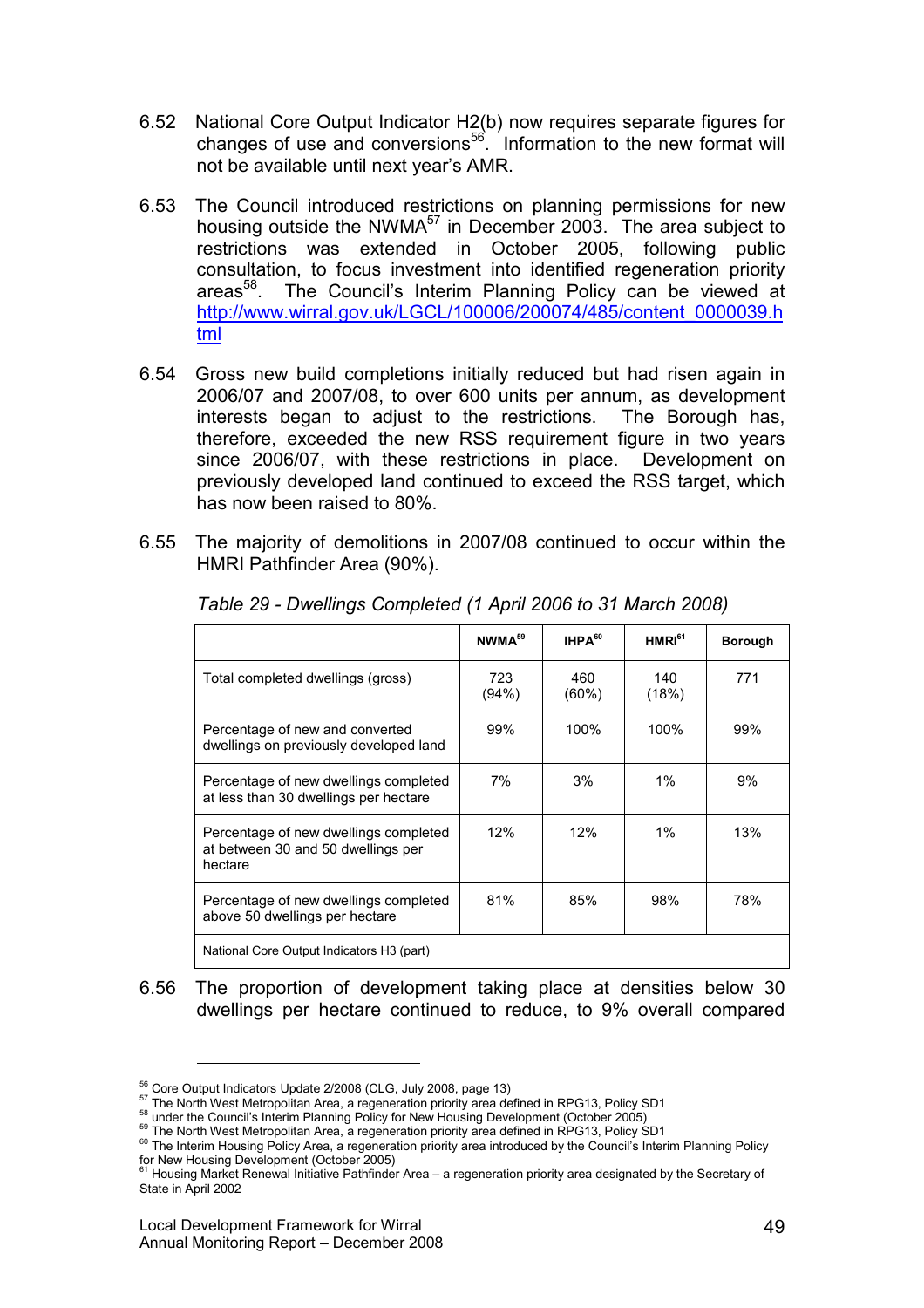6.52 National Core Output Indicator H2(b) now requires separate figures for changes of use and conversions[56]. Information to the new format will not be available until next year's AMR.

6.53 The Council introduced restrictions on planning permissions for new housing outside the NWMA[57] in December 2003. The area subject to restrictions was extended in October 2005, following public consultation, to focus investment into identified regeneration priority areas[58]. The Council's Interim Planning Policy can be viewed at http://www.wirral.gov.uk/LGCL/100006/200074/485/content_0000039.html

6.54 Gross new build completions initially reduced but had risen again in 2006/07 and 2007/08, to over 600 units per annum, as development interests began to adjust to the restrictions. The Borough has, therefore, exceeded the new RSS requirement figure in two years since 2006/07, with these restrictions in place. Development on previously developed land continued to exceed the RSS target, which has now been raised to 80%.

6.55 The majority of demolitions in 2007/08 continued to occur within the HMRI Pathfinder Area (90%).

*Table 29 - Dwellings Completed (1 April 2006 to 31 March 2008)*

| | NWMA[59] | IHPA[60] | HMRI[61] | Borough |
|---|---|---|---|---|
| Total completed dwellings (gross) | 723 (94%) | 460 (60%) | 140 (18%) | 771 |
| Percentage of new and converted dwellings on previously developed land | 99% | 100% | 100% | 99% |
| Percentage of new dwellings completed at less than 30 dwellings per hectare | 7% | 3% | 1% | 9% |
| Percentage of new dwellings completed at between 30 and 50 dwellings per hectare | 12% | 12% | 1% | 13% |
| Percentage of new dwellings completed above 50 dwellings per hectare | 81% | 85% | 98% | 78% |
| National Core Output Indicators H3 (part) | | | | |

6.56 The proportion of development taking place at densities below 30 dwellings per hectare continued to reduce, to 9% overall compared

---

[56] Core Output Indicators Update 2/2008 (CLG, July 2008, page 13)
[57] The North West Metropolitan Area, a regeneration priority area defined in RPG13, Policy SD1
[58] under the Council's Interim Planning Policy for New Housing Development (October 2005)
[59] The North West Metropolitan Area, a regeneration priority area defined in RPG13, Policy SD1
[60] The Interim Housing Policy Area, a regeneration priority area introduced by the Council's Interim Planning Policy for New Housing Development (October 2005)
[61] Housing Market Renewal Initiative Pathfinder Area – a regeneration priority area designated by the Secretary of State in April 2002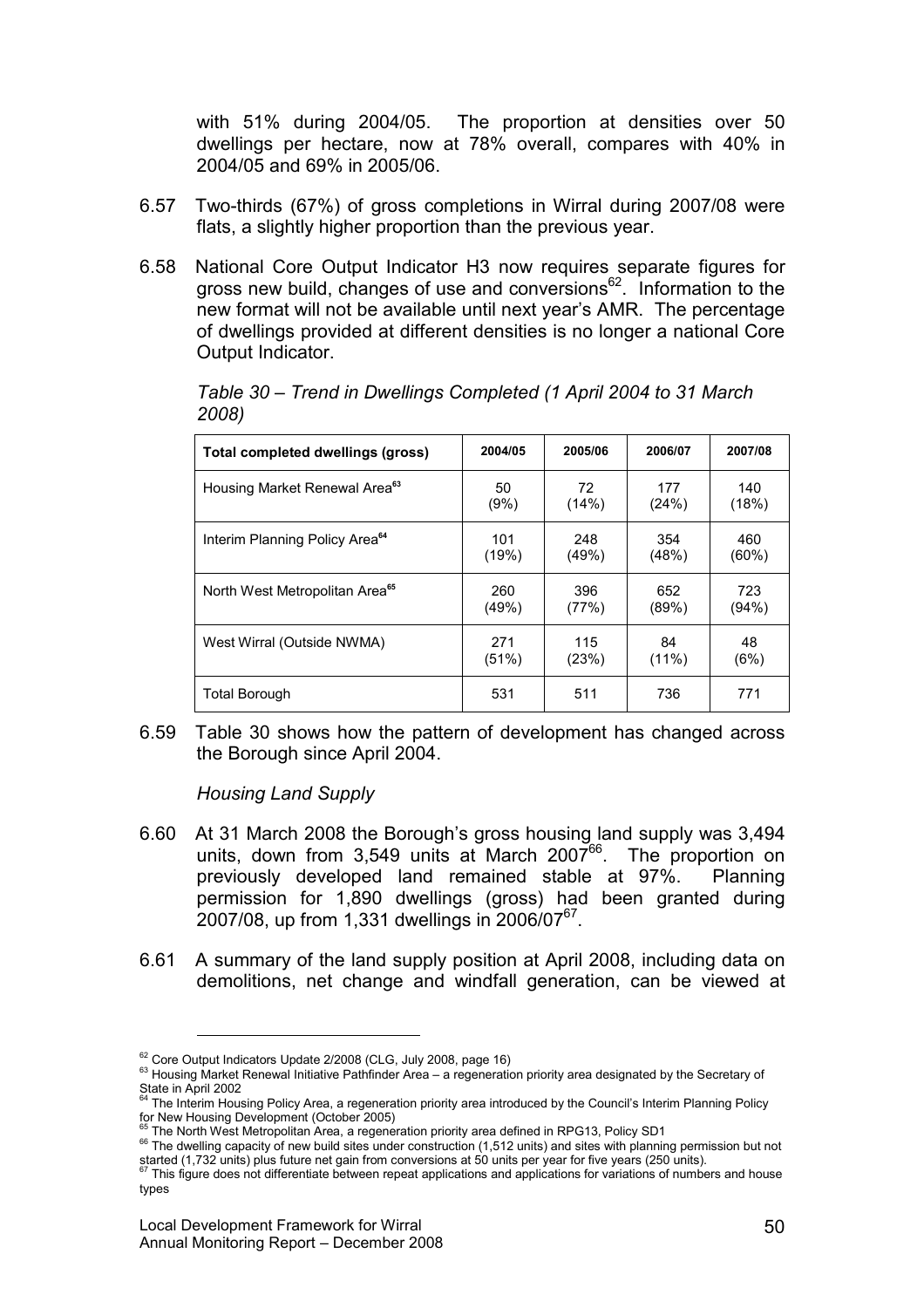with 51% during 2004/05. The proportion at densities over 50 dwellings per hectare, now at 78% overall, compares with 40% in 2004/05 and 69% in 2005/06.

6.57 Two-thirds (67%) of gross completions in Wirral during 2007/08 were flats, a slightly higher proportion than the previous year.

6.58 National Core Output Indicator H3 now requires separate figures for gross new build, changes of use and conversions[62]. Information to the new format will not be available until next year's AMR. The percentage of dwellings provided at different densities is no longer a national Core Output Indicator.

*Table 30 – Trend in Dwellings Completed (1 April 2004 to 31 March 2008)*

| Total completed dwellings (gross) | 2004/05 | 2005/06 | 2006/07 | 2007/08 |
|---|---|---|---|---|
| Housing Market Renewal Area[63] | 50 (9%) | 72 (14%) | 177 (24%) | 140 (18%) |
| Interim Planning Policy Area[64] | 101 (19%) | 248 (49%) | 354 (48%) | 460 (60%) |
| North West Metropolitan Area[65] | 260 (49%) | 396 (77%) | 652 (89%) | 723 (94%) |
| West Wirral (Outside NWMA) | 271 (51%) | 115 (23%) | 84 (11%) | 48 (6%) |
| Total Borough | 531 | 511 | 736 | 771 |

6.59 Table 30 shows how the pattern of development has changed across the Borough since April 2004.

*Housing Land Supply*

6.60 At 31 March 2008 the Borough's gross housing land supply was 3,494 units, down from 3,549 units at March 2007[66]. The proportion on previously developed land remained stable at 97%. Planning permission for 1,890 dwellings (gross) had been granted during 2007/08, up from 1,331 dwellings in 2006/07[67].

6.61 A summary of the land supply position at April 2008, including data on demolitions, net change and windfall generation, can be viewed at

---

[62] Core Output Indicators Update 2/2008 (CLG, July 2008, page 16)

[63] Housing Market Renewal Initiative Pathfinder Area – a regeneration priority area designated by the Secretary of State in April 2002

[64] The Interim Housing Policy Area, a regeneration priority area introduced by the Council's Interim Planning Policy for New Housing Development (October 2005)

[65] The North West Metropolitan Area, a regeneration priority area defined in RPG13, Policy SD1

[66] The dwelling capacity of new build sites under construction (1,512 units) and sites with planning permission but not started (1,732 units) plus future net gain from conversions at 50 units per year for five years (250 units).

[67] This figure does not differentiate between repeat applications and applications for variations of numbers and house types

Local Development Framework for Wirral
Annual Monitoring Report – December 2008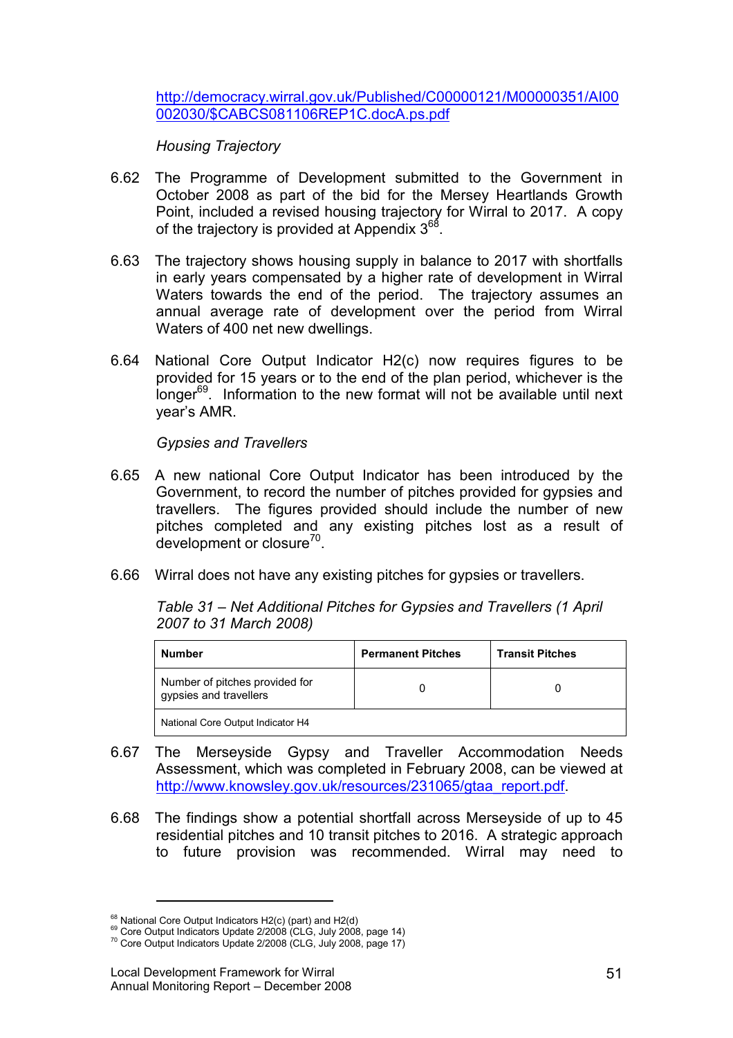http://democracy.wirral.gov.uk/Published/C00000121/M00000351/AI00002030/$CABCS081106REP1C.docA.ps.pdf

*Housing Trajectory*

6.62 The Programme of Development submitted to the Government in October 2008 as part of the bid for the Mersey Heartlands Growth Point, included a revised housing trajectory for Wirral to 2017. A copy of the trajectory is provided at Appendix 3[68].

6.63 The trajectory shows housing supply in balance to 2017 with shortfalls in early years compensated by a higher rate of development in Wirral Waters towards the end of the period. The trajectory assumes an annual average rate of development over the period from Wirral Waters of 400 net new dwellings.

6.64 National Core Output Indicator H2(c) now requires figures to be provided for 15 years or to the end of the plan period, whichever is the longer[69]. Information to the new format will not be available until next year's AMR.

*Gypsies and Travellers*

6.65 A new national Core Output Indicator has been introduced by the Government, to record the number of pitches provided for gypsies and travellers. The figures provided should include the number of new pitches completed and any existing pitches lost as a result of development or closure[70].

6.66 Wirral does not have any existing pitches for gypsies or travellers.

*Table 31 – Net Additional Pitches for Gypsies and Travellers (1 April 2007 to 31 March 2008)*

| **Number** | **Permanent Pitches** | **Transit Pitches** |
|---|---|---|
| Number of pitches provided for gypsies and travellers | 0 | 0 |
| National Core Output Indicator H4 | | |

6.67 The Merseyside Gypsy and Traveller Accommodation Needs Assessment, which was completed in February 2008, can be viewed at http://www.knowsley.gov.uk/resources/231065/gtaa_report.pdf.

6.68 The findings show a potential shortfall across Merseyside of up to 45 residential pitches and 10 transit pitches to 2016. A strategic approach to future provision was recommended. Wirral may need to

---

[68] National Core Output Indicators H2(c) (part) and H2(d)
[69] Core Output Indicators Update 2/2008 (CLG, July 2008, page 14)
[70] Core Output Indicators Update 2/2008 (CLG, July 2008, page 17)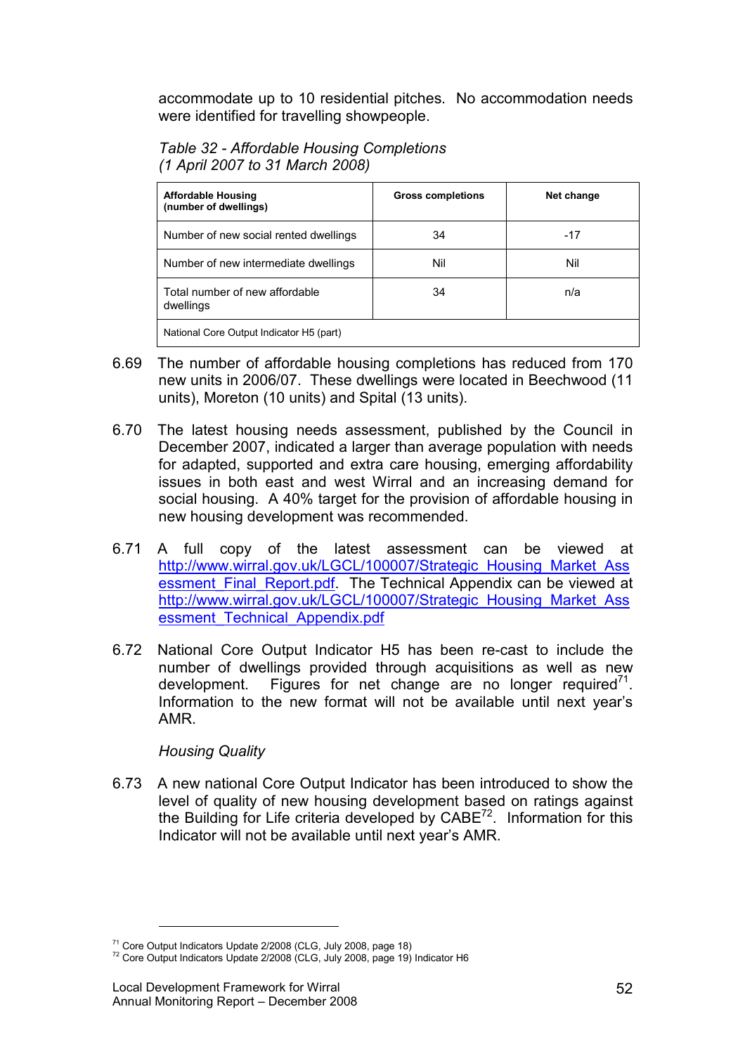accommodate up to 10 residential pitches. No accommodation needs were identified for travelling showpeople.

*Table 32 - Affordable Housing Completions (1 April 2007 to 31 March 2008)*

| **Affordable Housing (number of dwellings)** | **Gross completions** | **Net change** |
|---|---|---|
| Number of new social rented dwellings | 34 | -17 |
| Number of new intermediate dwellings | Nil | Nil |
| Total number of new affordable dwellings | 34 | n/a |
| National Core Output Indicator H5 (part) | | |

6.69 The number of affordable housing completions has reduced from 170 new units in 2006/07. These dwellings were located in Beechwood (11 units), Moreton (10 units) and Spital (13 units).

6.70 The latest housing needs assessment, published by the Council in December 2007, indicated a larger than average population with needs for adapted, supported and extra care housing, emerging affordability issues in both east and west Wirral and an increasing demand for social housing. A 40% target for the provision of affordable housing in new housing development was recommended.

6.71 A full copy of the latest assessment can be viewed at http://www.wirral.gov.uk/LGCL/100007/Strategic_Housing_Market_Assessment_Final_Report.pdf. The Technical Appendix can be viewed at http://www.wirral.gov.uk/LGCL/100007/Strategic_Housing_Market_Assessment_Technical_Appendix.pdf

6.72 National Core Output Indicator H5 has been re-cast to include the number of dwellings provided through acquisitions as well as new development. Figures for net change are no longer required[71]. Information to the new format will not be available until next year's AMR.

*Housing Quality*

6.73 A new national Core Output Indicator has been introduced to show the level of quality of new housing development based on ratings against the Building for Life criteria developed by CABE[72]. Information for this Indicator will not be available until next year's AMR.

[71] Core Output Indicators Update 2/2008 (CLG, July 2008, page 18)
[72] Core Output Indicators Update 2/2008 (CLG, July 2008, page 19) Indicator H6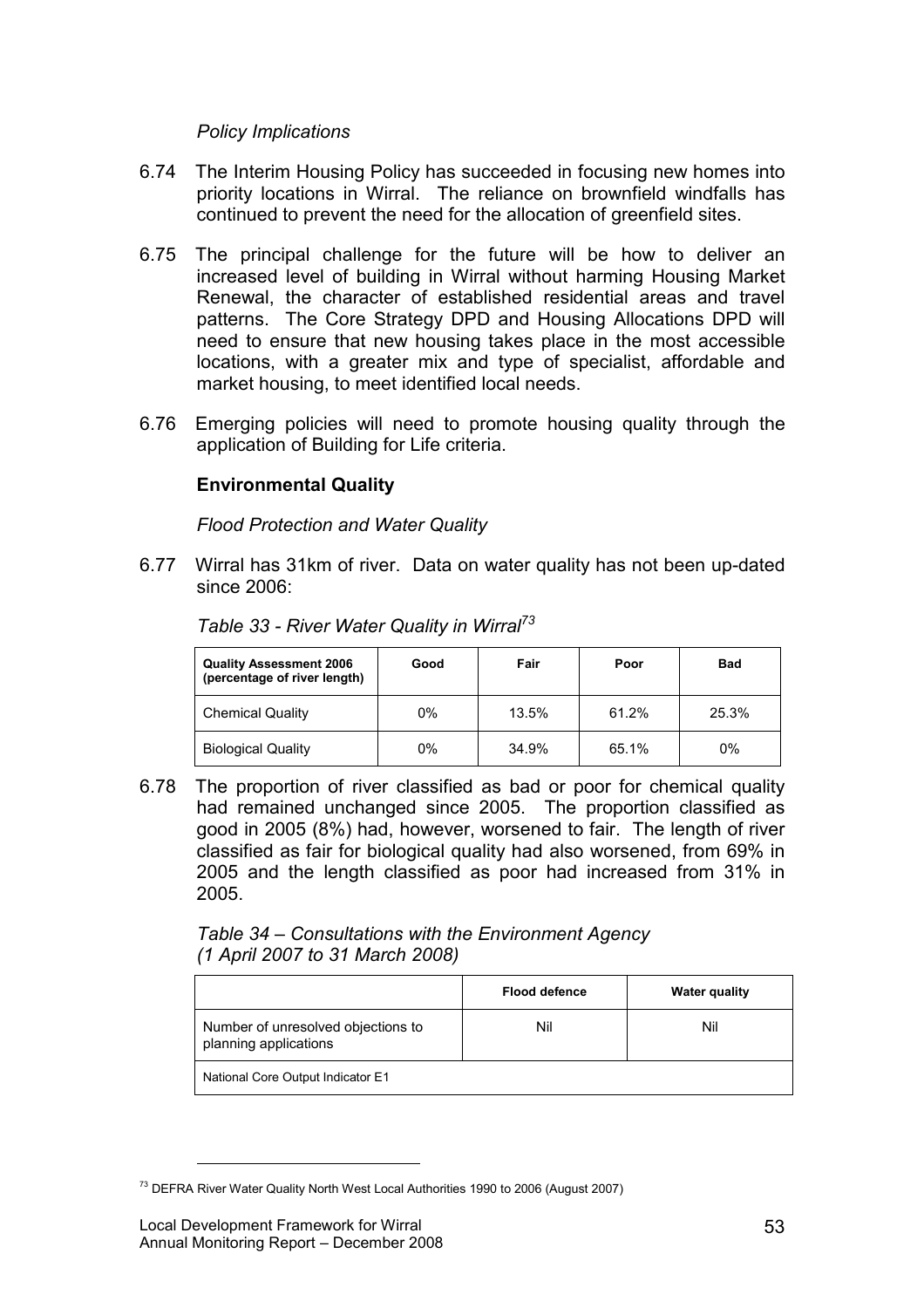*Policy Implications*

6.74 The Interim Housing Policy has succeeded in focusing new homes into priority locations in Wirral. The reliance on brownfield windfalls has continued to prevent the need for the allocation of greenfield sites.

6.75 The principal challenge for the future will be how to deliver an increased level of building in Wirral without harming Housing Market Renewal, the character of established residential areas and travel patterns. The Core Strategy DPD and Housing Allocations DPD will need to ensure that new housing takes place in the most accessible locations, with a greater mix and type of specialist, affordable and market housing, to meet identified local needs.

6.76 Emerging policies will need to promote housing quality through the application of Building for Life criteria.

## Environmental Quality

*Flood Protection and Water Quality*

6.77 Wirral has 31km of river. Data on water quality has not been up-dated since 2006:

*Table 33 - River Water Quality in Wirral*[73]

| Quality Assessment 2006 (percentage of river length) | Good | Fair | Poor | Bad |
|---|---|---|---|---|
| Chemical Quality | 0% | 13.5% | 61.2% | 25.3% |
| Biological Quality | 0% | 34.9% | 65.1% | 0% |

6.78 The proportion of river classified as bad or poor for chemical quality had remained unchanged since 2005. The proportion classified as good in 2005 (8%) had, however, worsened to fair. The length of river classified as fair for biological quality had also worsened, from 69% in 2005 and the length classified as poor had increased from 31% in 2005.

*Table 34 – Consultations with the Environment Agency (1 April 2007 to 31 March 2008)*

| | Flood defence | Water quality |
|---|---|---|
| Number of unresolved objections to planning applications | Nil | Nil |
| National Core Output Indicator E1 | | |

[73] DEFRA River Water Quality North West Local Authorities 1990 to 2006 (August 2007)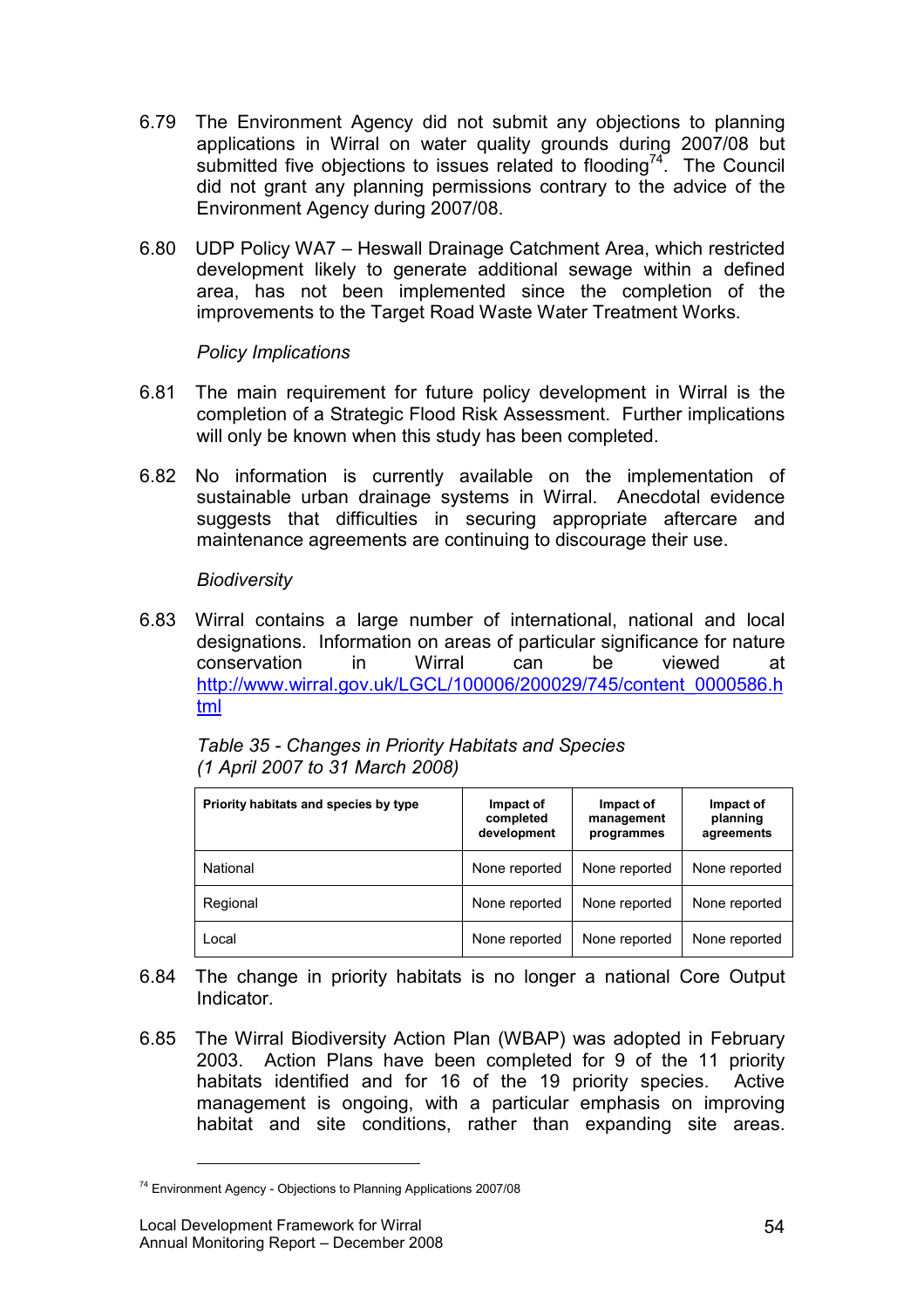6.79 The Environment Agency did not submit any objections to planning applications in Wirral on water quality grounds during 2007/08 but submitted five objections to issues related to flooding[74]. The Council did not grant any planning permissions contrary to the advice of the Environment Agency during 2007/08.

6.80 UDP Policy WA7 – Heswall Drainage Catchment Area, which restricted development likely to generate additional sewage within a defined area, has not been implemented since the completion of the improvements to the Target Road Waste Water Treatment Works.

*Policy Implications*

6.81 The main requirement for future policy development in Wirral is the completion of a Strategic Flood Risk Assessment. Further implications will only be known when this study has been completed.

6.82 No information is currently available on the implementation of sustainable urban drainage systems in Wirral. Anecdotal evidence suggests that difficulties in securing appropriate aftercare and maintenance agreements are continuing to discourage their use.

*Biodiversity*

6.83 Wirral contains a large number of international, national and local designations. Information on areas of particular significance for nature conservation in Wirral can be viewed at http://www.wirral.gov.uk/LGCL/100006/200029/745/content_0000586.html

*Table 35 - Changes in Priority Habitats and Species (1 April 2007 to 31 March 2008)*

| Priority habitats and species by type | Impact of completed development | Impact of management programmes | Impact of planning agreements |
|---|---|---|---|
| National | None reported | None reported | None reported |
| Regional | None reported | None reported | None reported |
| Local | None reported | None reported | None reported |

6.84 The change in priority habitats is no longer a national Core Output Indicator.

6.85 The Wirral Biodiversity Action Plan (WBAP) was adopted in February 2003. Action Plans have been completed for 9 of the 11 priority habitats identified and for 16 of the 19 priority species. Active management is ongoing, with a particular emphasis on improving habitat and site conditions, rather than expanding site areas.

[74] Environment Agency - Objections to Planning Applications 2007/08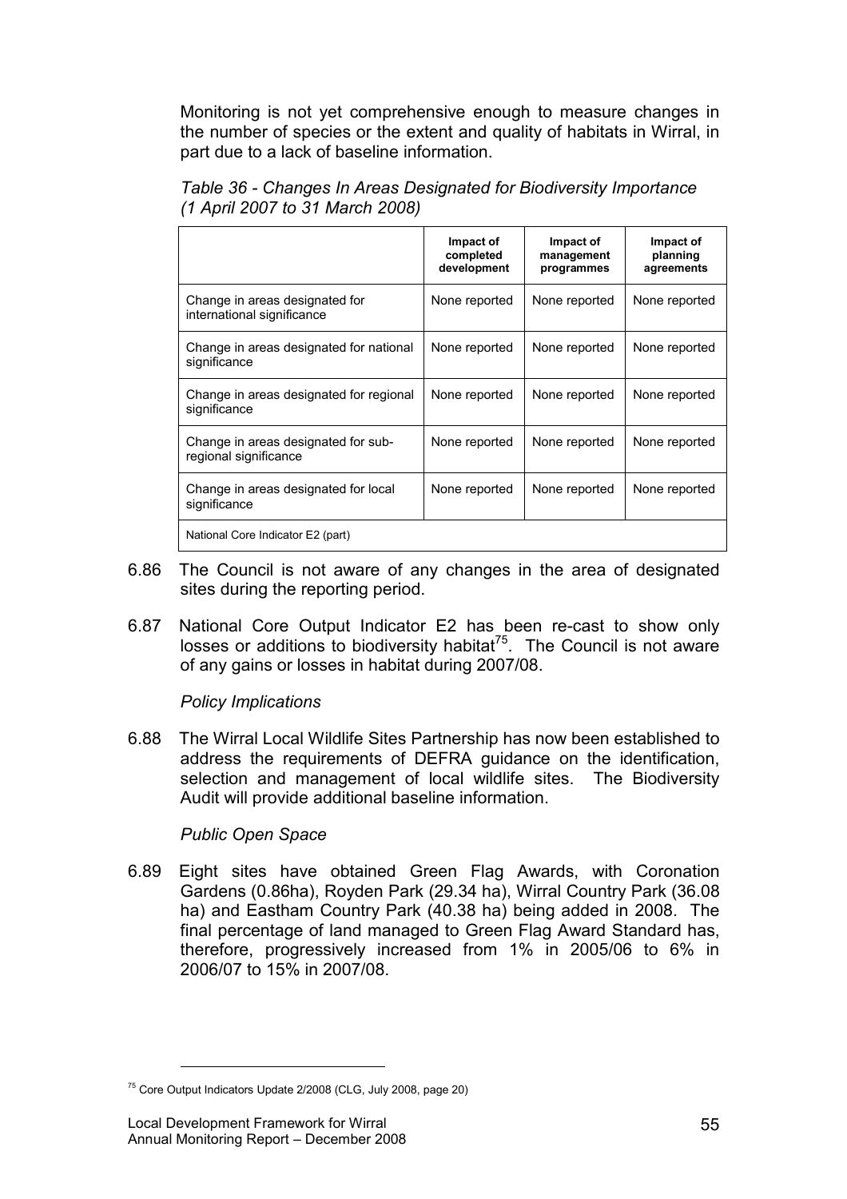Monitoring is not yet comprehensive enough to measure changes in the number of species or the extent and quality of habitats in Wirral, in part due to a lack of baseline information.

*Table 36 - Changes In Areas Designated for Biodiversity Importance (1 April 2007 to 31 March 2008)*

| | Impact of completed development | Impact of management programmes | Impact of planning agreements |
|---|---|---|---|
| Change in areas designated for international significance | None reported | None reported | None reported |
| Change in areas designated for national significance | None reported | None reported | None reported |
| Change in areas designated for regional significance | None reported | None reported | None reported |
| Change in areas designated for sub-regional significance | None reported | None reported | None reported |
| Change in areas designated for local significance | None reported | None reported | None reported |
| National Core Indicator E2 (part) | | | |

6.86 The Council is not aware of any changes in the area of designated sites during the reporting period.

6.87 National Core Output Indicator E2 has been re-cast to show only losses or additions to biodiversity habitat[75]. The Council is not aware of any gains or losses in habitat during 2007/08.

*Policy Implications*

6.88 The Wirral Local Wildlife Sites Partnership has now been established to address the requirements of DEFRA guidance on the identification, selection and management of local wildlife sites. The Biodiversity Audit will provide additional baseline information.

*Public Open Space*

6.89 Eight sites have obtained Green Flag Awards, with Coronation Gardens (0.86ha), Royden Park (29.34 ha), Wirral Country Park (36.08 ha) and Eastham Country Park (40.38 ha) being added in 2008. The final percentage of land managed to Green Flag Award Standard has, therefore, progressively increased from 1% in 2005/06 to 6% in 2006/07 to 15% in 2007/08.

---

[75] Core Output Indicators Update 2/2008 (CLG, July 2008, page 20)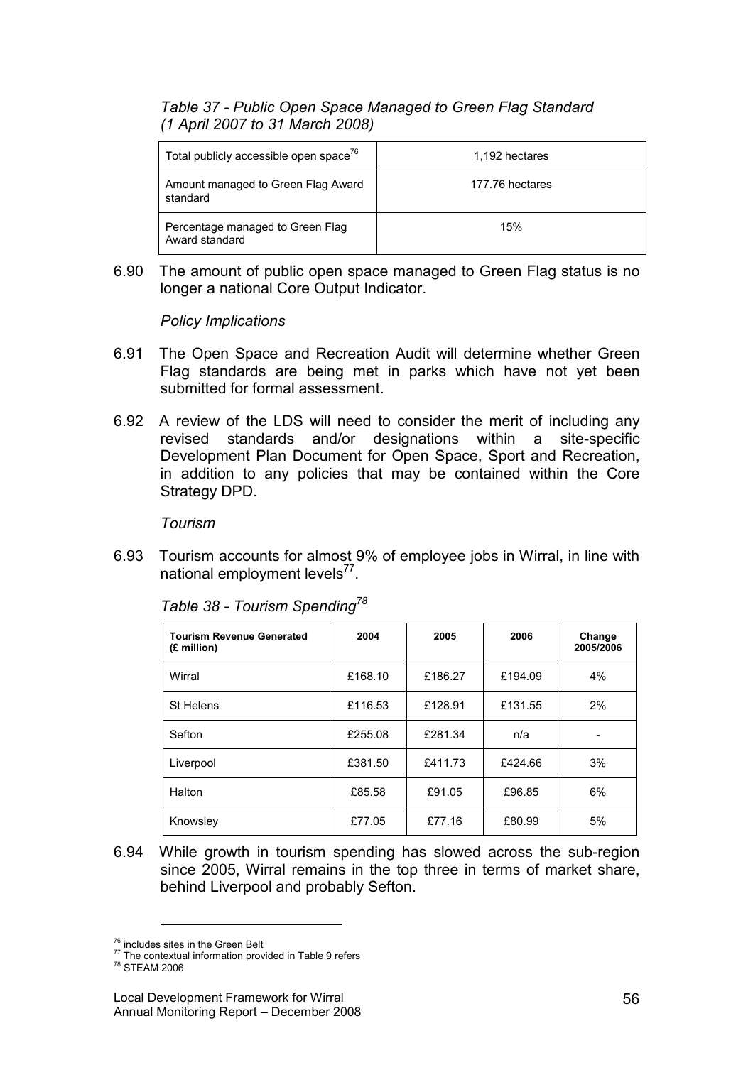*Table 37 - Public Open Space Managed to Green Flag Standard (1 April 2007 to 31 March 2008)*

| | |
|---|---|
| Total publicly accessible open space[76] | 1,192 hectares |
| Amount managed to Green Flag Award standard | 177.76 hectares |
| Percentage managed to Green Flag Award standard | 15% |

6.90 The amount of public open space managed to Green Flag status is no longer a national Core Output Indicator.

*Policy Implications*

6.91 The Open Space and Recreation Audit will determine whether Green Flag standards are being met in parks which have not yet been submitted for formal assessment.

6.92 A review of the LDS will need to consider the merit of including any revised standards and/or designations within a site-specific Development Plan Document for Open Space, Sport and Recreation, in addition to any policies that may be contained within the Core Strategy DPD.

*Tourism*

6.93 Tourism accounts for almost 9% of employee jobs in Wirral, in line with national employment levels[77].

*Table 38 - Tourism Spending[78]*

| Tourism Revenue Generated (£ million) | 2004 | 2005 | 2006 | Change 2005/2006 |
|---|---|---|---|---|
| Wirral | £168.10 | £186.27 | £194.09 | 4% |
| St Helens | £116.53 | £128.91 | £131.55 | 2% |
| Sefton | £255.08 | £281.34 | n/a | - |
| Liverpool | £381.50 | £411.73 | £424.66 | 3% |
| Halton | £85.58 | £91.05 | £96.85 | 6% |
| Knowsley | £77.05 | £77.16 | £80.99 | 5% |

6.94 While growth in tourism spending has slowed across the sub-region since 2005, Wirral remains in the top three in terms of market share, behind Liverpool and probably Sefton.

---

[76] includes sites in the Green Belt

[77] The contextual information provided in Table 9 refers

[78] STEAM 2006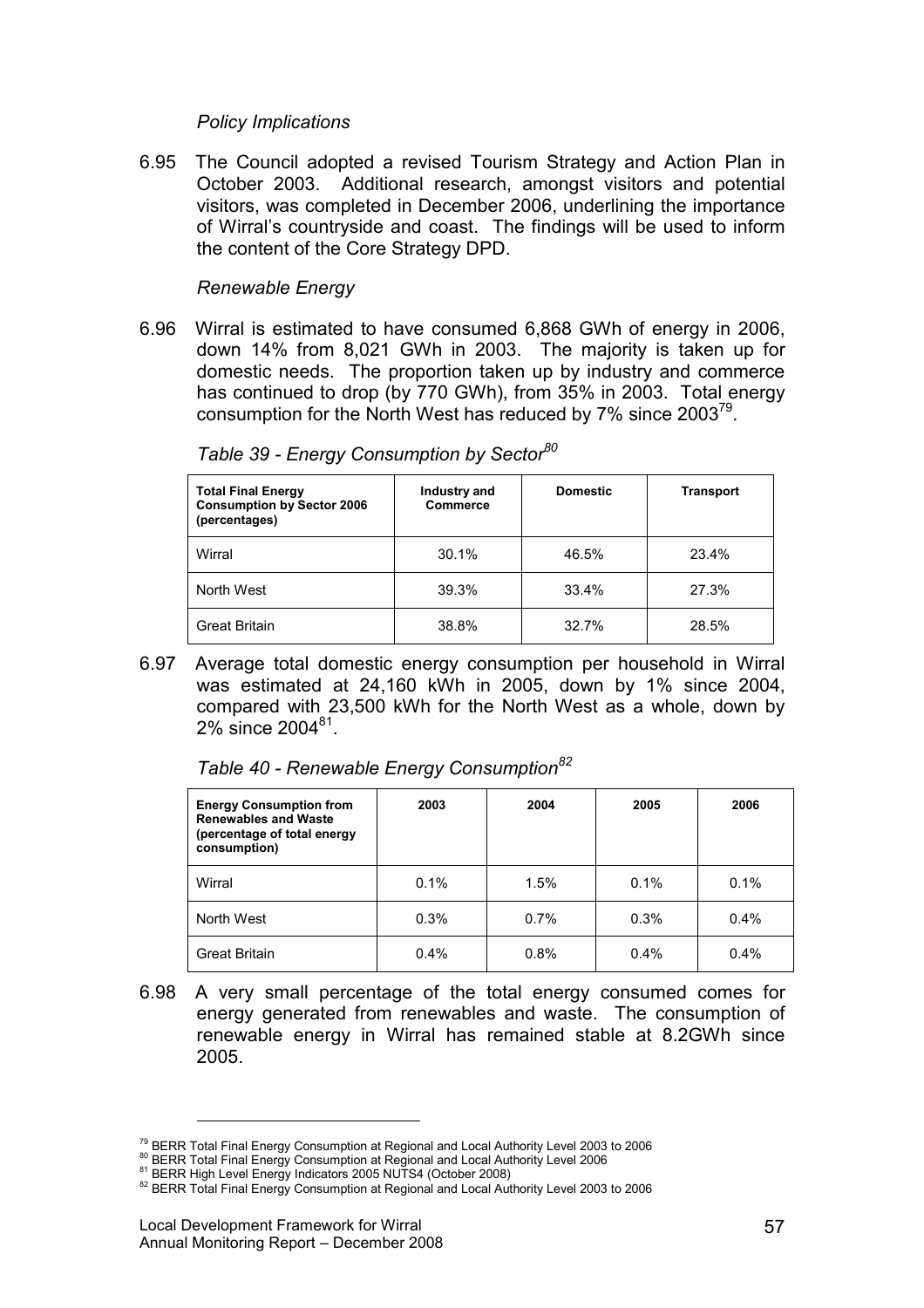*Policy Implications*

6.95 The Council adopted a revised Tourism Strategy and Action Plan in October 2003. Additional research, amongst visitors and potential visitors, was completed in December 2006, underlining the importance of Wirral's countryside and coast. The findings will be used to inform the content of the Core Strategy DPD.

*Renewable Energy*

6.96 Wirral is estimated to have consumed 6,868 GWh of energy in 2006, down 14% from 8,021 GWh in 2003. The majority is taken up for domestic needs. The proportion taken up by industry and commerce has continued to drop (by 770 GWh), from 35% in 2003. Total energy consumption for the North West has reduced by 7% since 2003[79].

*Table 39 - Energy Consumption by Sector[80]*

| Total Final Energy Consumption by Sector 2006 (percentages) | Industry and Commerce | Domestic | Transport |
|---|---|---|---|
| Wirral | 30.1% | 46.5% | 23.4% |
| North West | 39.3% | 33.4% | 27.3% |
| Great Britain | 38.8% | 32.7% | 28.5% |

6.97 Average total domestic energy consumption per household in Wirral was estimated at 24,160 kWh in 2005, down by 1% since 2004, compared with 23,500 kWh for the North West as a whole, down by 2% since 2004[81].

*Table 40 - Renewable Energy Consumption[82]*

| Energy Consumption from Renewables and Waste (percentage of total energy consumption) | 2003 | 2004 | 2005 | 2006 |
|---|---|---|---|---|
| Wirral | 0.1% | 1.5% | 0.1% | 0.1% |
| North West | 0.3% | 0.7% | 0.3% | 0.4% |
| Great Britain | 0.4% | 0.8% | 0.4% | 0.4% |

6.98 A very small percentage of the total energy consumed comes for energy generated from renewables and waste. The consumption of renewable energy in Wirral has remained stable at 8.2GWh since 2005.

---

[79] BERR Total Final Energy Consumption at Regional and Local Authority Level 2003 to 2006
[80] BERR Total Final Energy Consumption at Regional and Local Authority Level 2006
[81] BERR High Level Energy Indicators 2005 NUTS4 (October 2008)
[82] BERR Total Final Energy Consumption at Regional and Local Authority Level 2003 to 2006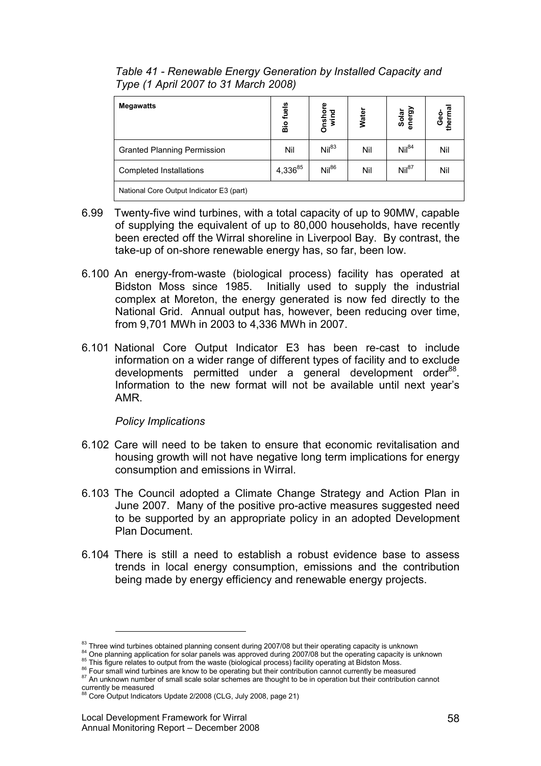*Table 41 - Renewable Energy Generation by Installed Capacity and Type (1 April 2007 to 31 March 2008)*

| Megawatts | Bio fuels | Onshore wind | Water | Solar energy | Geo-thermal |
|---|---|---|---|---|---|
| Granted Planning Permission | Nil | Nil[83] | Nil | Nil[84] | Nil |
| Completed Installations | 4,336[85] | Nil[86] | Nil | Nil[87] | Nil |
| National Core Output Indicator E3 (part) | | | | | |

6.99 Twenty-five wind turbines, with a total capacity of up to 90MW, capable of supplying the equivalent of up to 80,000 households, have recently been erected off the Wirral shoreline in Liverpool Bay. By contrast, the take-up of on-shore renewable energy has, so far, been low.

6.100 An energy-from-waste (biological process) facility has operated at Bidston Moss since 1985. Initially used to supply the industrial complex at Moreton, the energy generated is now fed directly to the National Grid. Annual output has, however, been reducing over time, from 9,701 MWh in 2003 to 4,336 MWh in 2007.

6.101 National Core Output Indicator E3 has been re-cast to include information on a wider range of different types of facility and to exclude developments permitted under a general development order[88]. Information to the new format will not be available until next year's AMR.

*Policy Implications*

6.102 Care will need to be taken to ensure that economic revitalisation and housing growth will not have negative long term implications for energy consumption and emissions in Wirral.

6.103 The Council adopted a Climate Change Strategy and Action Plan in June 2007. Many of the positive pro-active measures suggested need to be supported by an appropriate policy in an adopted Development Plan Document.

6.104 There is still a need to establish a robust evidence base to assess trends in local energy consumption, emissions and the contribution being made by energy efficiency and renewable energy projects.

---

[83] Three wind turbines obtained planning consent during 2007/08 but their operating capacity is unknown

[84] One planning application for solar panels was approved during 2007/08 but the operating capacity is unknown

[85] This figure relates to output from the waste (biological process) facility operating at Bidston Moss.

[86] Four small wind turbines are know to be operating but their contribution cannot currently be measured

[87] An unknown number of small scale solar schemes are thought to be in operation but their contribution cannot currently be measured

[88] Core Output Indicators Update 2/2008 (CLG, July 2008, page 21)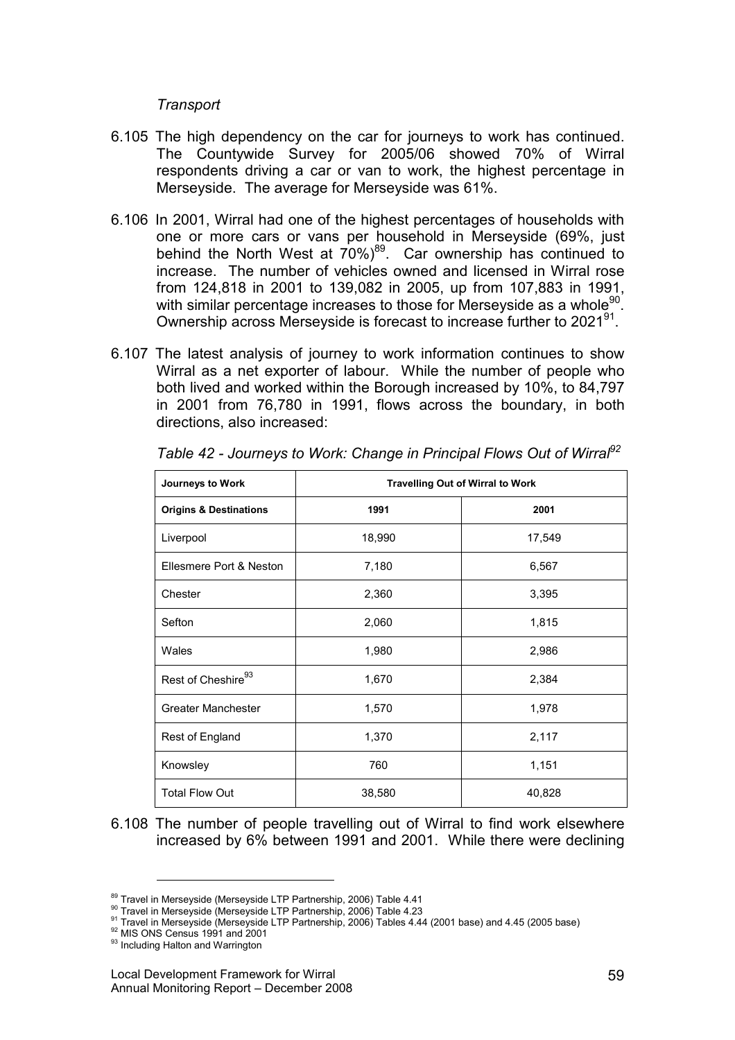*Transport*

6.105 The high dependency on the car for journeys to work has continued. The Countywide Survey for 2005/06 showed 70% of Wirral respondents driving a car or van to work, the highest percentage in Merseyside. The average for Merseyside was 61%.

6.106 In 2001, Wirral had one of the highest percentages of households with one or more cars or vans per household in Merseyside (69%, just behind the North West at 70%)[89]. Car ownership has continued to increase. The number of vehicles owned and licensed in Wirral rose from 124,818 in 2001 to 139,082 in 2005, up from 107,883 in 1991, with similar percentage increases to those for Merseyside as a whole[90]. Ownership across Merseyside is forecast to increase further to 2021[91].

6.107 The latest analysis of journey to work information continues to show Wirral as a net exporter of labour. While the number of people who both lived and worked within the Borough increased by 10%, to 84,797 in 2001 from 76,780 in 1991, flows across the boundary, in both directions, also increased:

*Table 42 - Journeys to Work: Change in Principal Flows Out of Wirral[92]*

| Journeys to Work | Travelling Out of Wirral to Work | |
|---|---|---|
| **Origins & Destinations** | **1991** | **2001** |
| Liverpool | 18,990 | 17,549 |
| Ellesmere Port & Neston | 7,180 | 6,567 |
| Chester | 2,360 | 3,395 |
| Sefton | 2,060 | 1,815 |
| Wales | 1,980 | 2,986 |
| Rest of Cheshire[93] | 1,670 | 2,384 |
| Greater Manchester | 1,570 | 1,978 |
| Rest of England | 1,370 | 2,117 |
| Knowsley | 760 | 1,151 |
| Total Flow Out | 38,580 | 40,828 |

6.108 The number of people travelling out of Wirral to find work elsewhere increased by 6% between 1991 and 2001. While there were declining

---

[89] Travel in Merseyside (Merseyside LTP Partnership, 2006) Table 4.41
[90] Travel in Merseyside (Merseyside LTP Partnership, 2006) Table 4.23
[91] Travel in Merseyside (Merseyside LTP Partnership, 2006) Tables 4.44 (2001 base) and 4.45 (2005 base)
[92] MIS ONS Census 1991 and 2001
[93] Including Halton and Warrington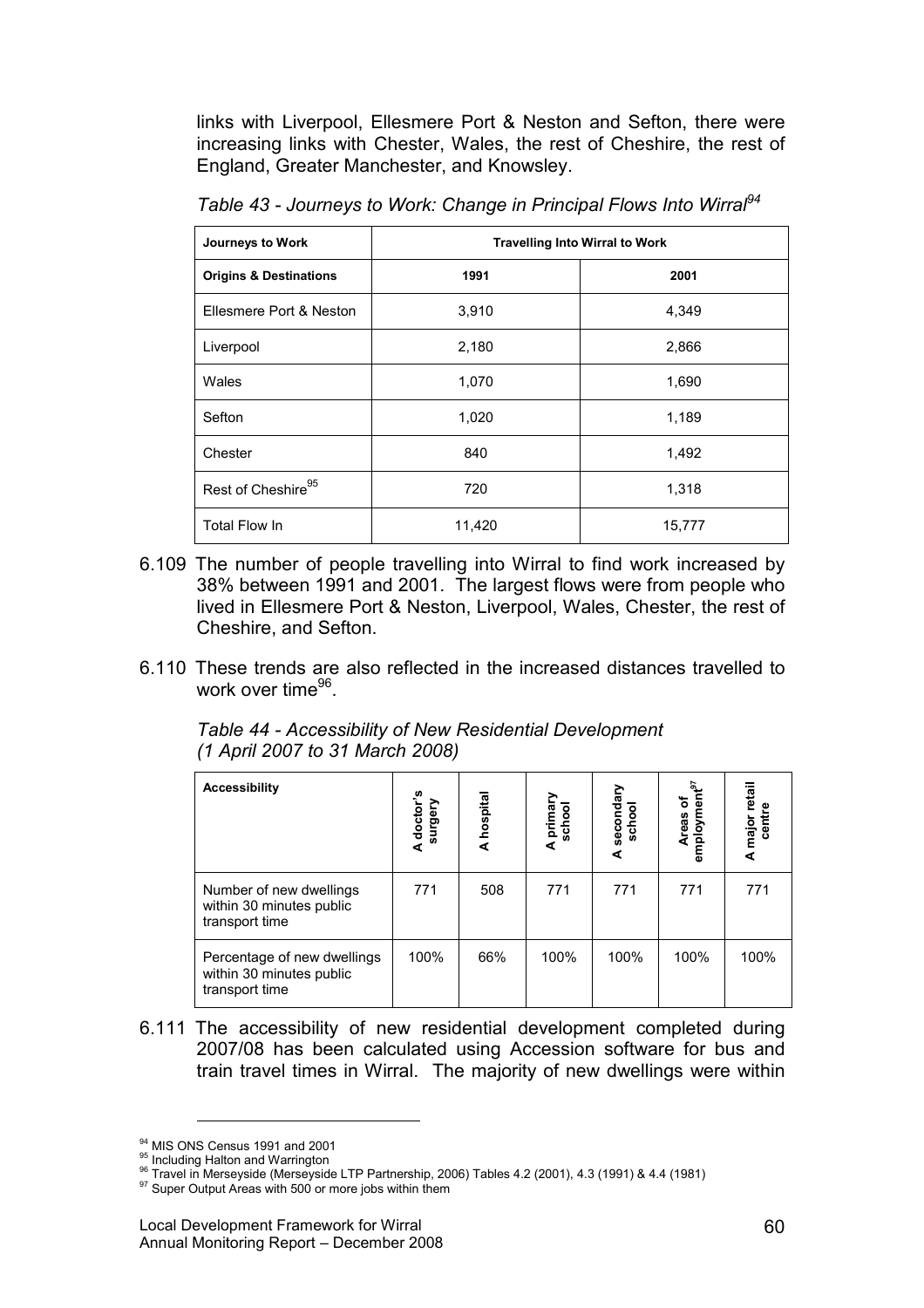links with Liverpool, Ellesmere Port & Neston and Sefton, there were increasing links with Chester, Wales, the rest of Cheshire, the rest of England, Greater Manchester, and Knowsley.

*Table 43 - Journeys to Work: Change in Principal Flows Into Wirral[94]*

| Journeys to Work | Travelling Into Wirral to Work | |
|---|---|---|
| **Origins & Destinations** | **1991** | **2001** |
| Ellesmere Port & Neston | 3,910 | 4,349 |
| Liverpool | 2,180 | 2,866 |
| Wales | 1,070 | 1,690 |
| Sefton | 1,020 | 1,189 |
| Chester | 840 | 1,492 |
| Rest of Cheshire[95] | 720 | 1,318 |
| Total Flow In | 11,420 | 15,777 |

6.109 The number of people travelling into Wirral to find work increased by 38% between 1991 and 2001. The largest flows were from people who lived in Ellesmere Port & Neston, Liverpool, Wales, Chester, the rest of Cheshire, and Sefton.

6.110 These trends are also reflected in the increased distances travelled to work over time[96].

*Table 44 - Accessibility of New Residential Development (1 April 2007 to 31 March 2008)*

| Accessibility | A doctor's surgery | A hospital | A primary school | A secondary school | Areas of employment[97] | A major retail centre |
|---|---|---|---|---|---|---|
| Number of new dwellings within 30 minutes public transport time | 771 | 508 | 771 | 771 | 771 | 771 |
| Percentage of new dwellings within 30 minutes public transport time | 100% | 66% | 100% | 100% | 100% | 100% |

6.111 The accessibility of new residential development completed during 2007/08 has been calculated using Accession software for bus and train travel times in Wirral. The majority of new dwellings were within

---

[94] MIS ONS Census 1991 and 2001
[95] Including Halton and Warrington
[96] Travel in Merseyside (Merseyside LTP Partnership, 2006) Tables 4.2 (2001), 4.3 (1991) & 4.4 (1981)
[97] Super Output Areas with 500 or more jobs within them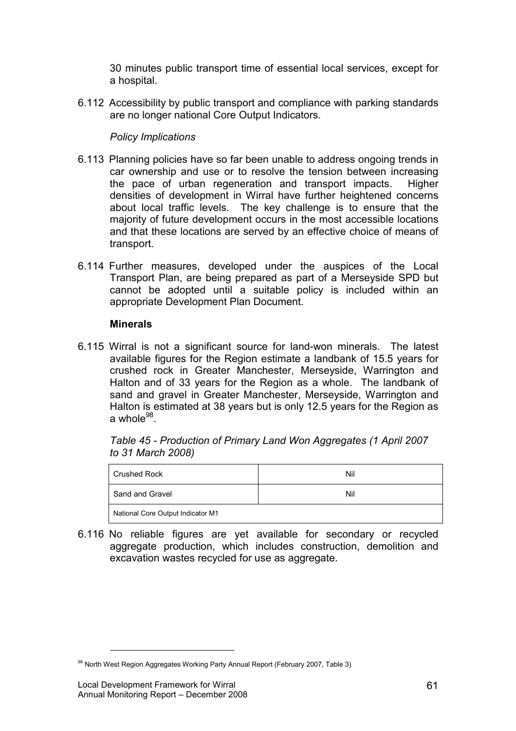30 minutes public transport time of essential local services, except for a hospital.

6.112 Accessibility by public transport and compliance with parking standards are no longer national Core Output Indicators.

*Policy Implications*

6.113 Planning policies have so far been unable to address ongoing trends in car ownership and use or to resolve the tension between increasing the pace of urban regeneration and transport impacts. Higher densities of development in Wirral have further heightened concerns about local traffic levels. The key challenge is to ensure that the majority of future development occurs in the most accessible locations and that these locations are served by an effective choice of means of transport.

6.114 Further measures, developed under the auspices of the Local Transport Plan, are being prepared as part of a Merseyside SPD but cannot be adopted until a suitable policy is included within an appropriate Development Plan Document.

**Minerals**

6.115 Wirral is not a significant source for land-won minerals. The latest available figures for the Region estimate a landbank of 15.5 years for crushed rock in Greater Manchester, Merseyside, Warrington and Halton and of 33 years for the Region as a whole. The landbank of sand and gravel in Greater Manchester, Merseyside, Warrington and Halton is estimated at 38 years but is only 12.5 years for the Region as a whole[98].

*Table 45 - Production of Primary Land Won Aggregates (1 April 2007 to 31 March 2008)*

| Crushed Rock | Nil |
|---|---|
| Sand and Gravel | Nil |
| National Core Output Indicator M1 | |

6.116 No reliable figures are yet available for secondary or recycled aggregate production, which includes construction, demolition and excavation wastes recycled for use as aggregate.

[98] North West Region Aggregates Working Party Annual Report (February 2007, Table 3)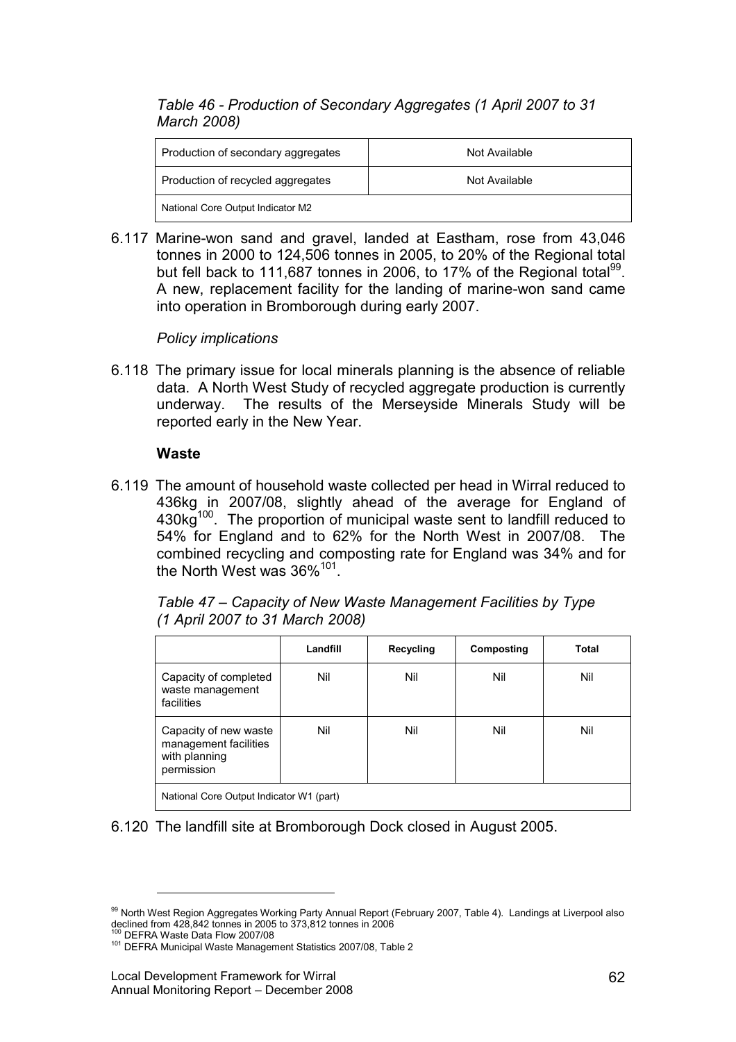*Table 46 - Production of Secondary Aggregates (1 April 2007 to 31 March 2008)*

| Production of secondary aggregates | Not Available |
|---|---|
| Production of recycled aggregates | Not Available |
| National Core Output Indicator M2 | |

6.117 Marine-won sand and gravel, landed at Eastham, rose from 43,046 tonnes in 2000 to 124,506 tonnes in 2005, to 20% of the Regional total but fell back to 111,687 tonnes in 2006, to 17% of the Regional total[99]. A new, replacement facility for the landing of marine-won sand came into operation in Bromborough during early 2007.

*Policy implications*

6.118 The primary issue for local minerals planning is the absence of reliable data. A North West Study of recycled aggregate production is currently underway. The results of the Merseyside Minerals Study will be reported early in the New Year.

**Waste**

6.119 The amount of household waste collected per head in Wirral reduced to 436kg in 2007/08, slightly ahead of the average for England of 430kg[100]. The proportion of municipal waste sent to landfill reduced to 54% for England and to 62% for the North West in 2007/08. The combined recycling and composting rate for England was 34% and for the North West was 36%[101].

*Table 47 – Capacity of New Waste Management Facilities by Type (1 April 2007 to 31 March 2008)*

| | Landfill | Recycling | Composting | Total |
|---|---|---|---|---|
| Capacity of completed waste management facilities | Nil | Nil | Nil | Nil |
| Capacity of new waste management facilities with planning permission | Nil | Nil | Nil | Nil |
| National Core Output Indicator W1 (part) | | | | |

6.120 The landfill site at Bromborough Dock closed in August 2005.

---

[99] North West Region Aggregates Working Party Annual Report (February 2007, Table 4). Landings at Liverpool also declined from 428,842 tonnes in 2005 to 373,812 tonnes in 2006

[100] DEFRA Waste Data Flow 2007/08

[101] DEFRA Municipal Waste Management Statistics 2007/08, Table 2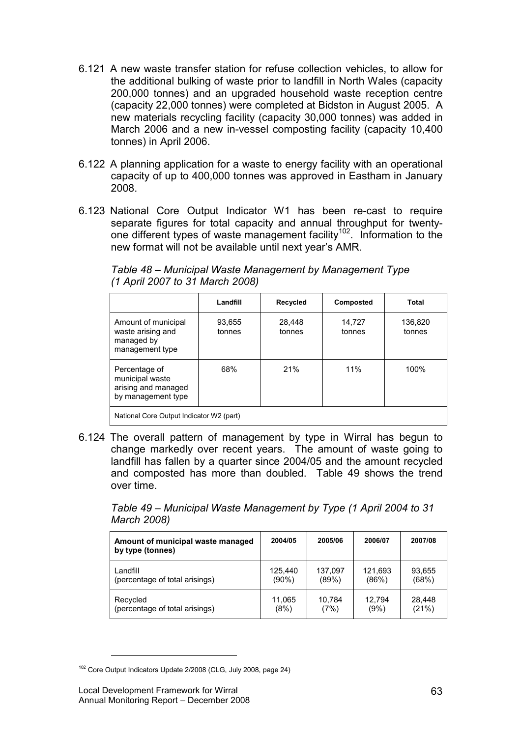6.121 A new waste transfer station for refuse collection vehicles, to allow for the additional bulking of waste prior to landfill in North Wales (capacity 200,000 tonnes) and an upgraded household waste reception centre (capacity 22,000 tonnes) were completed at Bidston in August 2005. A new materials recycling facility (capacity 30,000 tonnes) was added in March 2006 and a new in-vessel composting facility (capacity 10,400 tonnes) in April 2006.

6.122 A planning application for a waste to energy facility with an operational capacity of up to 400,000 tonnes was approved in Eastham in January 2008.

6.123 National Core Output Indicator W1 has been re-cast to require separate figures for total capacity and annual throughput for twenty-one different types of waste management facility[102]. Information to the new format will not be available until next year's AMR.

*Table 48 – Municipal Waste Management by Management Type (1 April 2007 to 31 March 2008)*

| | Landfill | Recycled | Composted | Total |
|---|---|---|---|---|
| Amount of municipal waste arising and managed by management type | 93,655 tonnes | 28,448 tonnes | 14,727 tonnes | 136,820 tonnes |
| Percentage of municipal waste arising and managed by management type | 68% | 21% | 11% | 100% |
| National Core Output Indicator W2 (part) | | | | |

6.124 The overall pattern of management by type in Wirral has begun to change markedly over recent years. The amount of waste going to landfill has fallen by a quarter since 2004/05 and the amount recycled and composted has more than doubled. Table 49 shows the trend over time.

*Table 49 – Municipal Waste Management by Type (1 April 2004 to 31 March 2008)*

| Amount of municipal waste managed by type (tonnes) | 2004/05 | 2005/06 | 2006/07 | 2007/08 |
|---|---|---|---|---|
| Landfill (percentage of total arisings) | 125,440 (90%) | 137,097 (89%) | 121,693 (86%) | 93,655 (68%) |
| Recycled (percentage of total arisings) | 11,065 (8%) | 10,784 (7%) | 12,794 (9%) | 28,448 (21%) |

[102] Core Output Indicators Update 2/2008 (CLG, July 2008, page 24)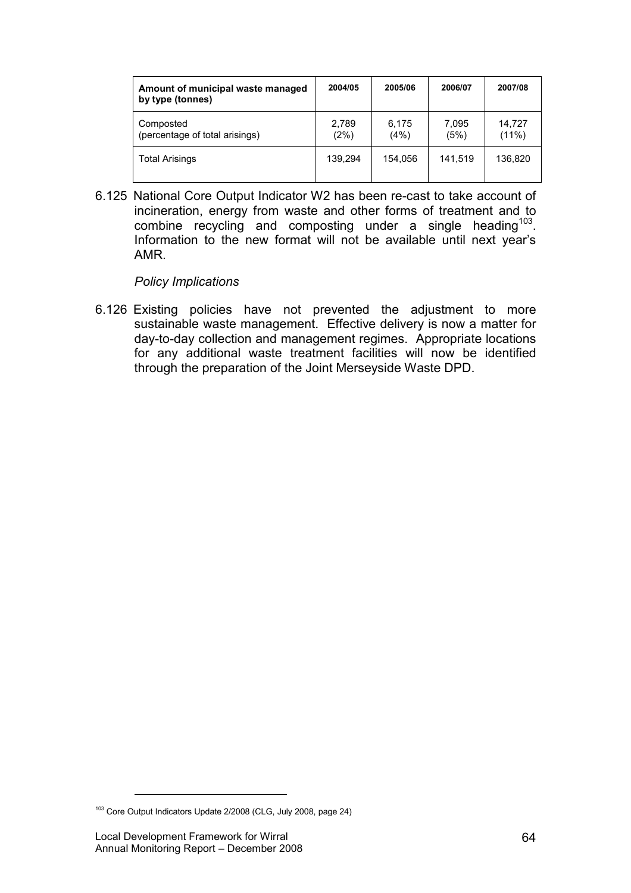| Amount of municipal waste managed by type (tonnes) | 2004/05 | 2005/06 | 2006/07 | 2007/08 |
|---|---|---|---|---|
| Composted (percentage of total arisings) | 2,789 (2%) | 6,175 (4%) | 7,095 (5%) | 14,727 (11%) |
| Total Arisings | 139,294 | 154,056 | 141,519 | 136,820 |

6.125 National Core Output Indicator W2 has been re-cast to take account of incineration, energy from waste and other forms of treatment and to combine recycling and composting under a single heading[103]. Information to the new format will not be available until next year's AMR.

*Policy Implications*

6.126 Existing policies have not prevented the adjustment to more sustainable waste management. Effective delivery is now a matter for day-to-day collection and management regimes. Appropriate locations for any additional waste treatment facilities will now be identified through the preparation of the Joint Merseyside Waste DPD.

---

[103] Core Output Indicators Update 2/2008 (CLG, July 2008, page 24)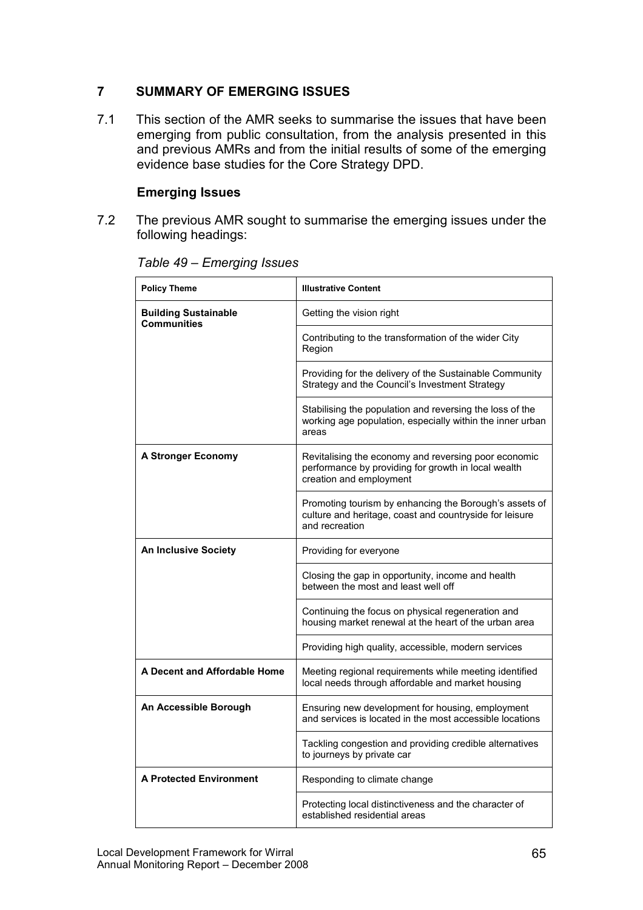## 7 SUMMARY OF EMERGING ISSUES

7.1 This section of the AMR seeks to summarise the issues that have been emerging from public consultation, from the analysis presented in this and previous AMRs and from the initial results of some of the emerging evidence base studies for the Core Strategy DPD.

### Emerging Issues

7.2 The previous AMR sought to summarise the emerging issues under the following headings:

*Table 49 – Emerging Issues*

| Policy Theme | Illustrative Content |
|---|---|
| **Building Sustainable Communities** | Getting the vision right |
| | Contributing to the transformation of the wider City Region |
| | Providing for the delivery of the Sustainable Community Strategy and the Council's Investment Strategy |
| | Stabilising the population and reversing the loss of the working age population, especially within the inner urban areas |
| **A Stronger Economy** | Revitalising the economy and reversing poor economic performance by providing for growth in local wealth creation and employment |
| | Promoting tourism by enhancing the Borough's assets of culture and heritage, coast and countryside for leisure and recreation |
| **An Inclusive Society** | Providing for everyone |
| | Closing the gap in opportunity, income and health between the most and least well off |
| | Continuing the focus on physical regeneration and housing market renewal at the heart of the urban area |
| | Providing high quality, accessible, modern services |
| **A Decent and Affordable Home** | Meeting regional requirements while meeting identified local needs through affordable and market housing |
| **An Accessible Borough** | Ensuring new development for housing, employment and services is located in the most accessible locations |
| | Tackling congestion and providing credible alternatives to journeys by private car |
| **A Protected Environment** | Responding to climate change |
| | Protecting local distinctiveness and the character of established residential areas |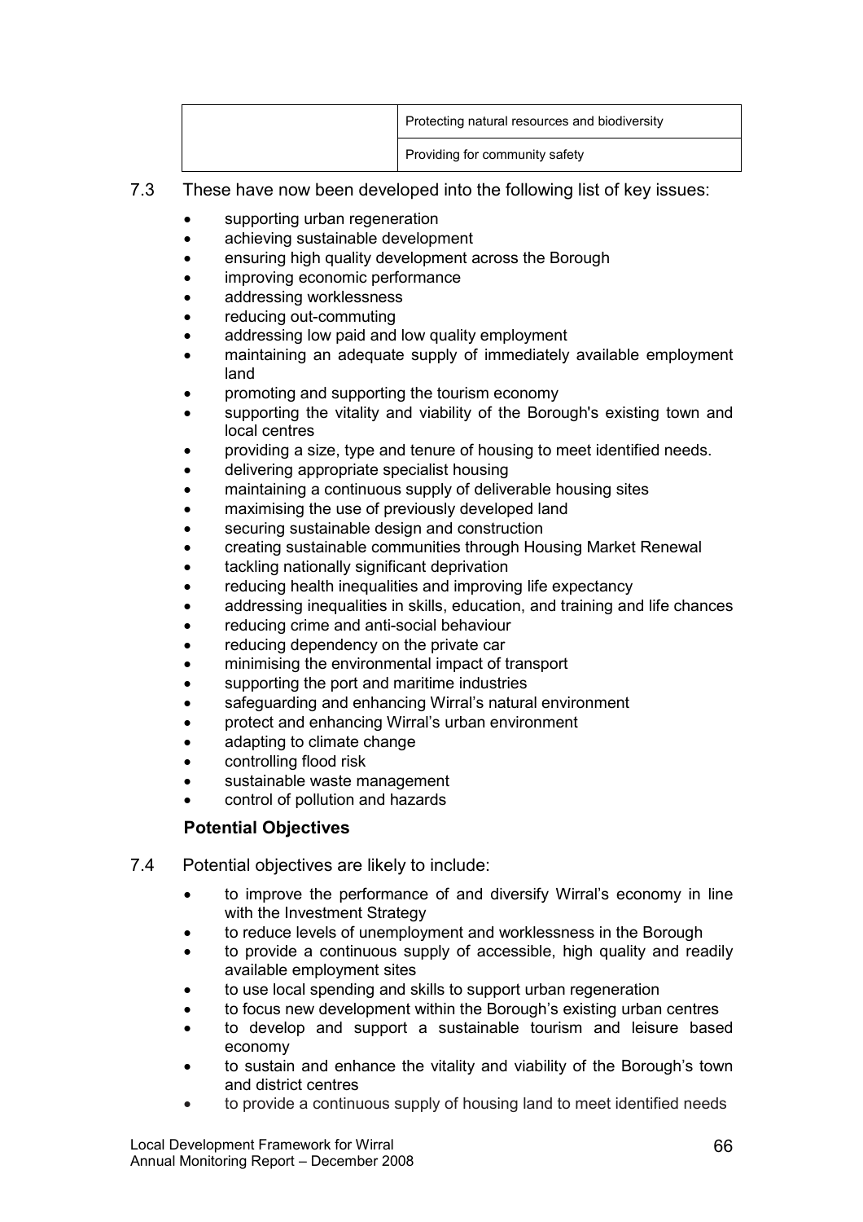| | |
|---|---|
| | Protecting natural resources and biodiversity |
| | Providing for community safety |

7.3 These have now been developed into the following list of key issues:

- supporting urban regeneration
- achieving sustainable development
- ensuring high quality development across the Borough
- improving economic performance
- addressing worklessness
- reducing out-commuting
- addressing low paid and low quality employment
- maintaining an adequate supply of immediately available employment land
- promoting and supporting the tourism economy
- supporting the vitality and viability of the Borough's existing town and local centres
- providing a size, type and tenure of housing to meet identified needs.
- delivering appropriate specialist housing
- maintaining a continuous supply of deliverable housing sites
- maximising the use of previously developed land
- securing sustainable design and construction
- creating sustainable communities through Housing Market Renewal
- tackling nationally significant deprivation
- reducing health inequalities and improving life expectancy
- addressing inequalities in skills, education, and training and life chances
- reducing crime and anti-social behaviour
- reducing dependency on the private car
- minimising the environmental impact of transport
- supporting the port and maritime industries
- safeguarding and enhancing Wirral's natural environment
- protect and enhancing Wirral's urban environment
- adapting to climate change
- controlling flood risk
- sustainable waste management
- control of pollution and hazards

### Potential Objectives

7.4 Potential objectives are likely to include:

- to improve the performance of and diversify Wirral's economy in line with the Investment Strategy
- to reduce levels of unemployment and worklessness in the Borough
- to provide a continuous supply of accessible, high quality and readily available employment sites
- to use local spending and skills to support urban regeneration
- to focus new development within the Borough's existing urban centres
- to develop and support a sustainable tourism and leisure based economy
- to sustain and enhance the vitality and viability of the Borough's town and district centres
- to provide a continuous supply of housing land to meet identified needs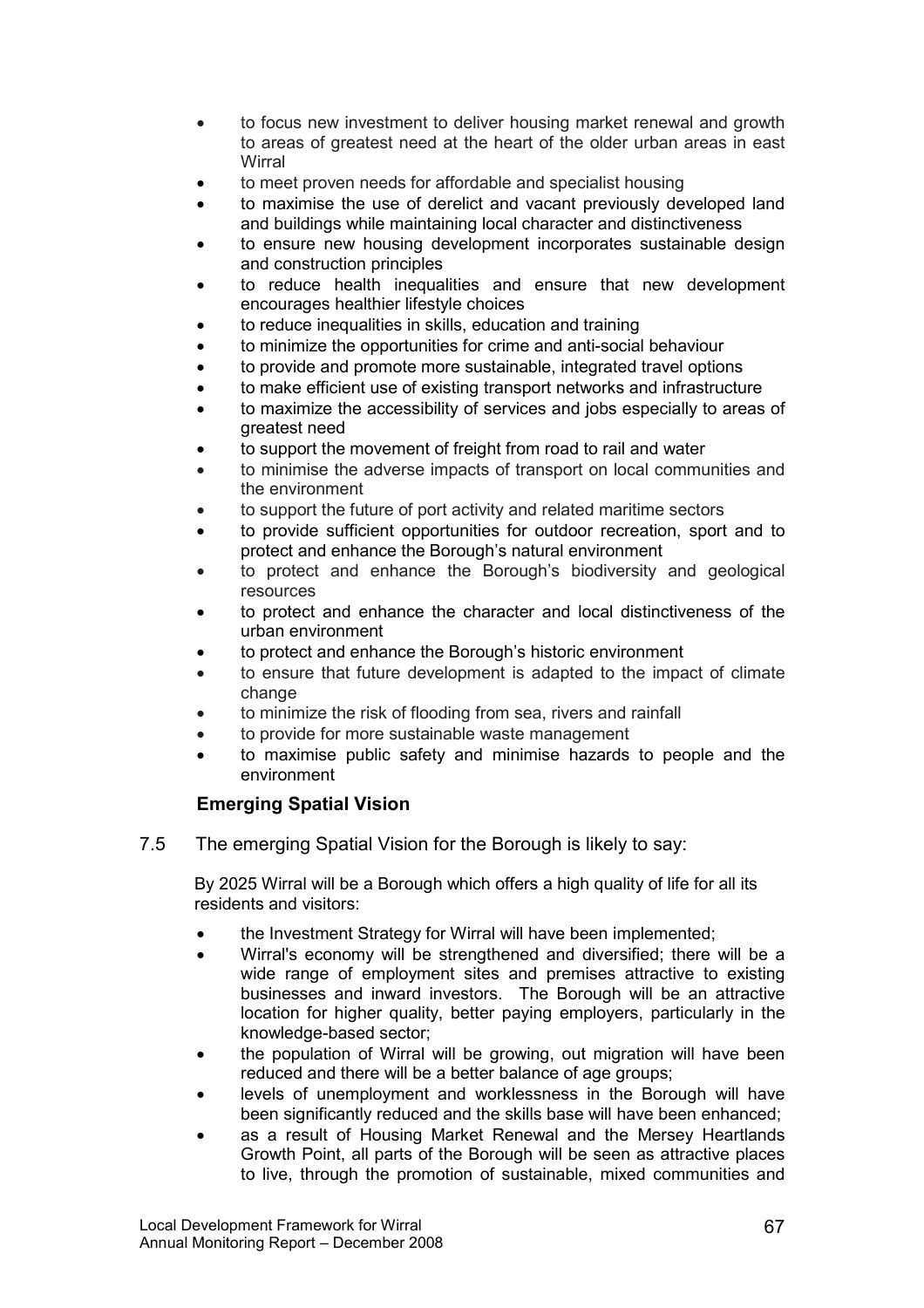- to focus new investment to deliver housing market renewal and growth to areas of greatest need at the heart of the older urban areas in east Wirral
- to meet proven needs for affordable and specialist housing
- to maximise the use of derelict and vacant previously developed land and buildings while maintaining local character and distinctiveness
- to ensure new housing development incorporates sustainable design and construction principles
- to reduce health inequalities and ensure that new development encourages healthier lifestyle choices
- to reduce inequalities in skills, education and training
- to minimize the opportunities for crime and anti-social behaviour
- to provide and promote more sustainable, integrated travel options
- to make efficient use of existing transport networks and infrastructure
- to maximize the accessibility of services and jobs especially to areas of greatest need
- to support the movement of freight from road to rail and water
- to minimise the adverse impacts of transport on local communities and the environment
- to support the future of port activity and related maritime sectors
- to provide sufficient opportunities for outdoor recreation, sport and to protect and enhance the Borough's natural environment
- to protect and enhance the Borough's biodiversity and geological resources
- to protect and enhance the character and local distinctiveness of the urban environment
- to protect and enhance the Borough's historic environment
- to ensure that future development is adapted to the impact of climate change
- to minimize the risk of flooding from sea, rivers and rainfall
- to provide for more sustainable waste management
- to maximise public safety and minimise hazards to people and the environment

### Emerging Spatial Vision

7.5 The emerging Spatial Vision for the Borough is likely to say:

By 2025 Wirral will be a Borough which offers a high quality of life for all its residents and visitors:

- the Investment Strategy for Wirral will have been implemented;
- Wirral's economy will be strengthened and diversified; there will be a wide range of employment sites and premises attractive to existing businesses and inward investors. The Borough will be an attractive location for higher quality, better paying employers, particularly in the knowledge-based sector;
- the population of Wirral will be growing, out migration will have been reduced and there will be a better balance of age groups;
- levels of unemployment and worklessness in the Borough will have been significantly reduced and the skills base will have been enhanced;
- as a result of Housing Market Renewal and the Mersey Heartlands Growth Point, all parts of the Borough will be seen as attractive places to live, through the promotion of sustainable, mixed communities and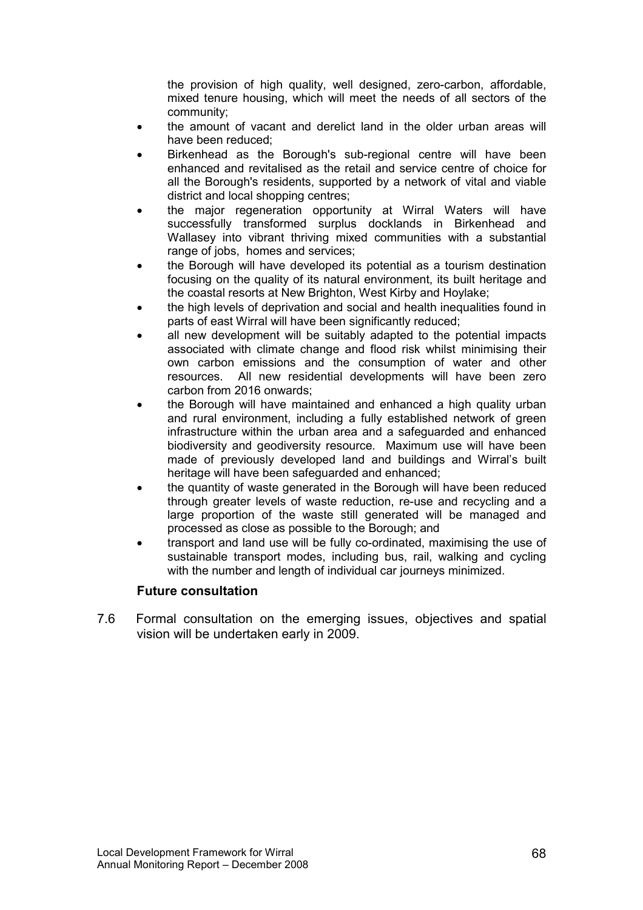the provision of high quality, well designed, zero-carbon, affordable, mixed tenure housing, which will meet the needs of all sectors of the community;

- the amount of vacant and derelict land in the older urban areas will have been reduced;
- Birkenhead as the Borough's sub-regional centre will have been enhanced and revitalised as the retail and service centre of choice for all the Borough's residents, supported by a network of vital and viable district and local shopping centres;
- the major regeneration opportunity at Wirral Waters will have successfully transformed surplus docklands in Birkenhead and Wallasey into vibrant thriving mixed communities with a substantial range of jobs, homes and services;
- the Borough will have developed its potential as a tourism destination focusing on the quality of its natural environment, its built heritage and the coastal resorts at New Brighton, West Kirby and Hoylake;
- the high levels of deprivation and social and health inequalities found in parts of east Wirral will have been significantly reduced;
- all new development will be suitably adapted to the potential impacts associated with climate change and flood risk whilst minimising their own carbon emissions and the consumption of water and other resources. All new residential developments will have been zero carbon from 2016 onwards;
- the Borough will have maintained and enhanced a high quality urban and rural environment, including a fully established network of green infrastructure within the urban area and a safeguarded and enhanced biodiversity and geodiversity resource. Maximum use will have been made of previously developed land and buildings and Wirral's built heritage will have been safeguarded and enhanced;
- the quantity of waste generated in the Borough will have been reduced through greater levels of waste reduction, re-use and recycling and a large proportion of the waste still generated will be managed and processed as close as possible to the Borough; and
- transport and land use will be fully co-ordinated, maximising the use of sustainable transport modes, including bus, rail, walking and cycling with the number and length of individual car journeys minimized.

### Future consultation

7.6 Formal consultation on the emerging issues, objectives and spatial vision will be undertaken early in 2009.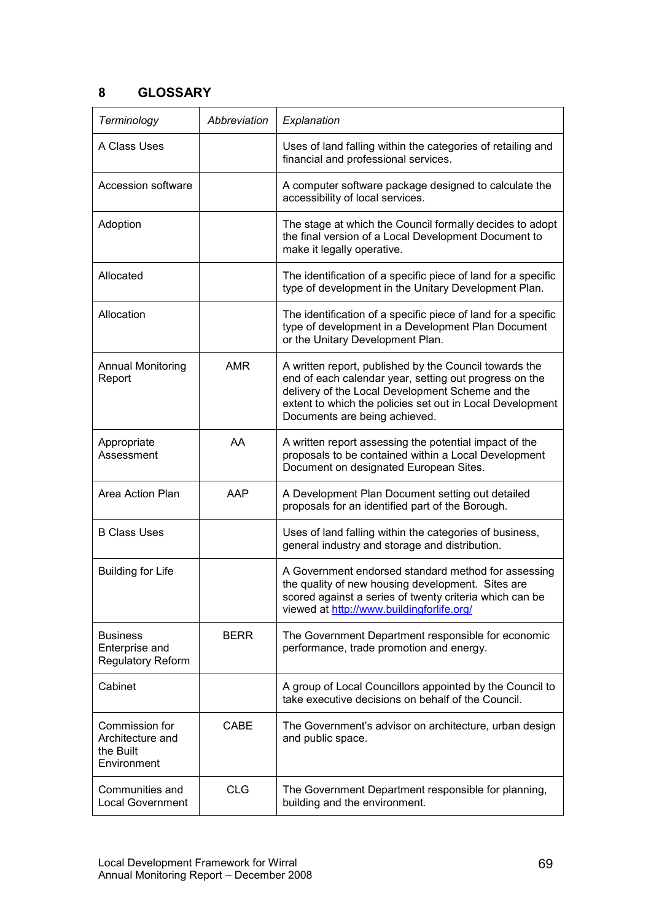# 8 GLOSSARY

| *Terminology* | *Abbreviation* | *Explanation* |
|---|---|---|
| A Class Uses | | Uses of land falling within the categories of retailing and financial and professional services. |
| Accession software | | A computer software package designed to calculate the accessibility of local services. |
| Adoption | | The stage at which the Council formally decides to adopt the final version of a Local Development Document to make it legally operative. |
| Allocated | | The identification of a specific piece of land for a specific type of development in the Unitary Development Plan. |
| Allocation | | The identification of a specific piece of land for a specific type of development in a Development Plan Document or the Unitary Development Plan. |
| Annual Monitoring Report | AMR | A written report, published by the Council towards the end of each calendar year, setting out progress on the delivery of the Local Development Scheme and the extent to which the policies set out in Local Development Documents are being achieved. |
| Appropriate Assessment | AA | A written report assessing the potential impact of the proposals to be contained within a Local Development Document on designated European Sites. |
| Area Action Plan | AAP | A Development Plan Document setting out detailed proposals for an identified part of the Borough. |
| B Class Uses | | Uses of land falling within the categories of business, general industry and storage and distribution. |
| Building for Life | | A Government endorsed standard method for assessing the quality of new housing development. Sites are scored against a series of twenty criteria which can be viewed at http://www.buildingforlife.org/ |
| Business Enterprise and Regulatory Reform | BERR | The Government Department responsible for economic performance, trade promotion and energy. |
| Cabinet | | A group of Local Councillors appointed by the Council to take executive decisions on behalf of the Council. |
| Commission for Architecture and the Built Environment | CABE | The Government's advisor on architecture, urban design and public space. |
| Communities and Local Government | CLG | The Government Department responsible for planning, building and the environment. |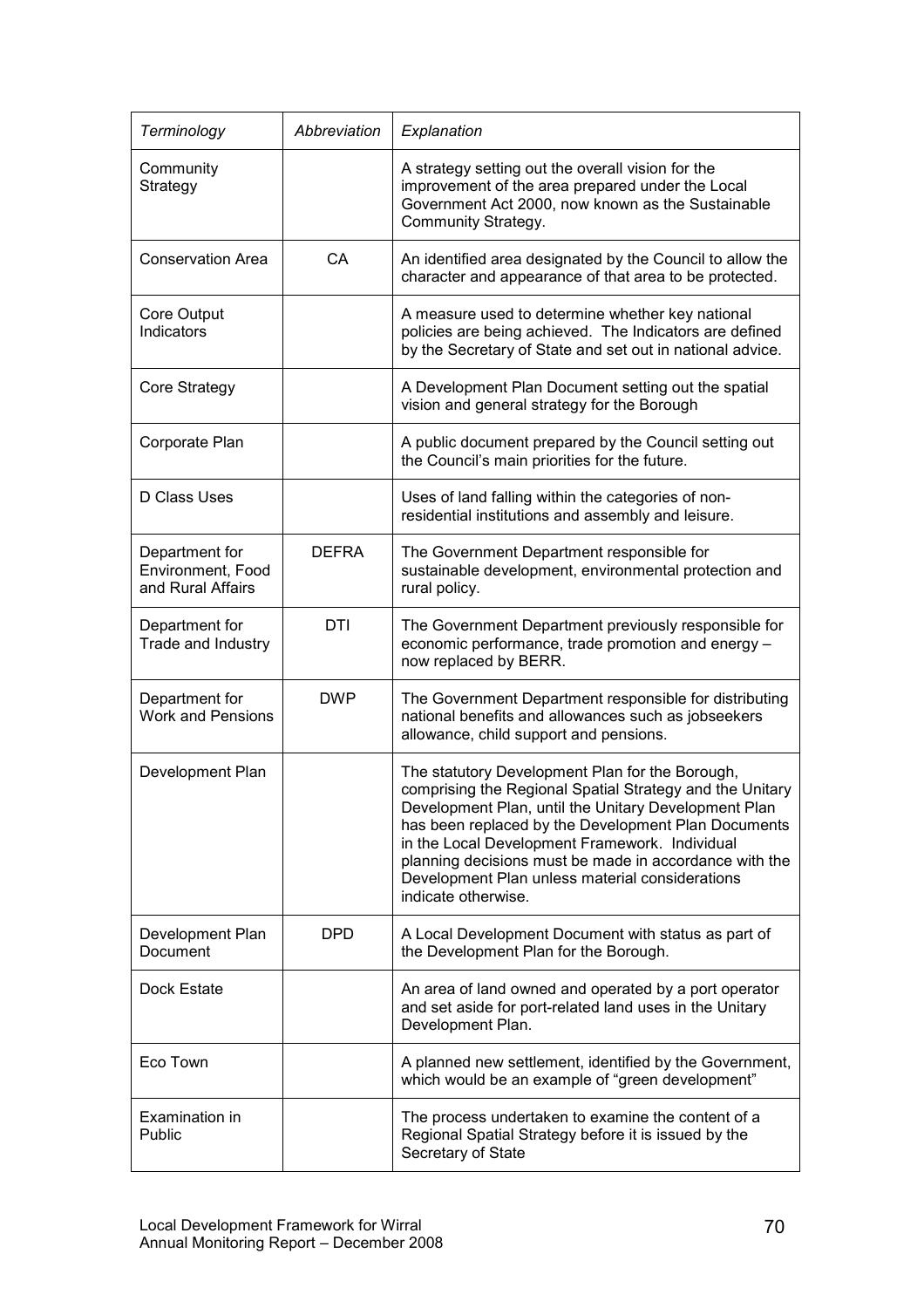| *Terminology* | *Abbreviation* | *Explanation* |
| --- | --- | --- |
| Community Strategy | | A strategy setting out the overall vision for the improvement of the area prepared under the Local Government Act 2000, now known as the Sustainable Community Strategy. |
| Conservation Area | CA | An identified area designated by the Council to allow the character and appearance of that area to be protected. |
| Core Output Indicators | | A measure used to determine whether key national policies are being achieved. The Indicators are defined by the Secretary of State and set out in national advice. |
| Core Strategy | | A Development Plan Document setting out the spatial vision and general strategy for the Borough |
| Corporate Plan | | A public document prepared by the Council setting out the Council's main priorities for the future. |
| D Class Uses | | Uses of land falling within the categories of non-residential institutions and assembly and leisure. |
| Department for Environment, Food and Rural Affairs | DEFRA | The Government Department responsible for sustainable development, environmental protection and rural policy. |
| Department for Trade and Industry | DTI | The Government Department previously responsible for economic performance, trade promotion and energy – now replaced by BERR. |
| Department for Work and Pensions | DWP | The Government Department responsible for distributing national benefits and allowances such as jobseekers allowance, child support and pensions. |
| Development Plan | | The statutory Development Plan for the Borough, comprising the Regional Spatial Strategy and the Unitary Development Plan, until the Unitary Development Plan has been replaced by the Development Plan Documents in the Local Development Framework. Individual planning decisions must be made in accordance with the Development Plan unless material considerations indicate otherwise. |
| Development Plan Document | DPD | A Local Development Document with status as part of the Development Plan for the Borough. |
| Dock Estate | | An area of land owned and operated by a port operator and set aside for port-related land uses in the Unitary Development Plan. |
| Eco Town | | A planned new settlement, identified by the Government, which would be an example of "green development" |
| Examination in Public | | The process undertaken to examine the content of a Regional Spatial Strategy before it is issued by the Secretary of State |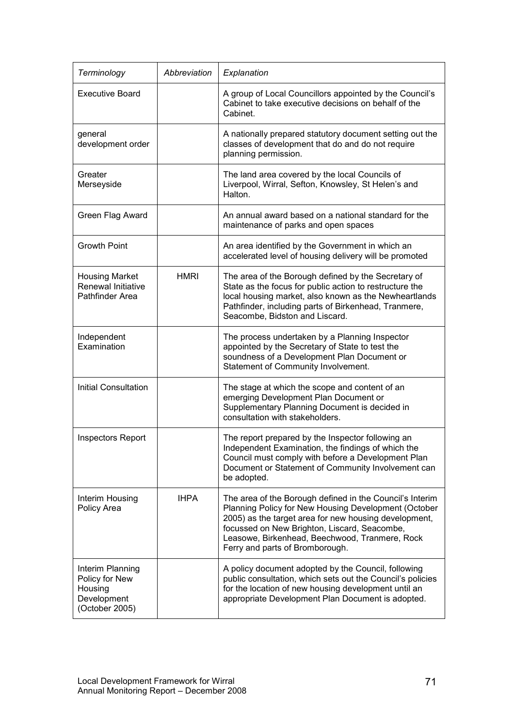| *Terminology* | *Abbreviation* | *Explanation* |
|---|---|---|
| Executive Board | | A group of Local Councillors appointed by the Council's Cabinet to take executive decisions on behalf of the Cabinet. |
| general development order | | A nationally prepared statutory document setting out the classes of development that do and do not require planning permission. |
| Greater Merseyside | | The land area covered by the local Councils of Liverpool, Wirral, Sefton, Knowsley, St Helen's and Halton. |
| Green Flag Award | | An annual award based on a national standard for the maintenance of parks and open spaces |
| Growth Point | | An area identified by the Government in which an accelerated level of housing delivery will be promoted |
| Housing Market Renewal Initiative Pathfinder Area | HMRI | The area of the Borough defined by the Secretary of State as the focus for public action to restructure the local housing market, also known as the Newheartlands Pathfinder, including parts of Birkenhead, Tranmere, Seacombe, Bidston and Liscard. |
| Independent Examination | | The process undertaken by a Planning Inspector appointed by the Secretary of State to test the soundness of a Development Plan Document or Statement of Community Involvement. |
| Initial Consultation | | The stage at which the scope and content of an emerging Development Plan Document or Supplementary Planning Document is decided in consultation with stakeholders. |
| Inspectors Report | | The report prepared by the Inspector following an Independent Examination, the findings of which the Council must comply with before a Development Plan Document or Statement of Community Involvement can be adopted. |
| Interim Housing Policy Area | IHPA | The area of the Borough defined in the Council's Interim Planning Policy for New Housing Development (October 2005) as the target area for new housing development, focussed on New Brighton, Liscard, Seacombe, Leasowe, Birkenhead, Beechwood, Tranmere, Rock Ferry and parts of Bromborough. |
| Interim Planning Policy for New Housing Development (October 2005) | | A policy document adopted by the Council, following public consultation, which sets out the Council's policies for the location of new housing development until an appropriate Development Plan Document is adopted. |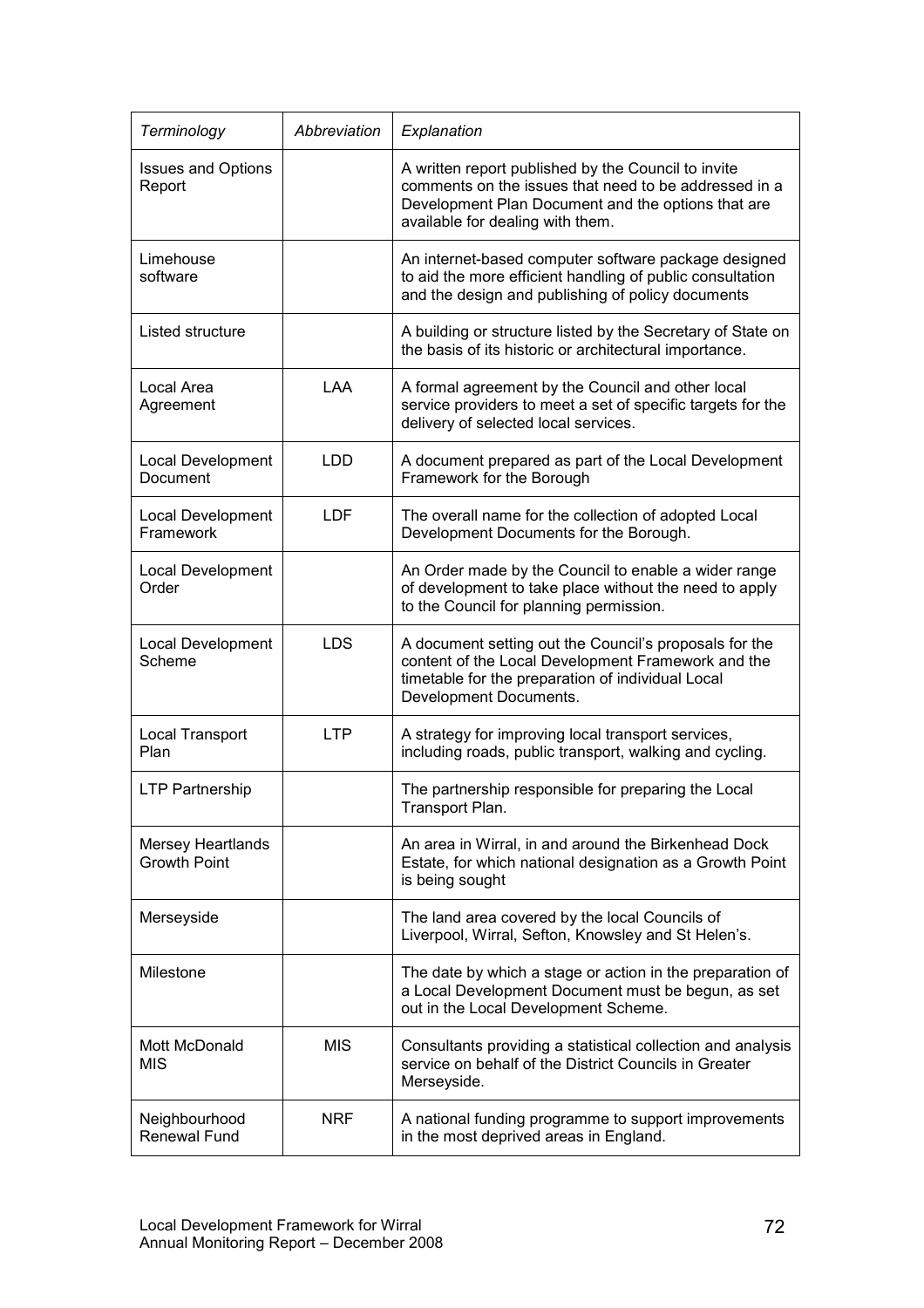| *Terminology* | *Abbreviation* | *Explanation* |
|---|---|---|
| Issues and Options Report | | A written report published by the Council to invite comments on the issues that need to be addressed in a Development Plan Document and the options that are available for dealing with them. |
| Limehouse software | | An internet-based computer software package designed to aid the more efficient handling of public consultation and the design and publishing of policy documents |
| Listed structure | | A building or structure listed by the Secretary of State on the basis of its historic or architectural importance. |
| Local Area Agreement | LAA | A formal agreement by the Council and other local service providers to meet a set of specific targets for the delivery of selected local services. |
| Local Development Document | LDD | A document prepared as part of the Local Development Framework for the Borough |
| Local Development Framework | LDF | The overall name for the collection of adopted Local Development Documents for the Borough. |
| Local Development Order | | An Order made by the Council to enable a wider range of development to take place without the need to apply to the Council for planning permission. |
| Local Development Scheme | LDS | A document setting out the Council's proposals for the content of the Local Development Framework and the timetable for the preparation of individual Local Development Documents. |
| Local Transport Plan | LTP | A strategy for improving local transport services, including roads, public transport, walking and cycling. |
| LTP Partnership | | The partnership responsible for preparing the Local Transport Plan. |
| Mersey Heartlands Growth Point | | An area in Wirral, in and around the Birkenhead Dock Estate, for which national designation as a Growth Point is being sought |
| Merseyside | | The land area covered by the local Councils of Liverpool, Wirral, Sefton, Knowsley and St Helen's. |
| Milestone | | The date by which a stage or action in the preparation of a Local Development Document must be begun, as set out in the Local Development Scheme. |
| Mott McDonald MIS | MIS | Consultants providing a statistical collection and analysis service on behalf of the District Councils in Greater Merseyside. |
| Neighbourhood Renewal Fund | NRF | A national funding programme to support improvements in the most deprived areas in England. |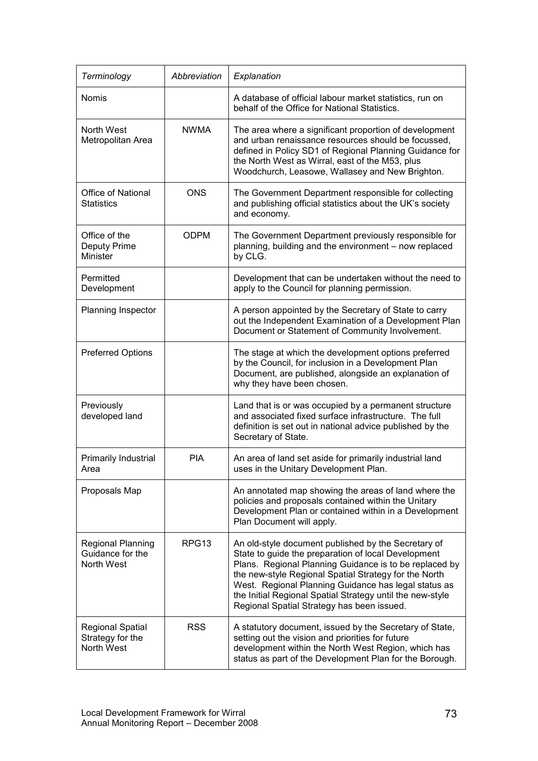| *Terminology* | *Abbreviation* | *Explanation* |
|---|---|---|
| Nomis | | A database of official labour market statistics, run on behalf of the Office for National Statistics. |
| North West Metropolitan Area | NWMA | The area where a significant proportion of development and urban renaissance resources should be focussed, defined in Policy SD1 of Regional Planning Guidance for the North West as Wirral, east of the M53, plus Woodchurch, Leasowe, Wallasey and New Brighton. |
| Office of National Statistics | ONS | The Government Department responsible for collecting and publishing official statistics about the UK's society and economy. |
| Office of the Deputy Prime Minister | ODPM | The Government Department previously responsible for planning, building and the environment – now replaced by CLG. |
| Permitted Development | | Development that can be undertaken without the need to apply to the Council for planning permission. |
| Planning Inspector | | A person appointed by the Secretary of State to carry out the Independent Examination of a Development Plan Document or Statement of Community Involvement. |
| Preferred Options | | The stage at which the development options preferred by the Council, for inclusion in a Development Plan Document, are published, alongside an explanation of why they have been chosen. |
| Previously developed land | | Land that is or was occupied by a permanent structure and associated fixed surface infrastructure. The full definition is set out in national advice published by the Secretary of State. |
| Primarily Industrial Area | PIA | An area of land set aside for primarily industrial land uses in the Unitary Development Plan. |
| Proposals Map | | An annotated map showing the areas of land where the policies and proposals contained within the Unitary Development Plan or contained within in a Development Plan Document will apply. |
| Regional Planning Guidance for the North West | RPG13 | An old-style document published by the Secretary of State to guide the preparation of local Development Plans. Regional Planning Guidance is to be replaced by the new-style Regional Spatial Strategy for the North West. Regional Planning Guidance has legal status as the Initial Regional Spatial Strategy until the new-style Regional Spatial Strategy has been issued. |
| Regional Spatial Strategy for the North West | RSS | A statutory document, issued by the Secretary of State, setting out the vision and priorities for future development within the North West Region, which has status as part of the Development Plan for the Borough. |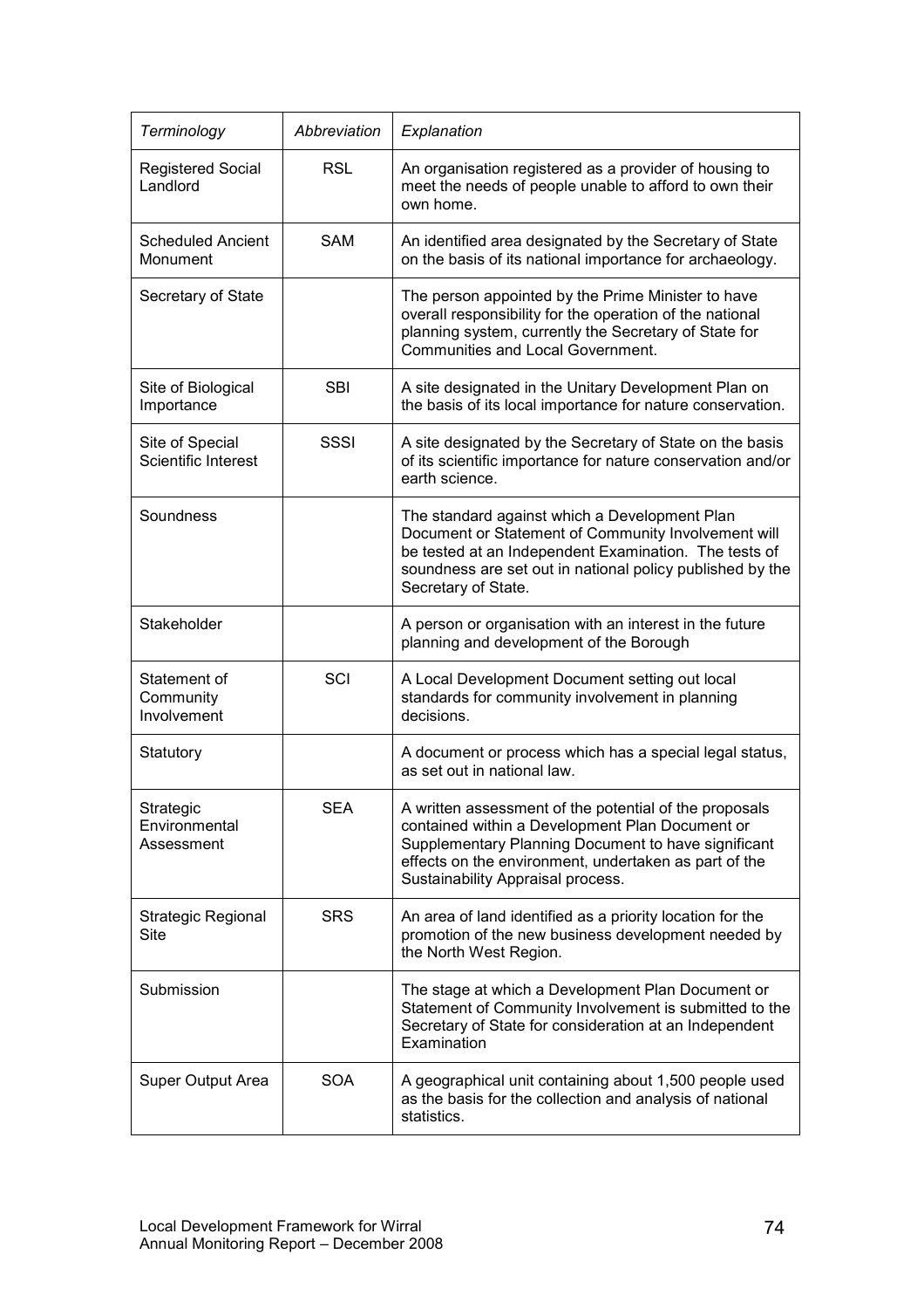| *Terminology* | *Abbreviation* | *Explanation* |
|---|---|---|
| Registered Social Landlord | RSL | An organisation registered as a provider of housing to meet the needs of people unable to afford to own their own home. |
| Scheduled Ancient Monument | SAM | An identified area designated by the Secretary of State on the basis of its national importance for archaeology. |
| Secretary of State | | The person appointed by the Prime Minister to have overall responsibility for the operation of the national planning system, currently the Secretary of State for Communities and Local Government. |
| Site of Biological Importance | SBI | A site designated in the Unitary Development Plan on the basis of its local importance for nature conservation. |
| Site of Special Scientific Interest | SSSI | A site designated by the Secretary of State on the basis of its scientific importance for nature conservation and/or earth science. |
| Soundness | | The standard against which a Development Plan Document or Statement of Community Involvement will be tested at an Independent Examination. The tests of soundness are set out in national policy published by the Secretary of State. |
| Stakeholder | | A person or organisation with an interest in the future planning and development of the Borough |
| Statement of Community Involvement | SCI | A Local Development Document setting out local standards for community involvement in planning decisions. |
| Statutory | | A document or process which has a special legal status, as set out in national law. |
| Strategic Environmental Assessment | SEA | A written assessment of the potential of the proposals contained within a Development Plan Document or Supplementary Planning Document to have significant effects on the environment, undertaken as part of the Sustainability Appraisal process. |
| Strategic Regional Site | SRS | An area of land identified as a priority location for the promotion of the new business development needed by the North West Region. |
| Submission | | The stage at which a Development Plan Document or Statement of Community Involvement is submitted to the Secretary of State for consideration at an Independent Examination |
| Super Output Area | SOA | A geographical unit containing about 1,500 people used as the basis for the collection and analysis of national statistics. |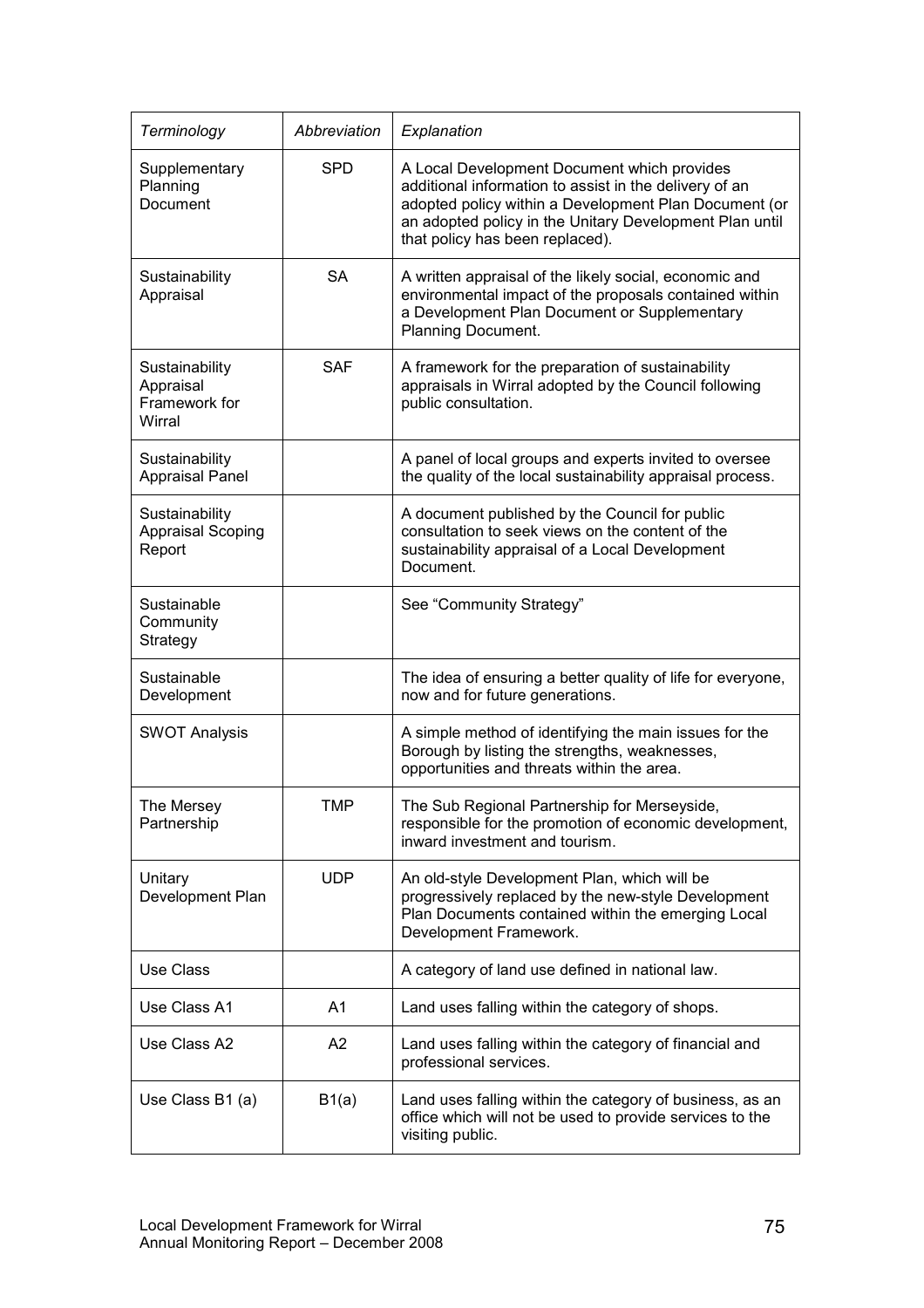| *Terminology* | *Abbreviation* | *Explanation* |
| --- | --- | --- |
| Supplementary Planning Document | SPD | A Local Development Document which provides additional information to assist in the delivery of an adopted policy within a Development Plan Document (or an adopted policy in the Unitary Development Plan until that policy has been replaced). |
| Sustainability Appraisal | SA | A written appraisal of the likely social, economic and environmental impact of the proposals contained within a Development Plan Document or Supplementary Planning Document. |
| Sustainability Appraisal Framework for Wirral | SAF | A framework for the preparation of sustainability appraisals in Wirral adopted by the Council following public consultation. |
| Sustainability Appraisal Panel | | A panel of local groups and experts invited to oversee the quality of the local sustainability appraisal process. |
| Sustainability Appraisal Scoping Report | | A document published by the Council for public consultation to seek views on the content of the sustainability appraisal of a Local Development Document. |
| Sustainable Community Strategy | | See "Community Strategy" |
| Sustainable Development | | The idea of ensuring a better quality of life for everyone, now and for future generations. |
| SWOT Analysis | | A simple method of identifying the main issues for the Borough by listing the strengths, weaknesses, opportunities and threats within the area. |
| The Mersey Partnership | TMP | The Sub Regional Partnership for Merseyside, responsible for the promotion of economic development, inward investment and tourism. |
| Unitary Development Plan | UDP | An old-style Development Plan, which will be progressively replaced by the new-style Development Plan Documents contained within the emerging Local Development Framework. |
| Use Class | | A category of land use defined in national law. |
| Use Class A1 | A1 | Land uses falling within the category of shops. |
| Use Class A2 | A2 | Land uses falling within the category of financial and professional services. |
| Use Class B1 (a) | B1(a) | Land uses falling within the category of business, as an office which will not be used to provide services to the visiting public. |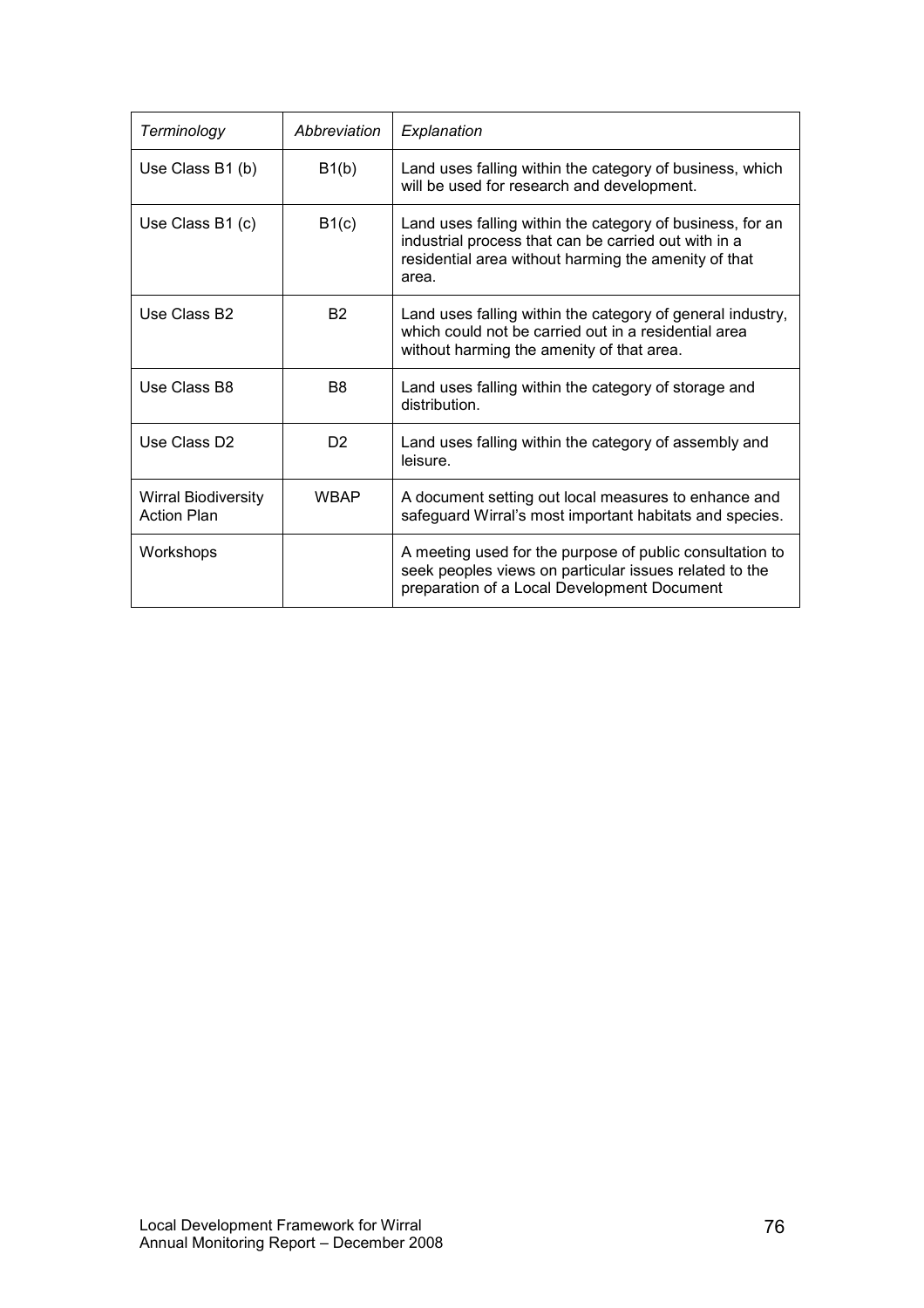| *Terminology* | *Abbreviation* | *Explanation* |
|---|---|---|
| Use Class B1 (b) | B1(b) | Land uses falling within the category of business, which will be used for research and development. |
| Use Class B1 (c) | B1(c) | Land uses falling within the category of business, for an industrial process that can be carried out with in a residential area without harming the amenity of that area. |
| Use Class B2 | B2 | Land uses falling within the category of general industry, which could not be carried out in a residential area without harming the amenity of that area. |
| Use Class B8 | B8 | Land uses falling within the category of storage and distribution. |
| Use Class D2 | D2 | Land uses falling within the category of assembly and leisure. |
| Wirral Biodiversity Action Plan | WBAP | A document setting out local measures to enhance and safeguard Wirral's most important habitats and species. |
| Workshops | | A meeting used for the purpose of public consultation to seek peoples views on particular issues related to the preparation of a Local Development Document |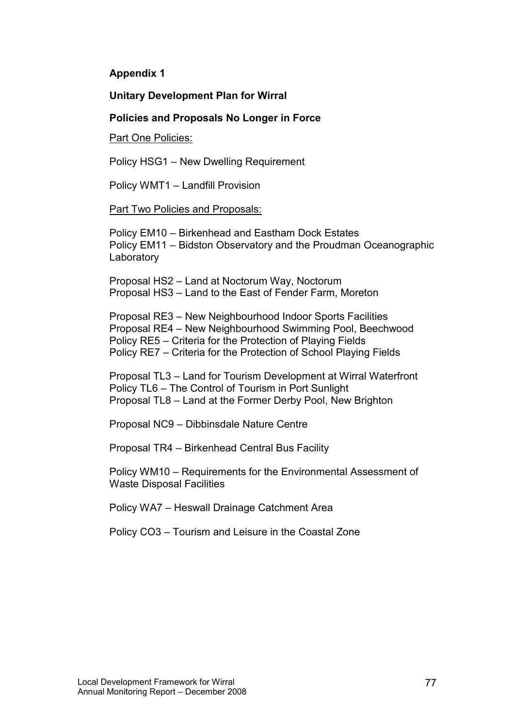## Appendix 1

### Unitary Development Plan for Wirral

### Policies and Proposals No Longer in Force

<u>Part One Policies:</u>

Policy HSG1 – New Dwelling Requirement

Policy WMT1 – Landfill Provision

<u>Part Two Policies and Proposals:</u>

Policy EM10 – Birkenhead and Eastham Dock Estates
Policy EM11 – Bidston Observatory and the Proudman Oceanographic Laboratory

Proposal HS2 – Land at Noctorum Way, Noctorum
Proposal HS3 – Land to the East of Fender Farm, Moreton

Proposal RE3 – New Neighbourhood Indoor Sports Facilities
Proposal RE4 – New Neighbourhood Swimming Pool, Beechwood
Policy RE5 – Criteria for the Protection of Playing Fields
Policy RE7 – Criteria for the Protection of School Playing Fields

Proposal TL3 – Land for Tourism Development at Wirral Waterfront
Policy TL6 – The Control of Tourism in Port Sunlight
Proposal TL8 – Land at the Former Derby Pool, New Brighton

Proposal NC9 – Dibbinsdale Nature Centre

Proposal TR4 – Birkenhead Central Bus Facility

Policy WM10 – Requirements for the Environmental Assessment of Waste Disposal Facilities

Policy WA7 – Heswall Drainage Catchment Area

Policy CO3 – Tourism and Leisure in the Coastal Zone